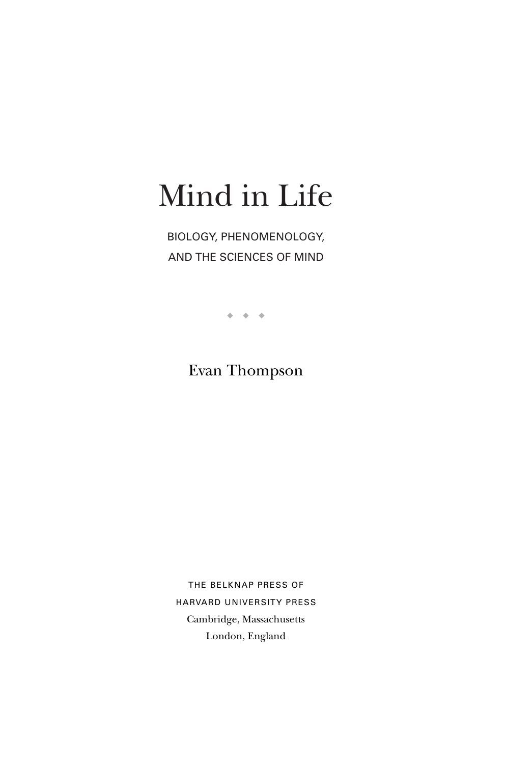# Mind in Life

BIOLOGY, PHENOMENOLOGY,
AND THE SCIENCES OF MIND

◆ ◆ ◆

Evan Thompson

THE BELKNAP PRESS OF
HARVARD UNIVERSITY PRESS
Cambridge, Massachusetts
London, England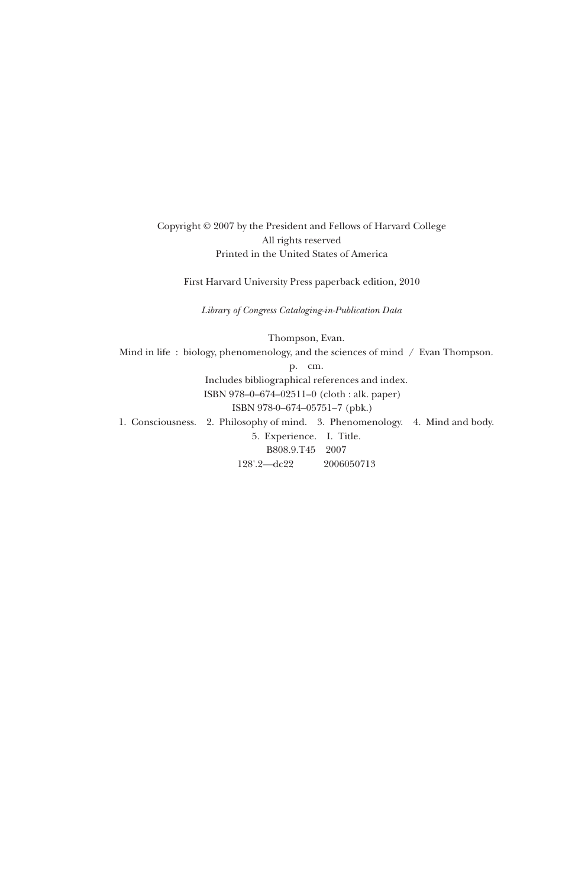Copyright © 2007 by the President and Fellows of Harvard College
All rights reserved
Printed in the United States of America

First Harvard University Press paperback edition, 2010

*Library of Congress Cataloging-in-Publication Data*

Thompson, Evan.
Mind in life : biology, phenomenology, and the sciences of mind / Evan Thompson.
p. cm.
Includes bibliographical references and index.
ISBN 978–0–674–02511–0 (cloth : alk. paper)
ISBN 978-0–674–05751–7 (pbk.)
1. Consciousness. 2. Philosophy of mind. 3. Phenomenology. 4. Mind and body.
5. Experience. I. Title.
B808.9.T45 2007
128'.2—dc22 2006050713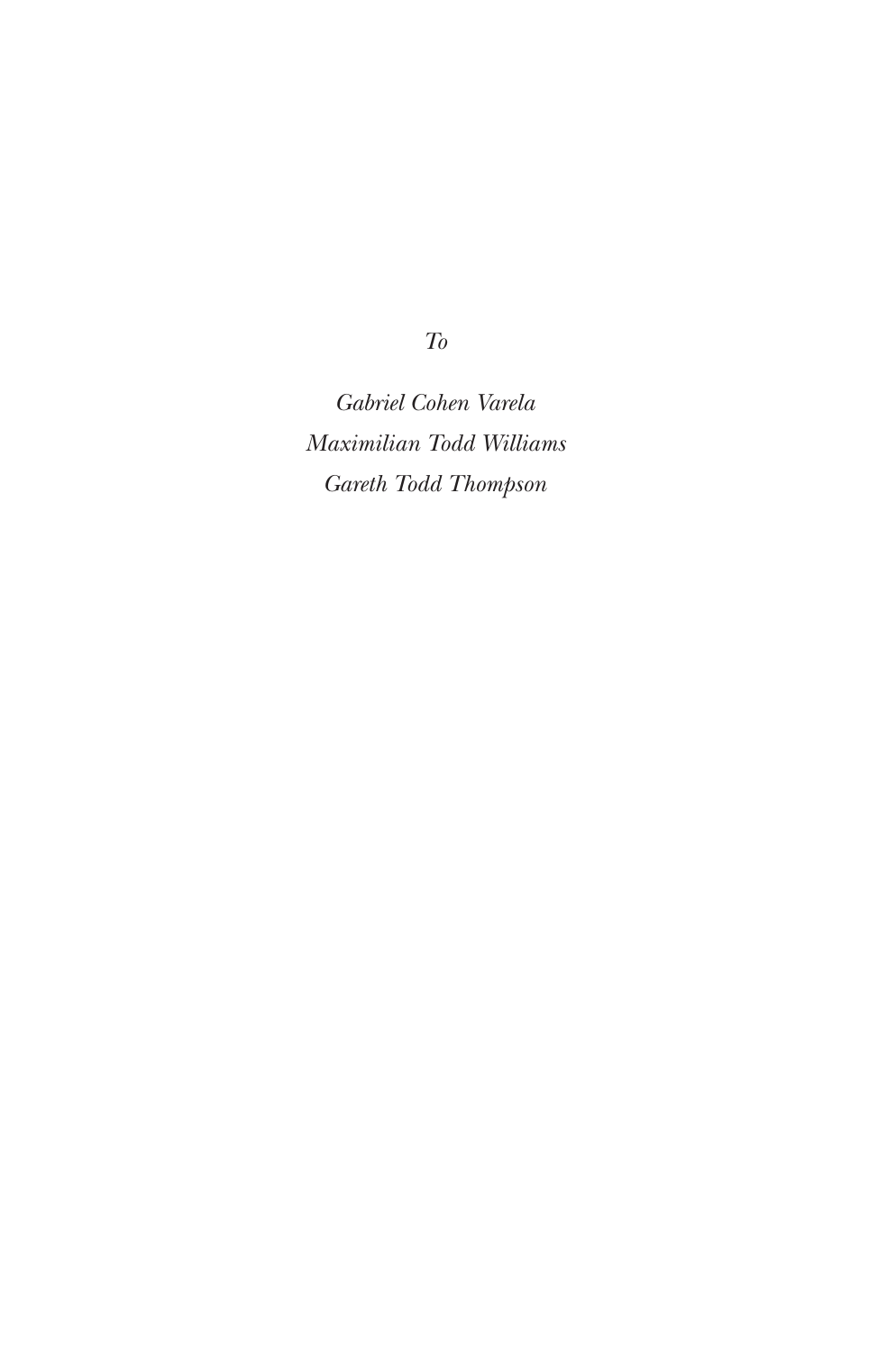*To*

*Gabriel Cohen Varela*
*Maximilian Todd Williams*
*Gareth Todd Thompson*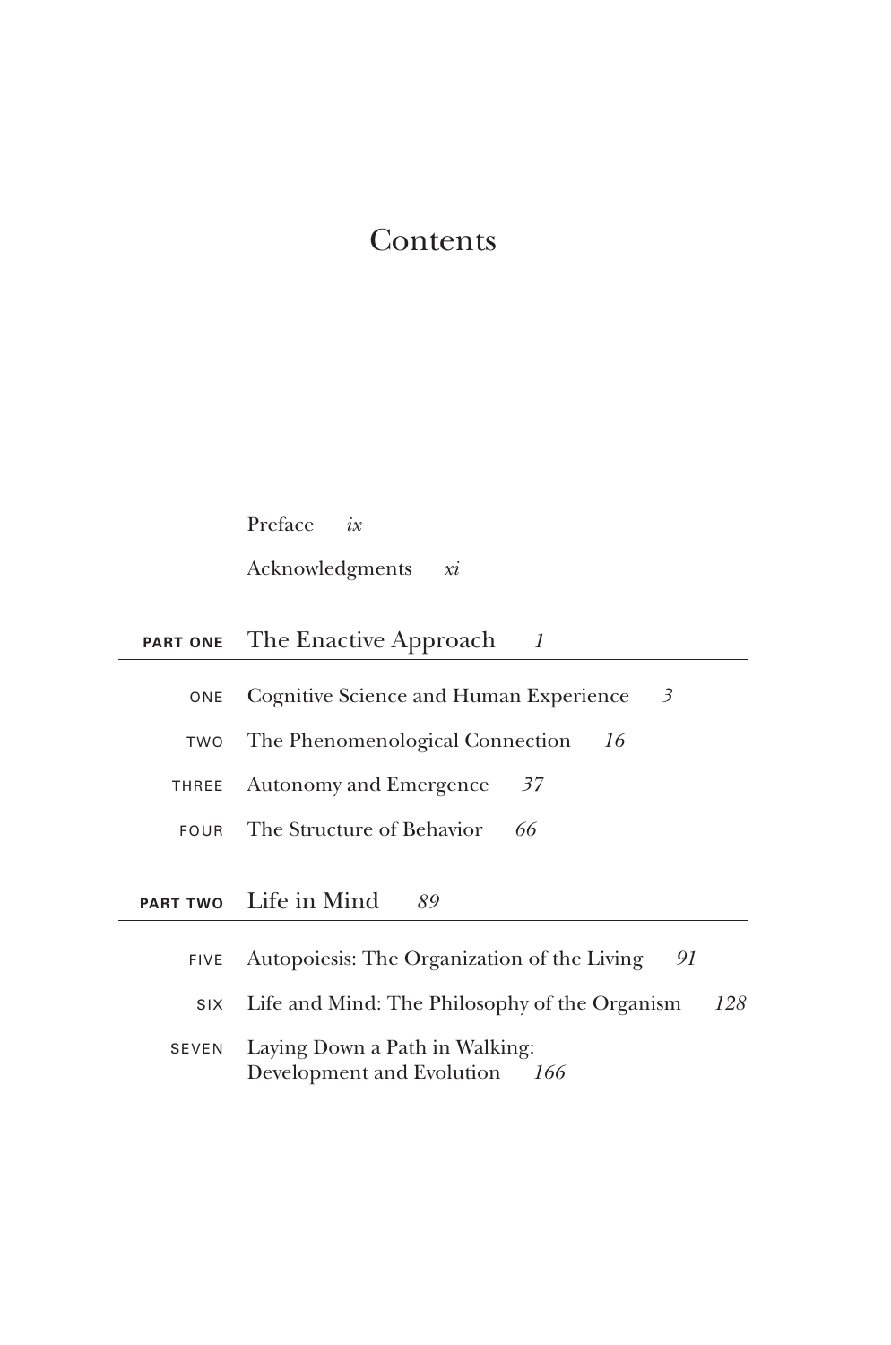# Contents

Preface *ix*

Acknowledgments *xi*

## PART ONE The Enactive Approach *1*

ONE Cognitive Science and Human Experience *3*

TWO The Phenomenological Connection *16*

THREE Autonomy and Emergence *37*

FOUR The Structure of Behavior *66*

## PART TWO Life in Mind *89*

FIVE Autopoiesis: The Organization of the Living *91*

SIX Life and Mind: The Philosophy of the Organism *128*

SEVEN Laying Down a Path in Walking: Development and Evolution *166*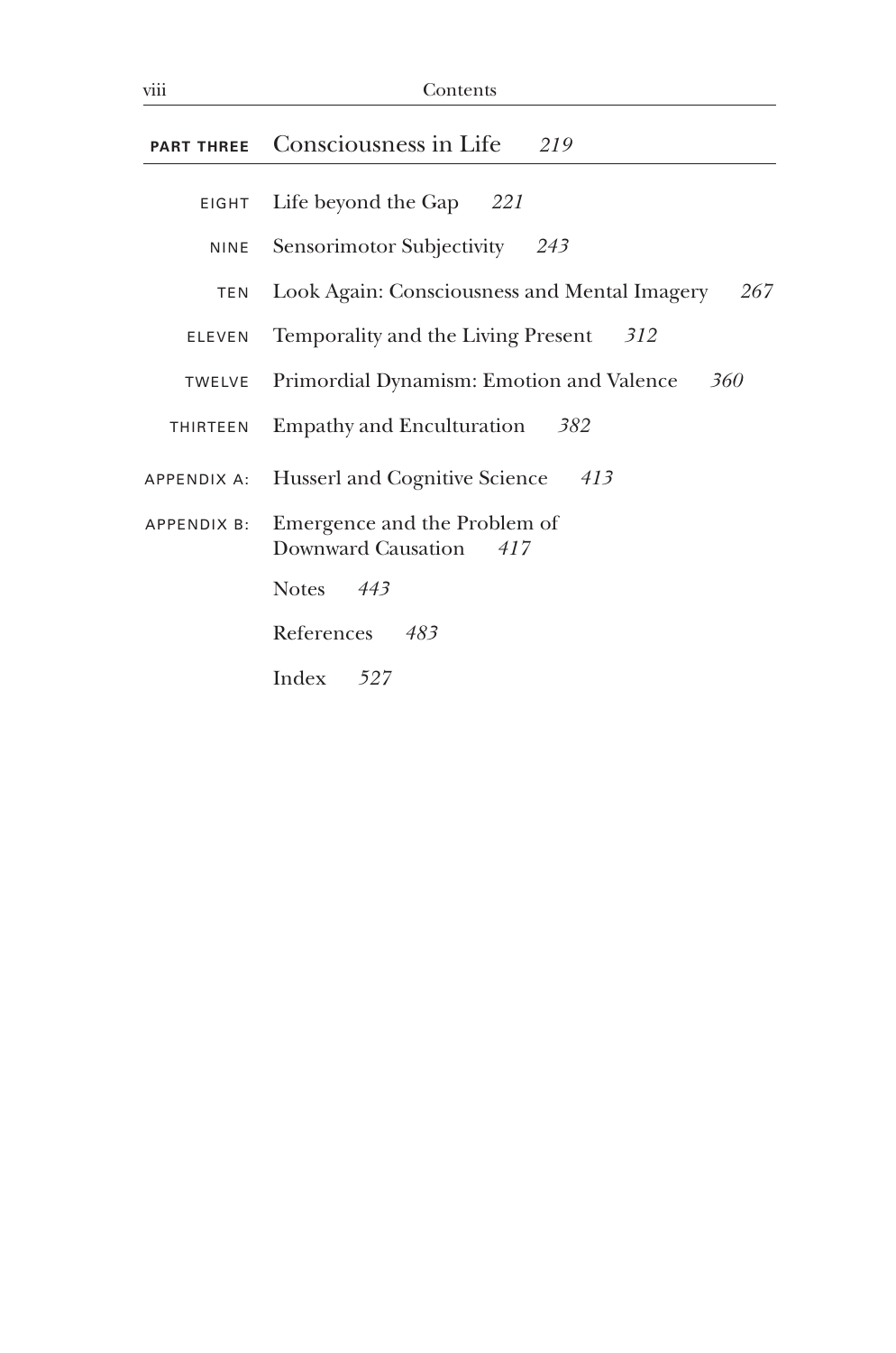**PART THREE** Consciousness in Life *219*

EIGHT Life beyond the Gap *221*

NINE Sensorimotor Subjectivity *243*

TEN Look Again: Consciousness and Mental Imagery *267*

ELEVEN Temporality and the Living Present *312*

TWELVE Primordial Dynamism: Emotion and Valence *360*

THIRTEEN Empathy and Enculturation *382*

APPENDIX A: Husserl and Cognitive Science *413*

APPENDIX B: Emergence and the Problem of Downward Causation *417*

Notes *443*

References *483*

Index *527*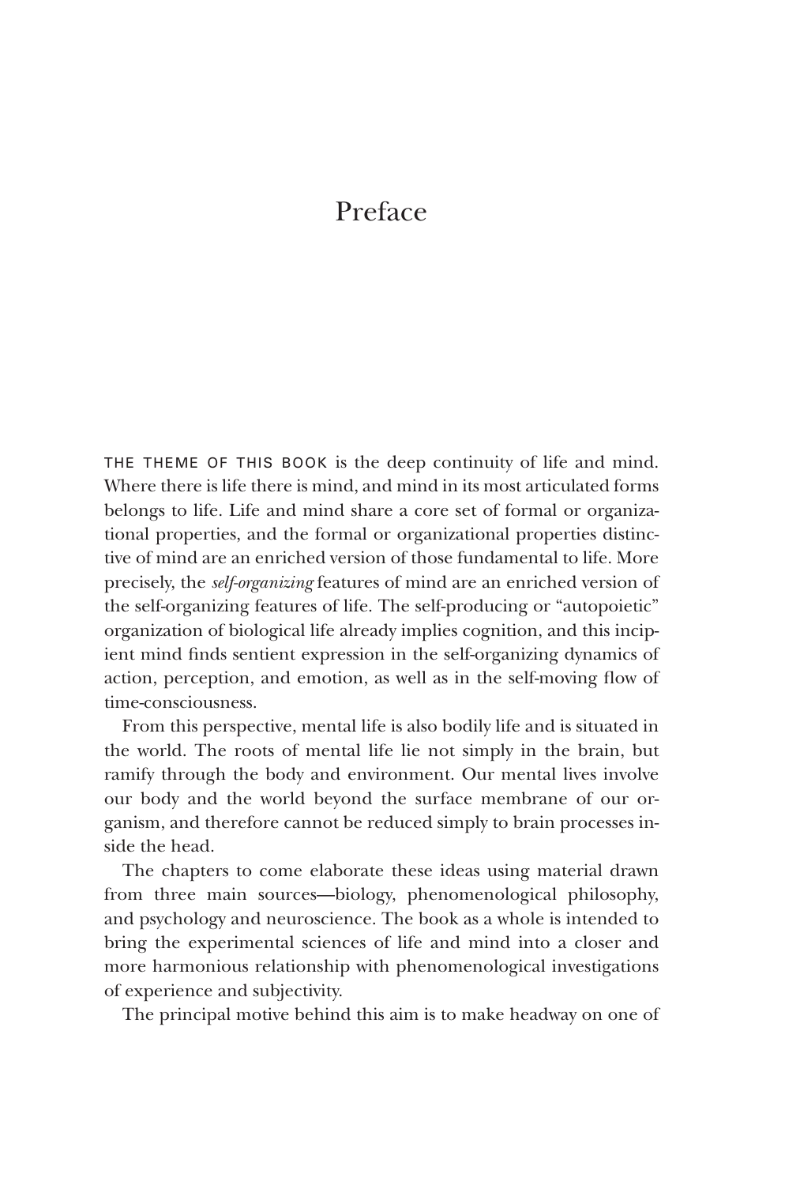# Preface

THE THEME OF THIS BOOK is the deep continuity of life and mind. Where there is life there is mind, and mind in its most articulated forms belongs to life. Life and mind share a core set of formal or organizational properties, and the formal or organizational properties distinctive of mind are an enriched version of those fundamental to life. More precisely, the *self-organizing* features of mind are an enriched version of the self-organizing features of life. The self-producing or "autopoietic" organization of biological life already implies cognition, and this incipient mind finds sentient expression in the self-organizing dynamics of action, perception, and emotion, as well as in the self-moving flow of time-consciousness.

From this perspective, mental life is also bodily life and is situated in the world. The roots of mental life lie not simply in the brain, but ramify through the body and environment. Our mental lives involve our body and the world beyond the surface membrane of our organism, and therefore cannot be reduced simply to brain processes inside the head.

The chapters to come elaborate these ideas using material drawn from three main sources—biology, phenomenological philosophy, and psychology and neuroscience. The book as a whole is intended to bring the experimental sciences of life and mind into a closer and more harmonious relationship with phenomenological investigations of experience and subjectivity.

The principal motive behind this aim is to make headway on one of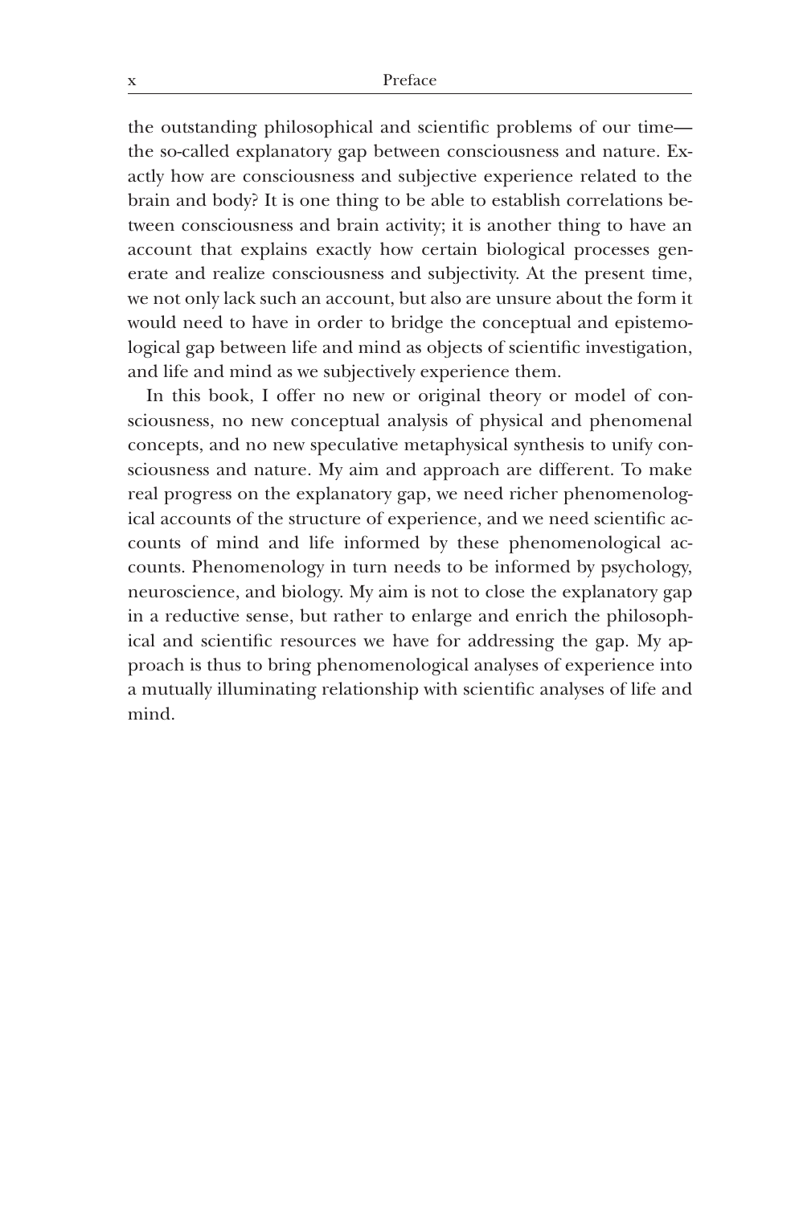the outstanding philosophical and scientific problems of our time—the so-called explanatory gap between consciousness and nature. Exactly how are consciousness and subjective experience related to the brain and body? It is one thing to be able to establish correlations between consciousness and brain activity; it is another thing to have an account that explains exactly how certain biological processes generate and realize consciousness and subjectivity. At the present time, we not only lack such an account, but also are unsure about the form it would need to have in order to bridge the conceptual and epistemological gap between life and mind as objects of scientific investigation, and life and mind as we subjectively experience them.

In this book, I offer no new or original theory or model of consciousness, no new conceptual analysis of physical and phenomenal concepts, and no new speculative metaphysical synthesis to unify consciousness and nature. My aim and approach are different. To make real progress on the explanatory gap, we need richer phenomenological accounts of the structure of experience, and we need scientific accounts of mind and life informed by these phenomenological accounts. Phenomenology in turn needs to be informed by psychology, neuroscience, and biology. My aim is not to close the explanatory gap in a reductive sense, but rather to enlarge and enrich the philosophical and scientific resources we have for addressing the gap. My approach is thus to bring phenomenological analyses of experience into a mutually illuminating relationship with scientific analyses of life and mind.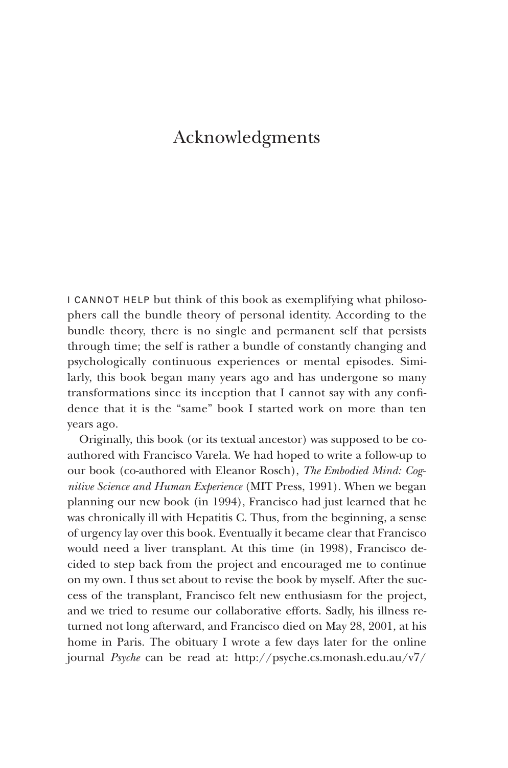# Acknowledgments

I CANNOT HELP but think of this book as exemplifying what philosophers call the bundle theory of personal identity. According to the bundle theory, there is no single and permanent self that persists through time; the self is rather a bundle of constantly changing and psychologically continuous experiences or mental episodes. Similarly, this book began many years ago and has undergone so many transformations since its inception that I cannot say with any confidence that it is the "same" book I started work on more than ten years ago.

Originally, this book (or its textual ancestor) was supposed to be co-authored with Francisco Varela. We had hoped to write a follow-up to our book (co-authored with Eleanor Rosch), *The Embodied Mind: Cognitive Science and Human Experience* (MIT Press, 1991). When we began planning our new book (in 1994), Francisco had just learned that he was chronically ill with Hepatitis C. Thus, from the beginning, a sense of urgency lay over this book. Eventually it became clear that Francisco would need a liver transplant. At this time (in 1998), Francisco decided to step back from the project and encouraged me to continue on my own. I thus set about to revise the book by myself. After the success of the transplant, Francisco felt new enthusiasm for the project, and we tried to resume our collaborative efforts. Sadly, his illness returned not long afterward, and Francisco died on May 28, 2001, at his home in Paris. The obituary I wrote a few days later for the online journal *Psyche* can be read at: http://psyche.cs.monash.edu.au/v7/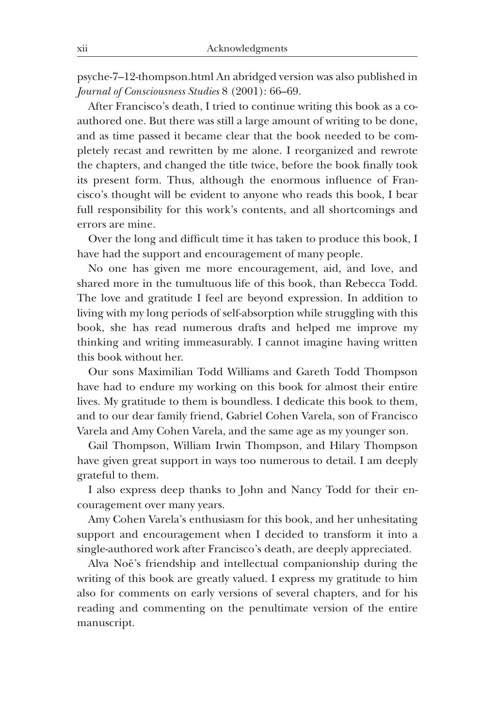psyche-7–12-thompson.html An abridged version was also published in *Journal of Consciousness Studies* 8 (2001): 66–69.

After Francisco's death, I tried to continue writing this book as a coauthored one. But there was still a large amount of writing to be done, and as time passed it became clear that the book needed to be completely recast and rewritten by me alone. I reorganized and rewrote the chapters, and changed the title twice, before the book finally took its present form. Thus, although the enormous influence of Francisco's thought will be evident to anyone who reads this book, I bear full responsibility for this work's contents, and all shortcomings and errors are mine.

Over the long and difficult time it has taken to produce this book, I have had the support and encouragement of many people.

No one has given me more encouragement, aid, and love, and shared more in the tumultuous life of this book, than Rebecca Todd. The love and gratitude I feel are beyond expression. In addition to living with my long periods of self-absorption while struggling with this book, she has read numerous drafts and helped me improve my thinking and writing immeasurably. I cannot imagine having written this book without her.

Our sons Maximilian Todd Williams and Gareth Todd Thompson have had to endure my working on this book for almost their entire lives. My gratitude to them is boundless. I dedicate this book to them, and to our dear family friend, Gabriel Cohen Varela, son of Francisco Varela and Amy Cohen Varela, and the same age as my younger son.

Gail Thompson, William Irwin Thompson, and Hilary Thompson have given great support in ways too numerous to detail. I am deeply grateful to them.

I also express deep thanks to John and Nancy Todd for their encouragement over many years.

Amy Cohen Varela's enthusiasm for this book, and her unhesitating support and encouragement when I decided to transform it into a single-authored work after Francisco's death, are deeply appreciated.

Alva Noë's friendship and intellectual companionship during the writing of this book are greatly valued. I express my gratitude to him also for comments on early versions of several chapters, and for his reading and commenting on the penultimate version of the entire manuscript.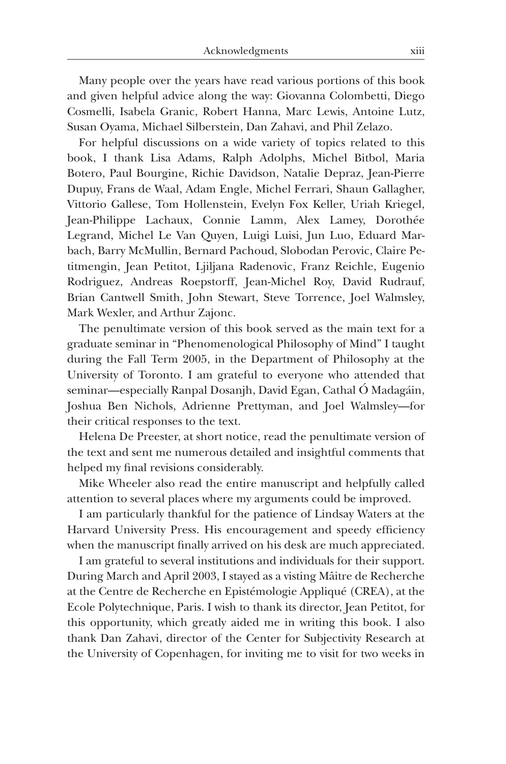Many people over the years have read various portions of this book and given helpful advice along the way: Giovanna Colombetti, Diego Cosmelli, Isabela Granic, Robert Hanna, Marc Lewis, Antoine Lutz, Susan Oyama, Michael Silberstein, Dan Zahavi, and Phil Zelazo.

For helpful discussions on a wide variety of topics related to this book, I thank Lisa Adams, Ralph Adolphs, Michel Bitbol, Maria Botero, Paul Bourgine, Richie Davidson, Natalie Depraz, Jean-Pierre Dupuy, Frans de Waal, Adam Engle, Michel Ferrari, Shaun Gallagher, Vittorio Gallese, Tom Hollenstein, Evelyn Fox Keller, Uriah Kriegel, Jean-Philippe Lachaux, Connie Lamm, Alex Lamey, Dorothée Legrand, Michel Le Van Quyen, Luigi Luisi, Jun Luo, Eduard Marbach, Barry McMullin, Bernard Pachoud, Slobodan Perovic, Claire Petitmengin, Jean Petitot, Ljiljana Radenovic, Franz Reichle, Eugenio Rodriguez, Andreas Roepstorff, Jean-Michel Roy, David Rudrauf, Brian Cantwell Smith, John Stewart, Steve Torrence, Joel Walmsley, Mark Wexler, and Arthur Zajonc.

The penultimate version of this book served as the main text for a graduate seminar in "Phenomenological Philosophy of Mind" I taught during the Fall Term 2005, in the Department of Philosophy at the University of Toronto. I am grateful to everyone who attended that seminar—especially Ranpal Dosanjh, David Egan, Cathal Ó Madagáin, Joshua Ben Nichols, Adrienne Prettyman, and Joel Walmsley—for their critical responses to the text.

Helena De Preester, at short notice, read the penultimate version of the text and sent me numerous detailed and insightful comments that helped my final revisions considerably.

Mike Wheeler also read the entire manuscript and helpfully called attention to several places where my arguments could be improved.

I am particularly thankful for the patience of Lindsay Waters at the Harvard University Press. His encouragement and speedy efficiency when the manuscript finally arrived on his desk are much appreciated.

I am grateful to several institutions and individuals for their support. During March and April 2003, I stayed as a visting Mâitre de Recherche at the Centre de Recherche en Epistémologie Appliqué (CREA), at the Ecole Polytechnique, Paris. I wish to thank its director, Jean Petitot, for this opportunity, which greatly aided me in writing this book. I also thank Dan Zahavi, director of the Center for Subjectivity Research at the University of Copenhagen, for inviting me to visit for two weeks in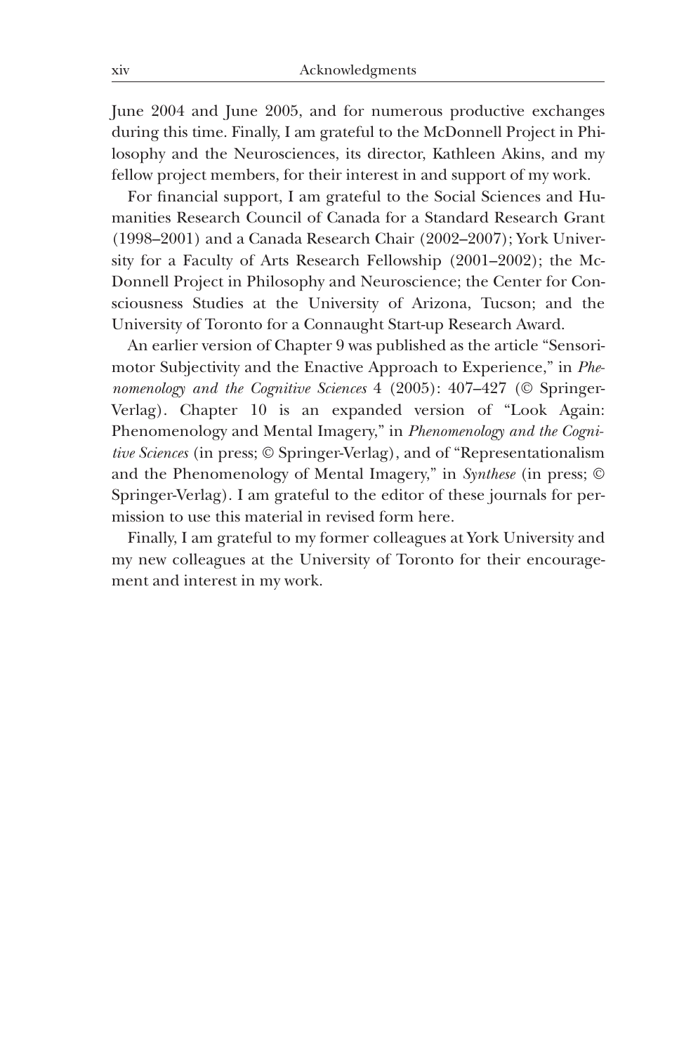June 2004 and June 2005, and for numerous productive exchanges during this time. Finally, I am grateful to the McDonnell Project in Philosophy and the Neurosciences, its director, Kathleen Akins, and my fellow project members, for their interest in and support of my work.

For financial support, I am grateful to the Social Sciences and Humanities Research Council of Canada for a Standard Research Grant (1998–2001) and a Canada Research Chair (2002–2007); York University for a Faculty of Arts Research Fellowship (2001–2002); the McDonnell Project in Philosophy and Neuroscience; the Center for Consciousness Studies at the University of Arizona, Tucson; and the University of Toronto for a Connaught Start-up Research Award.

An earlier version of Chapter 9 was published as the article "Sensorimotor Subjectivity and the Enactive Approach to Experience," in *Phenomenology and the Cognitive Sciences* 4 (2005): 407–427 (© Springer-Verlag). Chapter 10 is an expanded version of "Look Again: Phenomenology and Mental Imagery," in *Phenomenology and the Cognitive Sciences* (in press; © Springer-Verlag), and of "Representationalism and the Phenomenology of Mental Imagery," in *Synthese* (in press; © Springer-Verlag). I am grateful to the editor of these journals for permission to use this material in revised form here.

Finally, I am grateful to my former colleagues at York University and my new colleagues at the University of Toronto for their encouragement and interest in my work.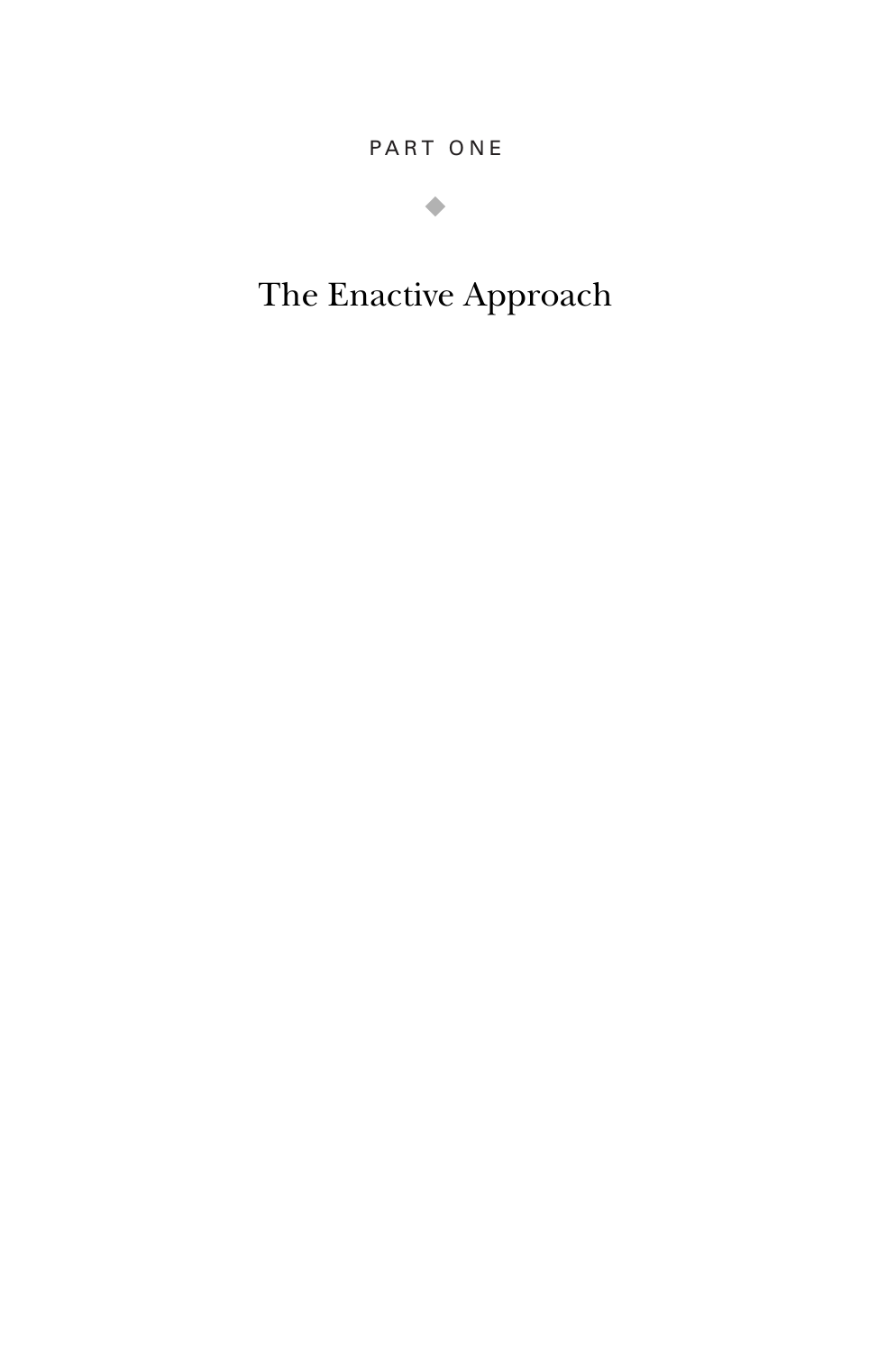# PART ONE

◆

# The Enactive Approach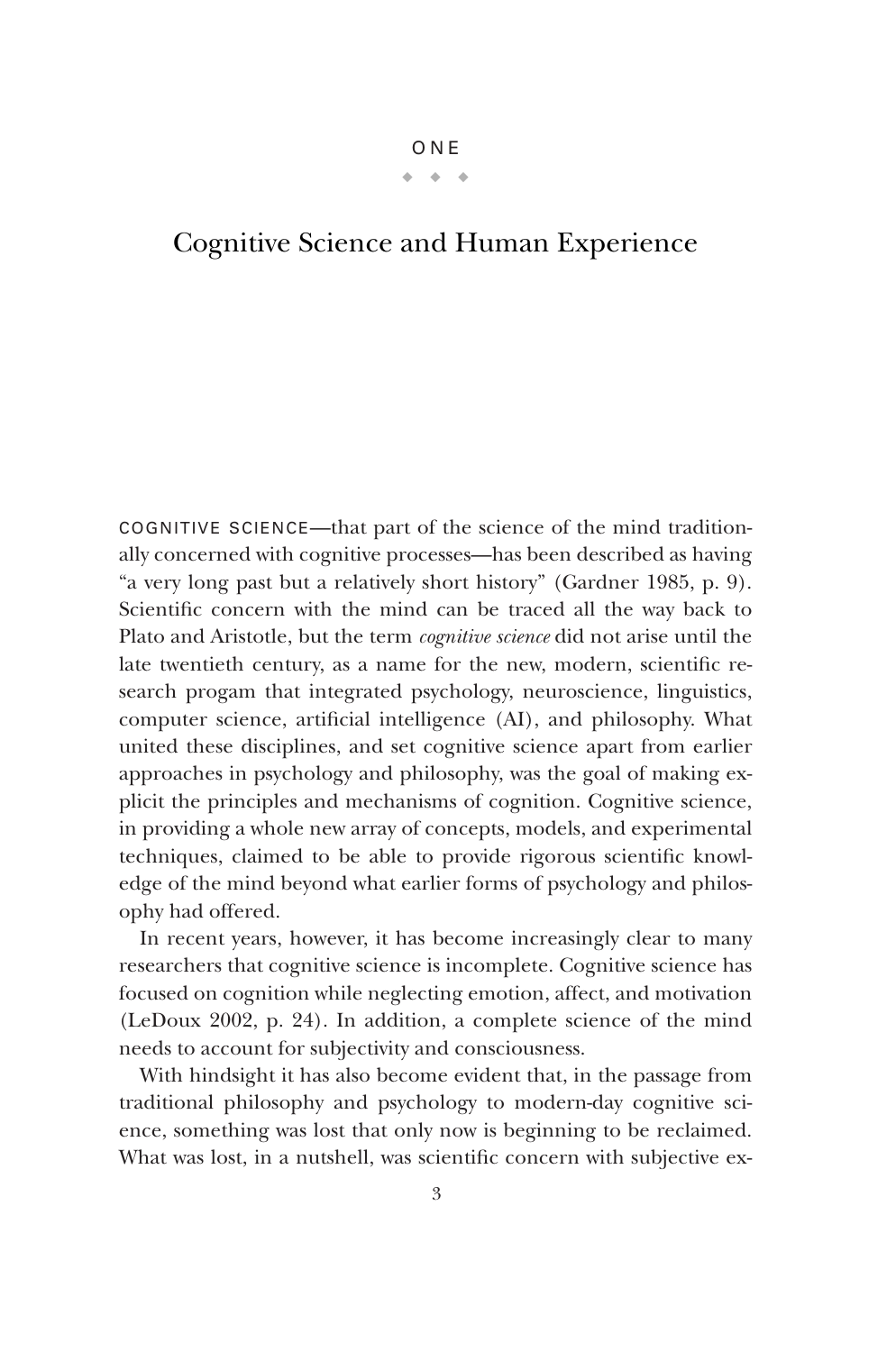ONE

# Cognitive Science and Human Experience

COGNITIVE SCIENCE—that part of the science of the mind traditionally concerned with cognitive processes—has been described as having "a very long past but a relatively short history" (Gardner 1985, p. 9). Scientific concern with the mind can be traced all the way back to Plato and Aristotle, but the term *cognitive science* did not arise until the late twentieth century, as a name for the new, modern, scientific research progam that integrated psychology, neuroscience, linguistics, computer science, artificial intelligence (AI), and philosophy. What united these disciplines, and set cognitive science apart from earlier approaches in psychology and philosophy, was the goal of making explicit the principles and mechanisms of cognition. Cognitive science, in providing a whole new array of concepts, models, and experimental techniques, claimed to be able to provide rigorous scientific knowledge of the mind beyond what earlier forms of psychology and philosophy had offered.

In recent years, however, it has become increasingly clear to many researchers that cognitive science is incomplete. Cognitive science has focused on cognition while neglecting emotion, affect, and motivation (LeDoux 2002, p. 24). In addition, a complete science of the mind needs to account for subjectivity and consciousness.

With hindsight it has also become evident that, in the passage from traditional philosophy and psychology to modern-day cognitive science, something was lost that only now is beginning to be reclaimed. What was lost, in a nutshell, was scientific concern with subjective ex-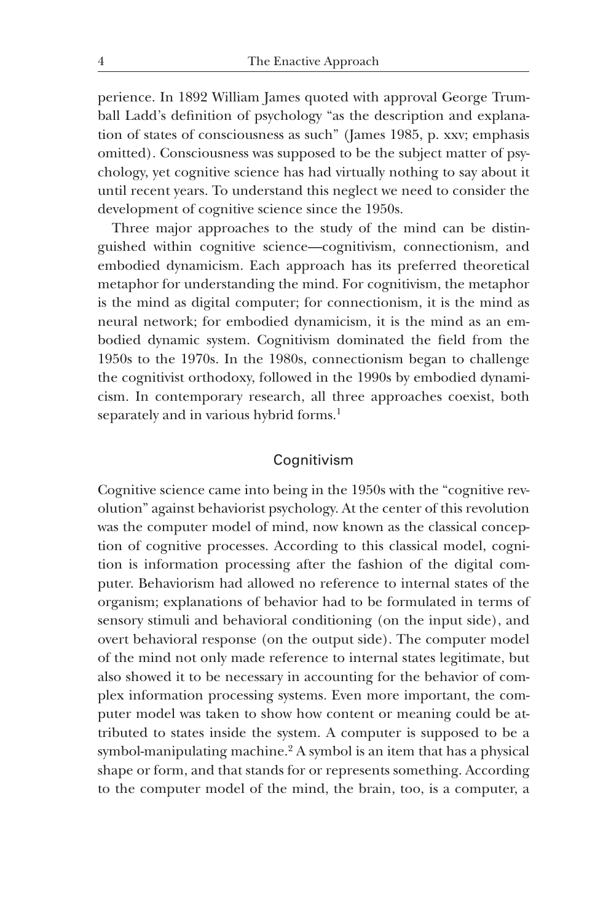perience. In 1892 William James quoted with approval George Trumball Ladd's definition of psychology "as the description and explanation of states of consciousness as such" (James 1985, p. xxv; emphasis omitted). Consciousness was supposed to be the subject matter of psychology, yet cognitive science has had virtually nothing to say about it until recent years. To understand this neglect we need to consider the development of cognitive science since the 1950s.

Three major approaches to the study of the mind can be distinguished within cognitive science—cognitivism, connectionism, and embodied dynamicism. Each approach has its preferred theoretical metaphor for understanding the mind. For cognitivism, the metaphor is the mind as digital computer; for connectionism, it is the mind as neural network; for embodied dynamicism, it is the mind as an embodied dynamic system. Cognitivism dominated the field from the 1950s to the 1970s. In the 1980s, connectionism began to challenge the cognitivist orthodoxy, followed in the 1990s by embodied dynamicism. In contemporary research, all three approaches coexist, both separately and in various hybrid forms.[1]

## Cognitivism

Cognitive science came into being in the 1950s with the "cognitive revolution" against behaviorist psychology. At the center of this revolution was the computer model of mind, now known as the classical conception of cognitive processes. According to this classical model, cognition is information processing after the fashion of the digital computer. Behaviorism had allowed no reference to internal states of the organism; explanations of behavior had to be formulated in terms of sensory stimuli and behavioral conditioning (on the input side), and overt behavioral response (on the output side). The computer model of the mind not only made reference to internal states legitimate, but also showed it to be necessary in accounting for the behavior of complex information processing systems. Even more important, the computer model was taken to show how content or meaning could be attributed to states inside the system. A computer is supposed to be a symbol-manipulating machine.[2] A symbol is an item that has a physical shape or form, and that stands for or represents something. According to the computer model of the mind, the brain, too, is a computer, a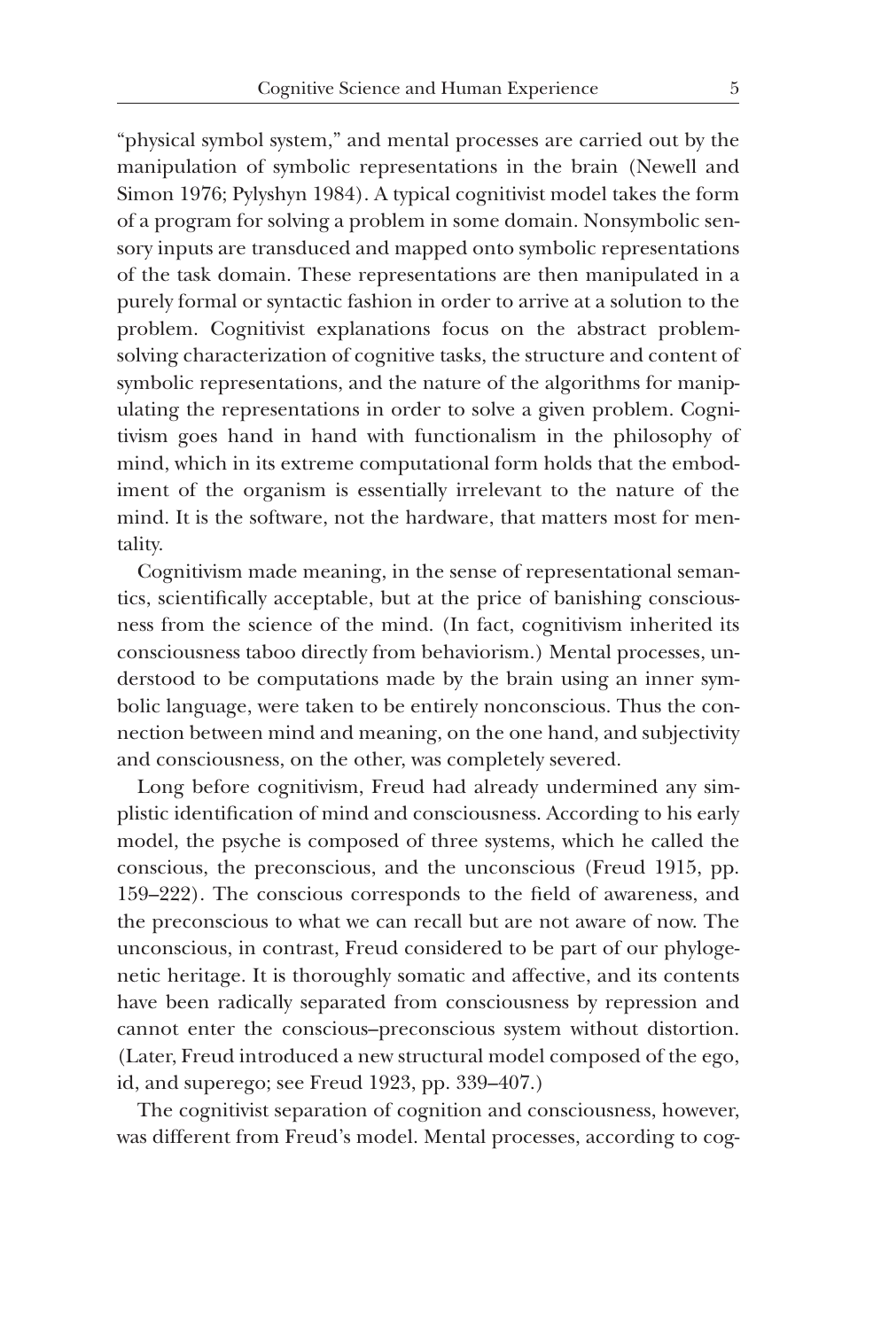"physical symbol system," and mental processes are carried out by the manipulation of symbolic representations in the brain (Newell and Simon 1976; Pylyshyn 1984). A typical cognitivist model takes the form of a program for solving a problem in some domain. Nonsymbolic sensory inputs are transduced and mapped onto symbolic representations of the task domain. These representations are then manipulated in a purely formal or syntactic fashion in order to arrive at a solution to the problem. Cognitivist explanations focus on the abstract problem-solving characterization of cognitive tasks, the structure and content of symbolic representations, and the nature of the algorithms for manipulating the representations in order to solve a given problem. Cognitivism goes hand in hand with functionalism in the philosophy of mind, which in its extreme computational form holds that the embodiment of the organism is essentially irrelevant to the nature of the mind. It is the software, not the hardware, that matters most for mentality.

Cognitivism made meaning, in the sense of representational semantics, scientifically acceptable, but at the price of banishing consciousness from the science of the mind. (In fact, cognitivism inherited its consciousness taboo directly from behaviorism.) Mental processes, understood to be computations made by the brain using an inner symbolic language, were taken to be entirely nonconscious. Thus the connection between mind and meaning, on the one hand, and subjectivity and consciousness, on the other, was completely severed.

Long before cognitivism, Freud had already undermined any simplistic identification of mind and consciousness. According to his early model, the psyche is composed of three systems, which he called the conscious, the preconscious, and the unconscious (Freud 1915, pp. 159–222). The conscious corresponds to the field of awareness, and the preconscious to what we can recall but are not aware of now. The unconscious, in contrast, Freud considered to be part of our phylogenetic heritage. It is thoroughly somatic and affective, and its contents have been radically separated from consciousness by repression and cannot enter the conscious–preconscious system without distortion. (Later, Freud introduced a new structural model composed of the ego, id, and superego; see Freud 1923, pp. 339–407.)

The cognitivist separation of cognition and consciousness, however, was different from Freud's model. Mental processes, according to cog-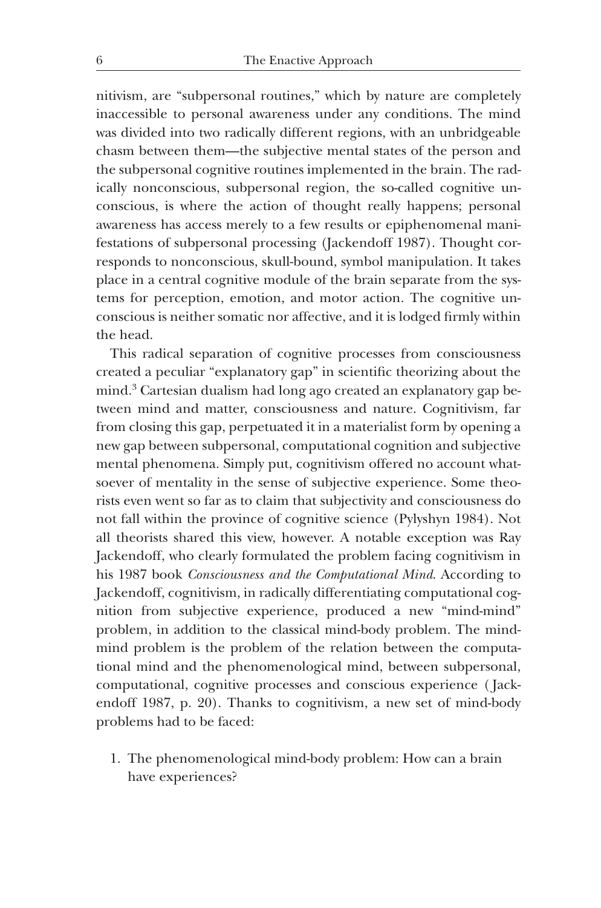nitivism, are "subpersonal routines," which by nature are completely inaccessible to personal awareness under any conditions. The mind was divided into two radically different regions, with an unbridgeable chasm between them—the subjective mental states of the person and the subpersonal cognitive routines implemented in the brain. The radically nonconscious, subpersonal region, the so-called cognitive unconscious, is where the action of thought really happens; personal awareness has access merely to a few results or epiphenomenal manifestations of subpersonal processing (Jackendoff 1987). Thought corresponds to nonconscious, skull-bound, symbol manipulation. It takes place in a central cognitive module of the brain separate from the systems for perception, emotion, and motor action. The cognitive unconscious is neither somatic nor affective, and it is lodged firmly within the head.

This radical separation of cognitive processes from consciousness created a peculiar "explanatory gap" in scientific theorizing about the mind.[3] Cartesian dualism had long ago created an explanatory gap between mind and matter, consciousness and nature. Cognitivism, far from closing this gap, perpetuated it in a materialist form by opening a new gap between subpersonal, computational cognition and subjective mental phenomena. Simply put, cognitivism offered no account whatsoever of mentality in the sense of subjective experience. Some theorists even went so far as to claim that subjectivity and consciousness do not fall within the province of cognitive science (Pylyshyn 1984). Not all theorists shared this view, however. A notable exception was Ray Jackendoff, who clearly formulated the problem facing cognitivism in his 1987 book *Consciousness and the Computational Mind*. According to Jackendoff, cognitivism, in radically differentiating computational cognition from subjective experience, produced a new "mind-mind" problem, in addition to the classical mind-body problem. The mind-mind problem is the problem of the relation between the computational mind and the phenomenological mind, between subpersonal, computational, cognitive processes and conscious experience (Jackendoff 1987, p. 20). Thanks to cognitivism, a new set of mind-body problems had to be faced:

1. The phenomenological mind-body problem: How can a brain have experiences?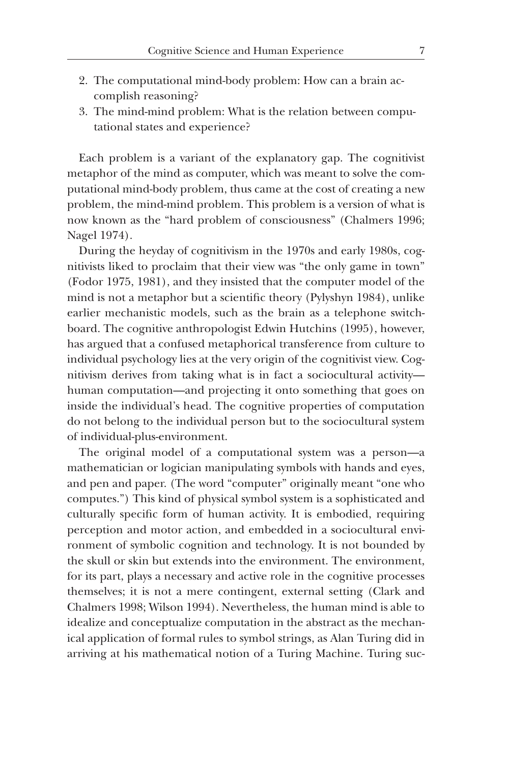2. The computational mind-body problem: How can a brain accomplish reasoning?
3. The mind-mind problem: What is the relation between computational states and experience?

Each problem is a variant of the explanatory gap. The cognitivist metaphor of the mind as computer, which was meant to solve the computational mind-body problem, thus came at the cost of creating a new problem, the mind-mind problem. This problem is a version of what is now known as the "hard problem of consciousness" (Chalmers 1996; Nagel 1974).

During the heyday of cognitivism in the 1970s and early 1980s, cognitivists liked to proclaim that their view was "the only game in town" (Fodor 1975, 1981), and they insisted that the computer model of the mind is not a metaphor but a scientific theory (Pylyshyn 1984), unlike earlier mechanistic models, such as the brain as a telephone switchboard. The cognitive anthropologist Edwin Hutchins (1995), however, has argued that a confused metaphorical transference from culture to individual psychology lies at the very origin of the cognitivist view. Cognitivism derives from taking what is in fact a sociocultural activity—human computation—and projecting it onto something that goes on inside the individual's head. The cognitive properties of computation do not belong to the individual person but to the sociocultural system of individual-plus-environment.

The original model of a computational system was a person—a mathematician or logician manipulating symbols with hands and eyes, and pen and paper. (The word "computer" originally meant "one who computes.") This kind of physical symbol system is a sophisticated and culturally specific form of human activity. It is embodied, requiring perception and motor action, and embedded in a sociocultural environment of symbolic cognition and technology. It is not bounded by the skull or skin but extends into the environment. The environment, for its part, plays a necessary and active role in the cognitive processes themselves; it is not a mere contingent, external setting (Clark and Chalmers 1998; Wilson 1994). Nevertheless, the human mind is able to idealize and conceptualize computation in the abstract as the mechanical application of formal rules to symbol strings, as Alan Turing did in arriving at his mathematical notion of a Turing Machine. Turing suc-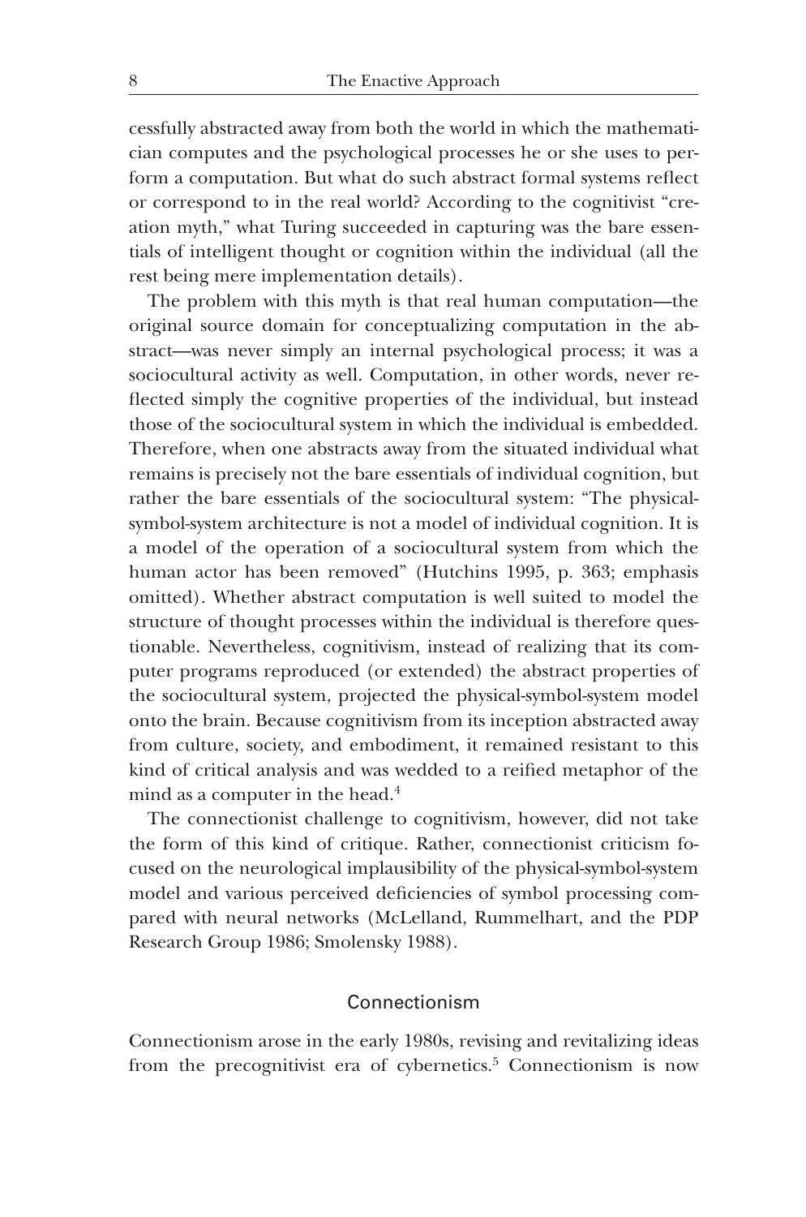cessfully abstracted away from both the world in which the mathematician computes and the psychological processes he or she uses to perform a computation. But what do such abstract formal systems reflect or correspond to in the real world? According to the cognitivist "creation myth," what Turing succeeded in capturing was the bare essentials of intelligent thought or cognition within the individual (all the rest being mere implementation details).

The problem with this myth is that real human computation—the original source domain for conceptualizing computation in the abstract—was never simply an internal psychological process; it was a sociocultural activity as well. Computation, in other words, never reflected simply the cognitive properties of the individual, but instead those of the sociocultural system in which the individual is embedded. Therefore, when one abstracts away from the situated individual what remains is precisely not the bare essentials of individual cognition, but rather the bare essentials of the sociocultural system: "The physical-symbol-system architecture is not a model of individual cognition. It is a model of the operation of a sociocultural system from which the human actor has been removed" (Hutchins 1995, p. 363; emphasis omitted). Whether abstract computation is well suited to model the structure of thought processes within the individual is therefore questionable. Nevertheless, cognitivism, instead of realizing that its computer programs reproduced (or extended) the abstract properties of the sociocultural system, projected the physical-symbol-system model onto the brain. Because cognitivism from its inception abstracted away from culture, society, and embodiment, it remained resistant to this kind of critical analysis and was wedded to a reified metaphor of the mind as a computer in the head.[4]

The connectionist challenge to cognitivism, however, did not take the form of this kind of critique. Rather, connectionist criticism focused on the neurological implausibility of the physical-symbol-system model and various perceived deficiencies of symbol processing compared with neural networks (McLelland, Rummelhart, and the PDP Research Group 1986; Smolensky 1988).

## Connectionism

Connectionism arose in the early 1980s, revising and revitalizing ideas from the precognitivist era of cybernetics.[5] Connectionism is now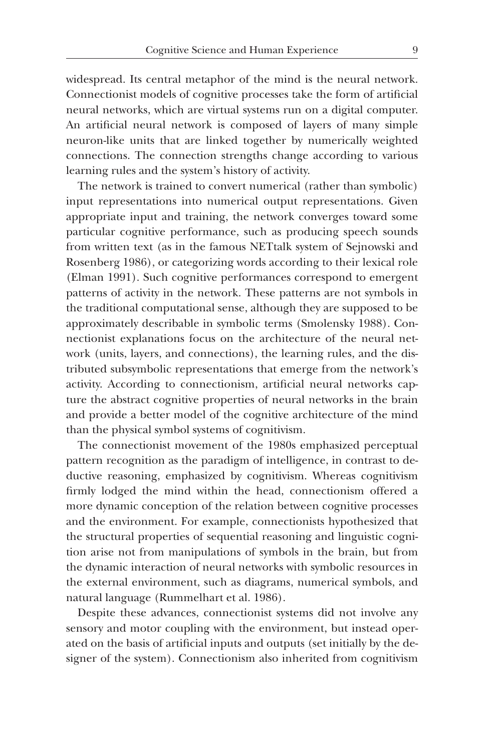widespread. Its central metaphor of the mind is the neural network. Connectionist models of cognitive processes take the form of artificial neural networks, which are virtual systems run on a digital computer. An artificial neural network is composed of layers of many simple neuron-like units that are linked together by numerically weighted connections. The connection strengths change according to various learning rules and the system's history of activity.

The network is trained to convert numerical (rather than symbolic) input representations into numerical output representations. Given appropriate input and training, the network converges toward some particular cognitive performance, such as producing speech sounds from written text (as in the famous NETtalk system of Sejnowski and Rosenberg 1986), or categorizing words according to their lexical role (Elman 1991). Such cognitive performances correspond to emergent patterns of activity in the network. These patterns are not symbols in the traditional computational sense, although they are supposed to be approximately describable in symbolic terms (Smolensky 1988). Connectionist explanations focus on the architecture of the neural network (units, layers, and connections), the learning rules, and the distributed subsymbolic representations that emerge from the network's activity. According to connectionism, artificial neural networks capture the abstract cognitive properties of neural networks in the brain and provide a better model of the cognitive architecture of the mind than the physical symbol systems of cognitivism.

The connectionist movement of the 1980s emphasized perceptual pattern recognition as the paradigm of intelligence, in contrast to deductive reasoning, emphasized by cognitivism. Whereas cognitivism firmly lodged the mind within the head, connectionism offered a more dynamic conception of the relation between cognitive processes and the environment. For example, connectionists hypothesized that the structural properties of sequential reasoning and linguistic cognition arise not from manipulations of symbols in the brain, but from the dynamic interaction of neural networks with symbolic resources in the external environment, such as diagrams, numerical symbols, and natural language (Rummelhart et al. 1986).

Despite these advances, connectionist systems did not involve any sensory and motor coupling with the environment, but instead operated on the basis of artificial inputs and outputs (set initially by the designer of the system). Connectionism also inherited from cognitivism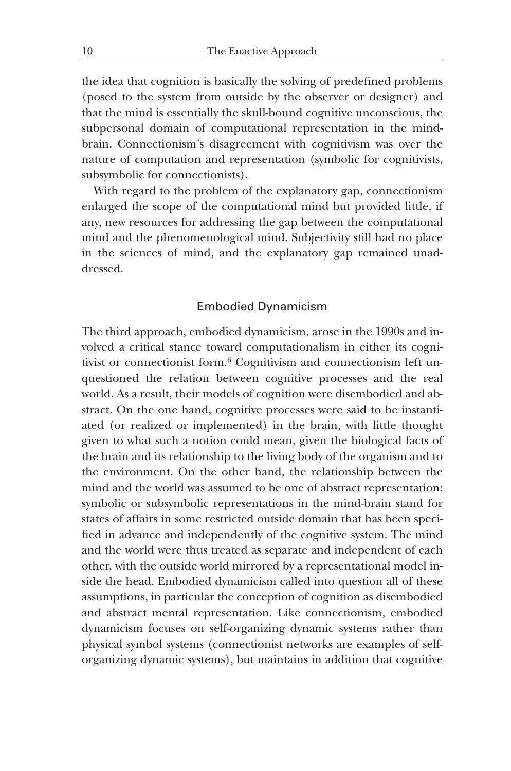the idea that cognition is basically the solving of predefined problems (posed to the system from outside by the observer or designer) and that the mind is essentially the skull-bound cognitive unconscious, the subpersonal domain of computational representation in the mind-brain. Connectionism's disagreement with cognitivism was over the nature of computation and representation (symbolic for cognitivists, subsymbolic for connectionists).

With regard to the problem of the explanatory gap, connectionism enlarged the scope of the computational mind but provided little, if any, new resources for addressing the gap between the computational mind and the phenomenological mind. Subjectivity still had no place in the sciences of mind, and the explanatory gap remained unaddressed.

## Embodied Dynamicism

The third approach, embodied dynamicism, arose in the 1990s and involved a critical stance toward computationalism in either its cognitivist or connectionist form.[6] Cognitivism and connectionism left unquestioned the relation between cognitive processes and the real world. As a result, their models of cognition were disembodied and abstract. On the one hand, cognitive processes were said to be instantiated (or realized or implemented) in the brain, with little thought given to what such a notion could mean, given the biological facts of the brain and its relationship to the living body of the organism and to the environment. On the other hand, the relationship between the mind and the world was assumed to be one of abstract representation: symbolic or subsymbolic representations in the mind-brain stand for states of affairs in some restricted outside domain that has been specified in advance and independently of the cognitive system. The mind and the world were thus treated as separate and independent of each other, with the outside world mirrored by a representational model inside the head. Embodied dynamicism called into question all of these assumptions, in particular the conception of cognition as disembodied and abstract mental representation. Like connectionism, embodied dynamicism focuses on self-organizing dynamic systems rather than physical symbol systems (connectionist networks are examples of self-organizing dynamic systems), but maintains in addition that cognitive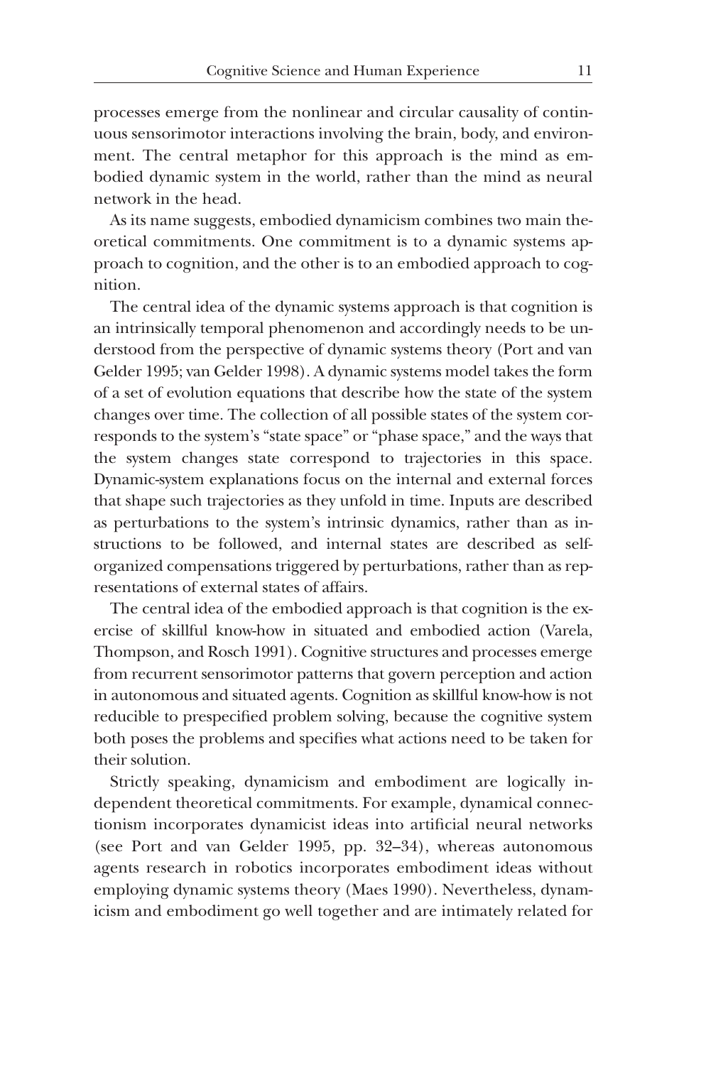processes emerge from the nonlinear and circular causality of continuous sensorimotor interactions involving the brain, body, and environment. The central metaphor for this approach is the mind as embodied dynamic system in the world, rather than the mind as neural network in the head.

As its name suggests, embodied dynamicism combines two main theoretical commitments. One commitment is to a dynamic systems approach to cognition, and the other is to an embodied approach to cognition.

The central idea of the dynamic systems approach is that cognition is an intrinsically temporal phenomenon and accordingly needs to be understood from the perspective of dynamic systems theory (Port and van Gelder 1995; van Gelder 1998). A dynamic systems model takes the form of a set of evolution equations that describe how the state of the system changes over time. The collection of all possible states of the system corresponds to the system's "state space" or "phase space," and the ways that the system changes state correspond to trajectories in this space. Dynamic-system explanations focus on the internal and external forces that shape such trajectories as they unfold in time. Inputs are described as perturbations to the system's intrinsic dynamics, rather than as instructions to be followed, and internal states are described as self-organized compensations triggered by perturbations, rather than as representations of external states of affairs.

The central idea of the embodied approach is that cognition is the exercise of skillful know-how in situated and embodied action (Varela, Thompson, and Rosch 1991). Cognitive structures and processes emerge from recurrent sensorimotor patterns that govern perception and action in autonomous and situated agents. Cognition as skillful know-how is not reducible to prespecified problem solving, because the cognitive system both poses the problems and specifies what actions need to be taken for their solution.

Strictly speaking, dynamicism and embodiment are logically independent theoretical commitments. For example, dynamical connectionism incorporates dynamicist ideas into artificial neural networks (see Port and van Gelder 1995, pp. 32–34), whereas autonomous agents research in robotics incorporates embodiment ideas without employing dynamic systems theory (Maes 1990). Nevertheless, dynamicism and embodiment go well together and are intimately related for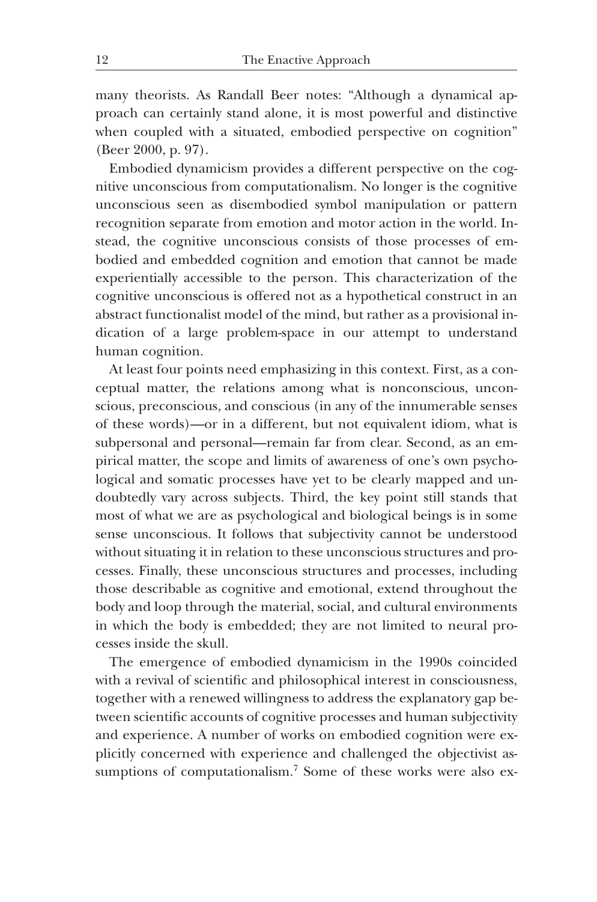many theorists. As Randall Beer notes: "Although a dynamical approach can certainly stand alone, it is most powerful and distinctive when coupled with a situated, embodied perspective on cognition" (Beer 2000, p. 97).

Embodied dynamicism provides a different perspective on the cognitive unconscious from computationalism. No longer is the cognitive unconscious seen as disembodied symbol manipulation or pattern recognition separate from emotion and motor action in the world. Instead, the cognitive unconscious consists of those processes of embodied and embedded cognition and emotion that cannot be made experientially accessible to the person. This characterization of the cognitive unconscious is offered not as a hypothetical construct in an abstract functionalist model of the mind, but rather as a provisional indication of a large problem-space in our attempt to understand human cognition.

At least four points need emphasizing in this context. First, as a conceptual matter, the relations among what is nonconscious, unconscious, preconscious, and conscious (in any of the innumerable senses of these words)—or in a different, but not equivalent idiom, what is subpersonal and personal—remain far from clear. Second, as an empirical matter, the scope and limits of awareness of one's own psychological and somatic processes have yet to be clearly mapped and undoubtedly vary across subjects. Third, the key point still stands that most of what we are as psychological and biological beings is in some sense unconscious. It follows that subjectivity cannot be understood without situating it in relation to these unconscious structures and processes. Finally, these unconscious structures and processes, including those describable as cognitive and emotional, extend throughout the body and loop through the material, social, and cultural environments in which the body is embedded; they are not limited to neural processes inside the skull.

The emergence of embodied dynamicism in the 1990s coincided with a revival of scientific and philosophical interest in consciousness, together with a renewed willingness to address the explanatory gap between scientific accounts of cognitive processes and human subjectivity and experience. A number of works on embodied cognition were explicitly concerned with experience and challenged the objectivist assumptions of computationalism.[7] Some of these works were also ex-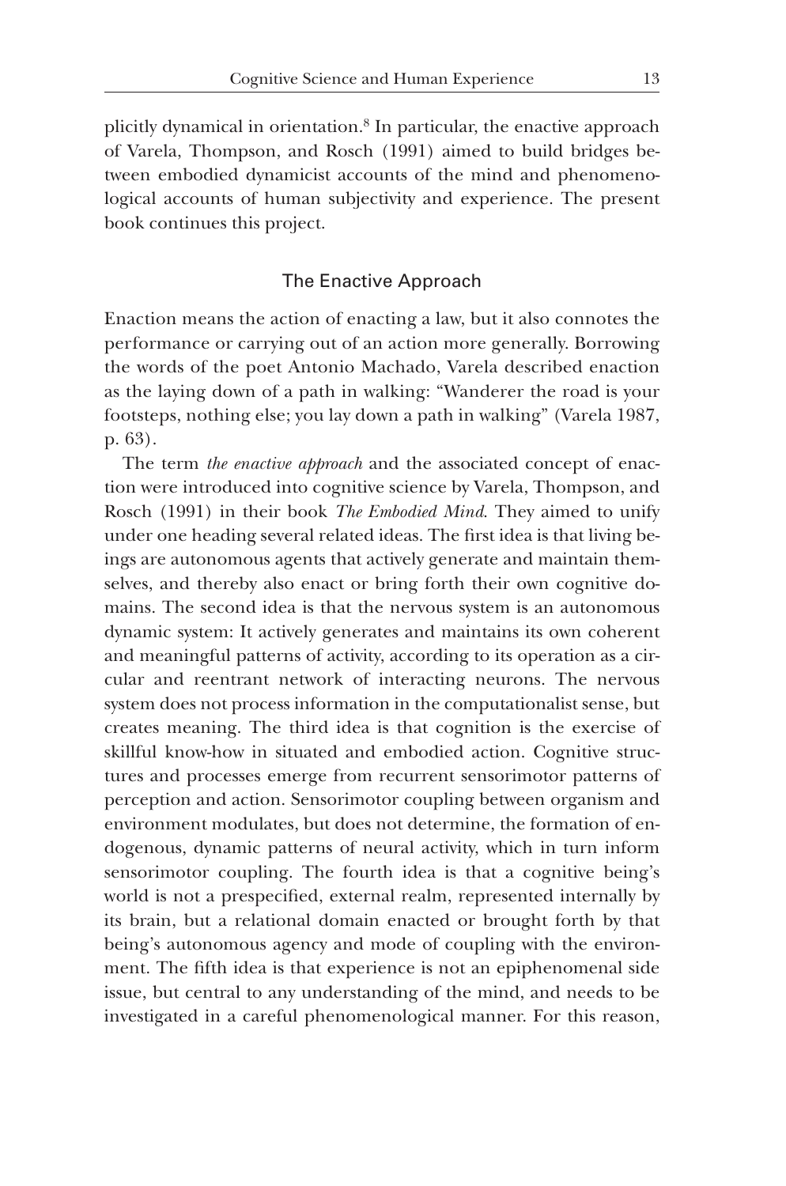plicitly dynamical in orientation.[8] In particular, the enactive approach of Varela, Thompson, and Rosch (1991) aimed to build bridges between embodied dynamicist accounts of the mind and phenomenological accounts of human subjectivity and experience. The present book continues this project.

## The Enactive Approach

Enaction means the action of enacting a law, but it also connotes the performance or carrying out of an action more generally. Borrowing the words of the poet Antonio Machado, Varela described enaction as the laying down of a path in walking: "Wanderer the road is your footsteps, nothing else; you lay down a path in walking" (Varela 1987, p. 63).

The term *the enactive approach* and the associated concept of enaction were introduced into cognitive science by Varela, Thompson, and Rosch (1991) in their book *The Embodied Mind*. They aimed to unify under one heading several related ideas. The first idea is that living beings are autonomous agents that actively generate and maintain themselves, and thereby also enact or bring forth their own cognitive domains. The second idea is that the nervous system is an autonomous dynamic system: It actively generates and maintains its own coherent and meaningful patterns of activity, according to its operation as a circular and reentrant network of interacting neurons. The nervous system does not process information in the computationalist sense, but creates meaning. The third idea is that cognition is the exercise of skillful know-how in situated and embodied action. Cognitive structures and processes emerge from recurrent sensorimotor patterns of perception and action. Sensorimotor coupling between organism and environment modulates, but does not determine, the formation of endogenous, dynamic patterns of neural activity, which in turn inform sensorimotor coupling. The fourth idea is that a cognitive being's world is not a prespecified, external realm, represented internally by its brain, but a relational domain enacted or brought forth by that being's autonomous agency and mode of coupling with the environment. The fifth idea is that experience is not an epiphenomenal side issue, but central to any understanding of the mind, and needs to be investigated in a careful phenomenological manner. For this reason,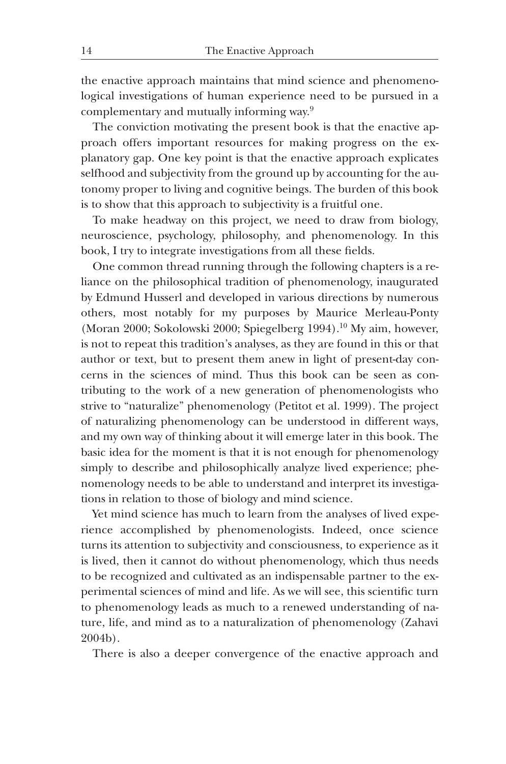the enactive approach maintains that mind science and phenomenological investigations of human experience need to be pursued in a complementary and mutually informing way.[9]

The conviction motivating the present book is that the enactive approach offers important resources for making progress on the explanatory gap. One key point is that the enactive approach explicates selfhood and subjectivity from the ground up by accounting for the autonomy proper to living and cognitive beings. The burden of this book is to show that this approach to subjectivity is a fruitful one.

To make headway on this project, we need to draw from biology, neuroscience, psychology, philosophy, and phenomenology. In this book, I try to integrate investigations from all these fields.

One common thread running through the following chapters is a reliance on the philosophical tradition of phenomenology, inaugurated by Edmund Husserl and developed in various directions by numerous others, most notably for my purposes by Maurice Merleau-Ponty (Moran 2000; Sokolowski 2000; Spiegelberg 1994).[10] My aim, however, is not to repeat this tradition's analyses, as they are found in this or that author or text, but to present them anew in light of present-day concerns in the sciences of mind. Thus this book can be seen as contributing to the work of a new generation of phenomenologists who strive to "naturalize" phenomenology (Petitot et al. 1999). The project of naturalizing phenomenology can be understood in different ways, and my own way of thinking about it will emerge later in this book. The basic idea for the moment is that it is not enough for phenomenology simply to describe and philosophically analyze lived experience; phenomenology needs to be able to understand and interpret its investigations in relation to those of biology and mind science.

Yet mind science has much to learn from the analyses of lived experience accomplished by phenomenologists. Indeed, once science turns its attention to subjectivity and consciousness, to experience as it is lived, then it cannot do without phenomenology, which thus needs to be recognized and cultivated as an indispensable partner to the experimental sciences of mind and life. As we will see, this scientific turn to phenomenology leads as much to a renewed understanding of nature, life, and mind as to a naturalization of phenomenology (Zahavi 2004b).

There is also a deeper convergence of the enactive approach and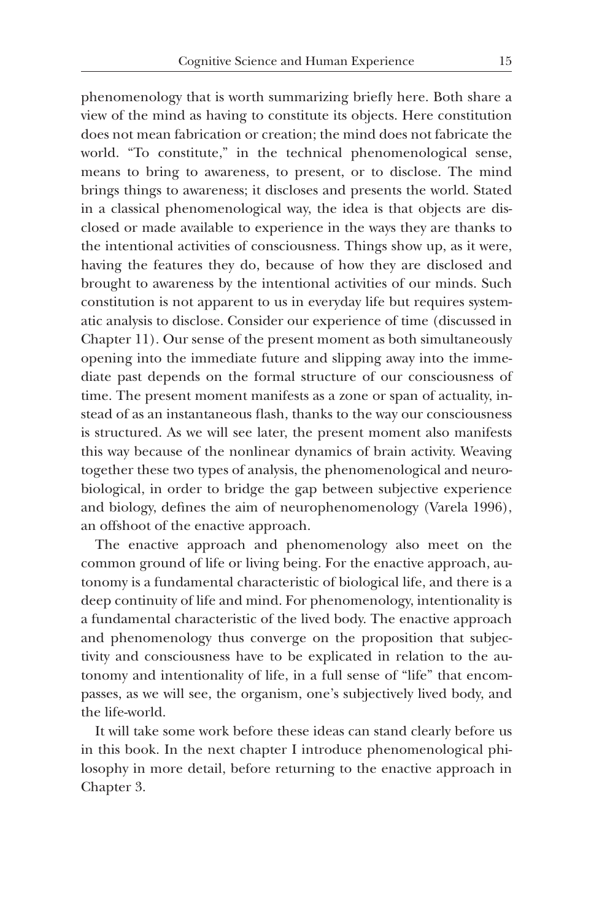phenomenology that is worth summarizing briefly here. Both share a view of the mind as having to constitute its objects. Here constitution does not mean fabrication or creation; the mind does not fabricate the world. "To constitute," in the technical phenomenological sense, means to bring to awareness, to present, or to disclose. The mind brings things to awareness; it discloses and presents the world. Stated in a classical phenomenological way, the idea is that objects are disclosed or made available to experience in the ways they are thanks to the intentional activities of consciousness. Things show up, as it were, having the features they do, because of how they are disclosed and brought to awareness by the intentional activities of our minds. Such constitution is not apparent to us in everyday life but requires systematic analysis to disclose. Consider our experience of time (discussed in Chapter 11). Our sense of the present moment as both simultaneously opening into the immediate future and slipping away into the immediate past depends on the formal structure of our consciousness of time. The present moment manifests as a zone or span of actuality, instead of as an instantaneous flash, thanks to the way our consciousness is structured. As we will see later, the present moment also manifests this way because of the nonlinear dynamics of brain activity. Weaving together these two types of analysis, the phenomenological and neurobiological, in order to bridge the gap between subjective experience and biology, defines the aim of neurophenomenology (Varela 1996), an offshoot of the enactive approach.

The enactive approach and phenomenology also meet on the common ground of life or living being. For the enactive approach, autonomy is a fundamental characteristic of biological life, and there is a deep continuity of life and mind. For phenomenology, intentionality is a fundamental characteristic of the lived body. The enactive approach and phenomenology thus converge on the proposition that subjectivity and consciousness have to be explicated in relation to the autonomy and intentionality of life, in a full sense of "life" that encompasses, as we will see, the organism, one's subjectively lived body, and the life-world.

It will take some work before these ideas can stand clearly before us in this book. In the next chapter I introduce phenomenological philosophy in more detail, before returning to the enactive approach in Chapter 3.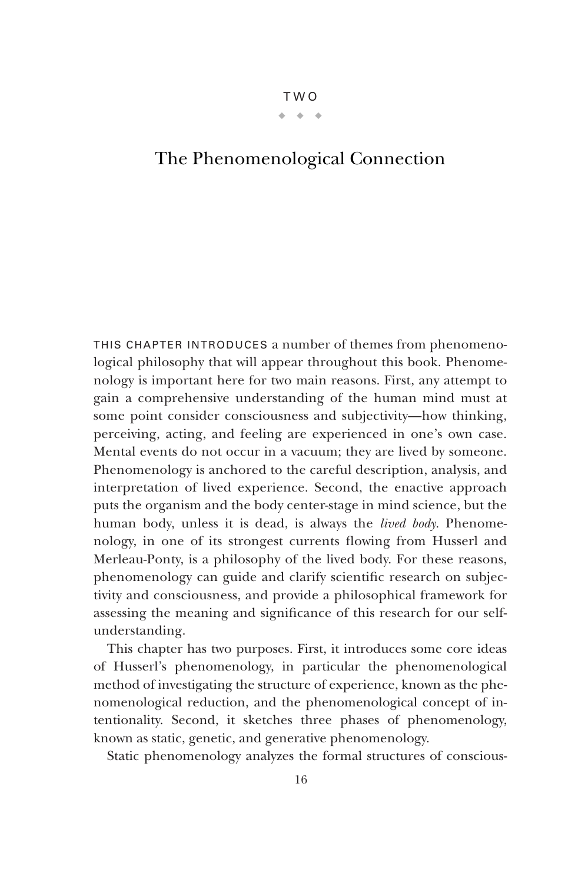# TWO

## The Phenomenological Connection

THIS CHAPTER INTRODUCES a number of themes from phenomenological philosophy that will appear throughout this book. Phenomenology is important here for two main reasons. First, any attempt to gain a comprehensive understanding of the human mind must at some point consider consciousness and subjectivity—how thinking, perceiving, acting, and feeling are experienced in one's own case. Mental events do not occur in a vacuum; they are lived by someone. Phenomenology is anchored to the careful description, analysis, and interpretation of lived experience. Second, the enactive approach puts the organism and the body center-stage in mind science, but the human body, unless it is dead, is always the *lived body*. Phenomenology, in one of its strongest currents flowing from Husserl and Merleau-Ponty, is a philosophy of the lived body. For these reasons, phenomenology can guide and clarify scientific research on subjectivity and consciousness, and provide a philosophical framework for assessing the meaning and significance of this research for our self-understanding.

This chapter has two purposes. First, it introduces some core ideas of Husserl's phenomenology, in particular the phenomenological method of investigating the structure of experience, known as the phenomenological reduction, and the phenomenological concept of intentionality. Second, it sketches three phases of phenomenology, known as static, genetic, and generative phenomenology.

Static phenomenology analyzes the formal structures of conscious-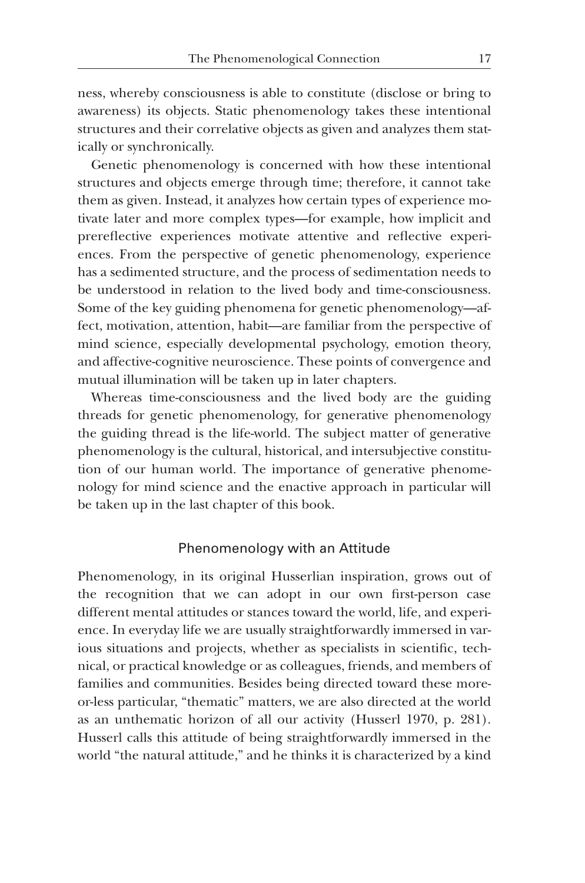ness, whereby consciousness is able to constitute (disclose or bring to awareness) its objects. Static phenomenology takes these intentional structures and their correlative objects as given and analyzes them statically or synchronically.

Genetic phenomenology is concerned with how these intentional structures and objects emerge through time; therefore, it cannot take them as given. Instead, it analyzes how certain types of experience motivate later and more complex types—for example, how implicit and prereflective experiences motivate attentive and reflective experiences. From the perspective of genetic phenomenology, experience has a sedimented structure, and the process of sedimentation needs to be understood in relation to the lived body and time-consciousness. Some of the key guiding phenomena for genetic phenomenology—affect, motivation, attention, habit—are familiar from the perspective of mind science, especially developmental psychology, emotion theory, and affective-cognitive neuroscience. These points of convergence and mutual illumination will be taken up in later chapters.

Whereas time-consciousness and the lived body are the guiding threads for genetic phenomenology, for generative phenomenology the guiding thread is the life-world. The subject matter of generative phenomenology is the cultural, historical, and intersubjective constitution of our human world. The importance of generative phenomenology for mind science and the enactive approach in particular will be taken up in the last chapter of this book.

## Phenomenology with an Attitude

Phenomenology, in its original Husserlian inspiration, grows out of the recognition that we can adopt in our own first-person case different mental attitudes or stances toward the world, life, and experience. In everyday life we are usually straightforwardly immersed in various situations and projects, whether as specialists in scientific, technical, or practical knowledge or as colleagues, friends, and members of families and communities. Besides being directed toward these more-or-less particular, "thematic" matters, we are also directed at the world as an unthematic horizon of all our activity (Husserl 1970, p. 281). Husserl calls this attitude of being straightforwardly immersed in the world "the natural attitude," and he thinks it is characterized by a kind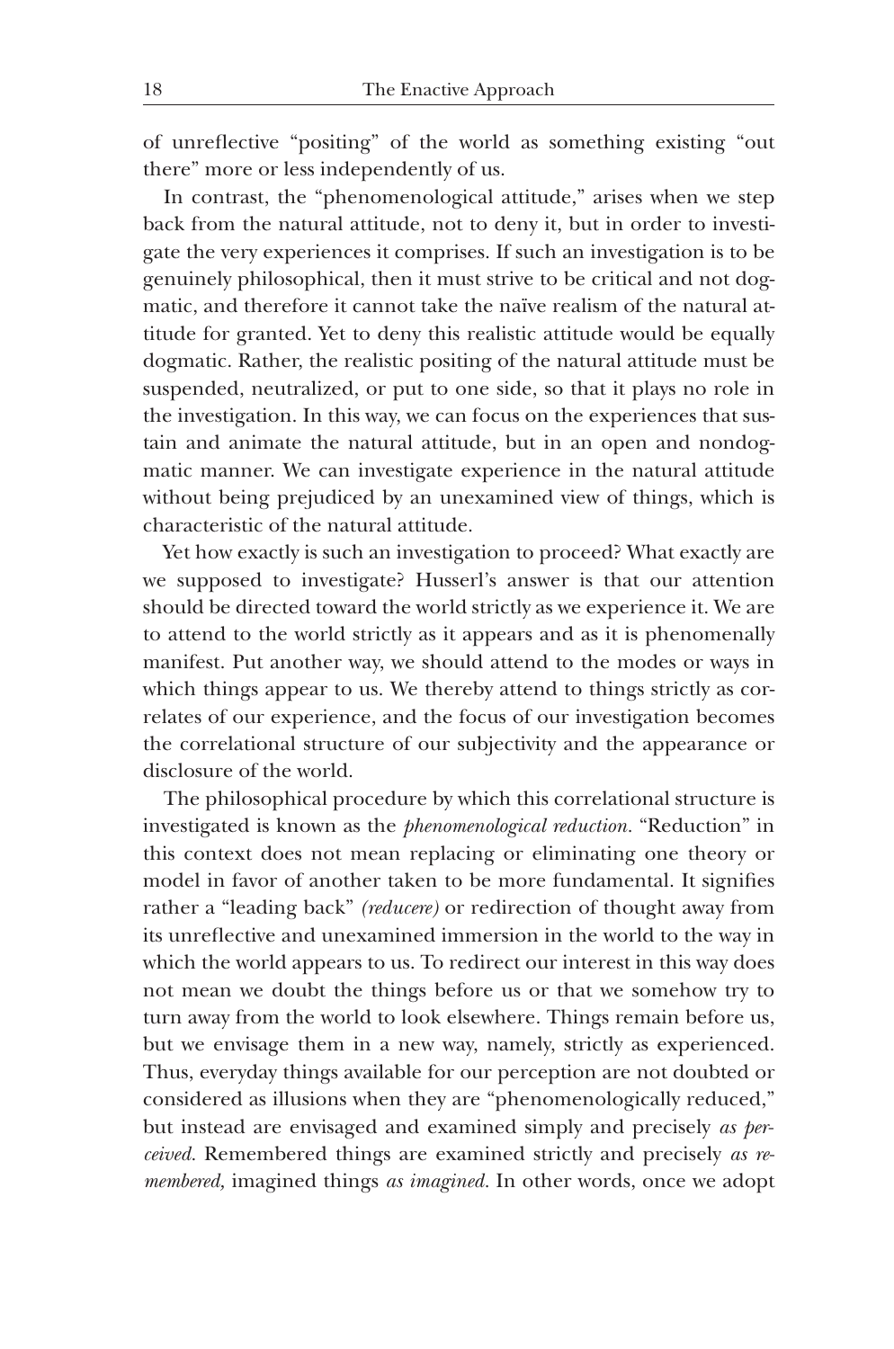of unreflective "positing" of the world as something existing "out there" more or less independently of us.

In contrast, the "phenomenological attitude," arises when we step back from the natural attitude, not to deny it, but in order to investigate the very experiences it comprises. If such an investigation is to be genuinely philosophical, then it must strive to be critical and not dogmatic, and therefore it cannot take the naïve realism of the natural attitude for granted. Yet to deny this realistic attitude would be equally dogmatic. Rather, the realistic positing of the natural attitude must be suspended, neutralized, or put to one side, so that it plays no role in the investigation. In this way, we can focus on the experiences that sustain and animate the natural attitude, but in an open and nondogmatic manner. We can investigate experience in the natural attitude without being prejudiced by an unexamined view of things, which is characteristic of the natural attitude.

Yet how exactly is such an investigation to proceed? What exactly are we supposed to investigate? Husserl's answer is that our attention should be directed toward the world strictly as we experience it. We are to attend to the world strictly as it appears and as it is phenomenally manifest. Put another way, we should attend to the modes or ways in which things appear to us. We thereby attend to things strictly as correlates of our experience, and the focus of our investigation becomes the correlational structure of our subjectivity and the appearance or disclosure of the world.

The philosophical procedure by which this correlational structure is investigated is known as the *phenomenological reduction*. "Reduction" in this context does not mean replacing or eliminating one theory or model in favor of another taken to be more fundamental. It signifies rather a "leading back" *(reducere)* or redirection of thought away from its unreflective and unexamined immersion in the world to the way in which the world appears to us. To redirect our interest in this way does not mean we doubt the things before us or that we somehow try to turn away from the world to look elsewhere. Things remain before us, but we envisage them in a new way, namely, strictly as experienced. Thus, everyday things available for our perception are not doubted or considered as illusions when they are "phenomenologically reduced," but instead are envisaged and examined simply and precisely *as perceived.* Remembered things are examined strictly and precisely *as remembered,* imagined things *as imagined.* In other words, once we adopt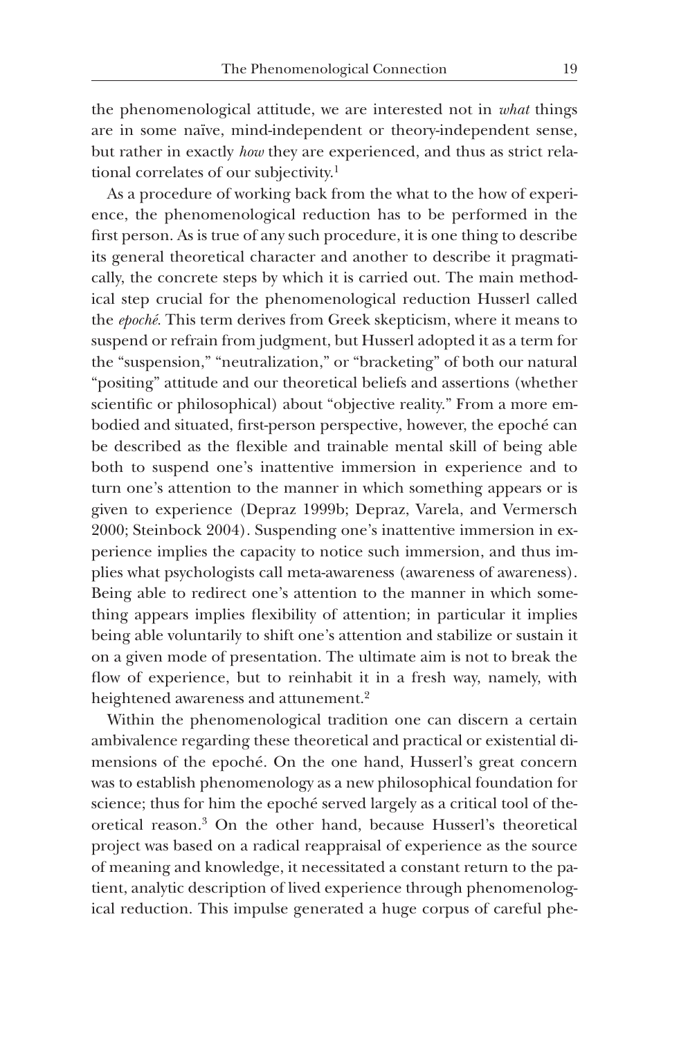the phenomenological attitude, we are interested not in *what* things are in some naïve, mind-independent or theory-independent sense, but rather in exactly *how* they are experienced, and thus as strict relational correlates of our subjectivity.[1]

As a procedure of working back from the what to the how of experience, the phenomenological reduction has to be performed in the first person. As is true of any such procedure, it is one thing to describe its general theoretical character and another to describe it pragmatically, the concrete steps by which it is carried out. The main methodical step crucial for the phenomenological reduction Husserl called the *epoché*. This term derives from Greek skepticism, where it means to suspend or refrain from judgment, but Husserl adopted it as a term for the "suspension," "neutralization," or "bracketing" of both our natural "positing" attitude and our theoretical beliefs and assertions (whether scientific or philosophical) about "objective reality." From a more embodied and situated, first-person perspective, however, the epoché can be described as the flexible and trainable mental skill of being able both to suspend one's inattentive immersion in experience and to turn one's attention to the manner in which something appears or is given to experience (Depraz 1999b; Depraz, Varela, and Vermersch 2000; Steinbock 2004). Suspending one's inattentive immersion in experience implies the capacity to notice such immersion, and thus implies what psychologists call meta-awareness (awareness of awareness). Being able to redirect one's attention to the manner in which something appears implies flexibility of attention; in particular it implies being able voluntarily to shift one's attention and stabilize or sustain it on a given mode of presentation. The ultimate aim is not to break the flow of experience, but to reinhabit it in a fresh way, namely, with heightened awareness and attunement.[2]

Within the phenomenological tradition one can discern a certain ambivalence regarding these theoretical and practical or existential dimensions of the epoché. On the one hand, Husserl's great concern was to establish phenomenology as a new philosophical foundation for science; thus for him the epoché served largely as a critical tool of theoretical reason.[3] On the other hand, because Husserl's theoretical project was based on a radical reappraisal of experience as the source of meaning and knowledge, it necessitated a constant return to the patient, analytic description of lived experience through phenomenological reduction. This impulse generated a huge corpus of careful phe-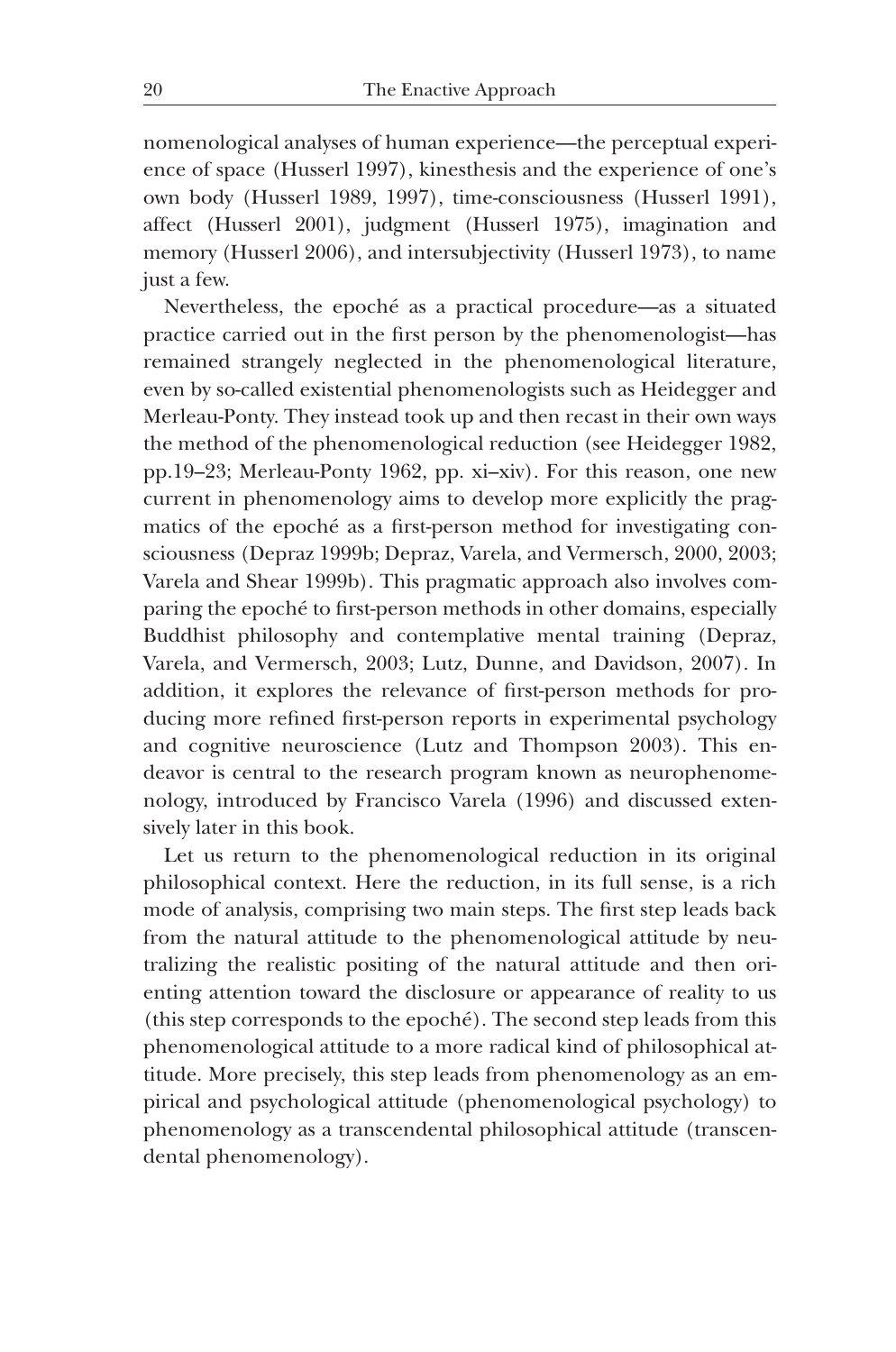nomenological analyses of human experience—the perceptual experience of space (Husserl 1997), kinesthesis and the experience of one's own body (Husserl 1989, 1997), time-consciousness (Husserl 1991), affect (Husserl 2001), judgment (Husserl 1975), imagination and memory (Husserl 2006), and intersubjectivity (Husserl 1973), to name just a few.

Nevertheless, the epoché as a practical procedure—as a situated practice carried out in the first person by the phenomenologist—has remained strangely neglected in the phenomenological literature, even by so-called existential phenomenologists such as Heidegger and Merleau-Ponty. They instead took up and then recast in their own ways the method of the phenomenological reduction (see Heidegger 1982, pp.19–23; Merleau-Ponty 1962, pp. xi–xiv). For this reason, one new current in phenomenology aims to develop more explicitly the pragmatics of the epoché as a first-person method for investigating consciousness (Depraz 1999b; Depraz, Varela, and Vermersch, 2000, 2003; Varela and Shear 1999b). This pragmatic approach also involves comparing the epoché to first-person methods in other domains, especially Buddhist philosophy and contemplative mental training (Depraz, Varela, and Vermersch, 2003; Lutz, Dunne, and Davidson, 2007). In addition, it explores the relevance of first-person methods for producing more refined first-person reports in experimental psychology and cognitive neuroscience (Lutz and Thompson 2003). This endeavor is central to the research program known as neurophenomenology, introduced by Francisco Varela (1996) and discussed extensively later in this book.

Let us return to the phenomenological reduction in its original philosophical context. Here the reduction, in its full sense, is a rich mode of analysis, comprising two main steps. The first step leads back from the natural attitude to the phenomenological attitude by neutralizing the realistic positing of the natural attitude and then orienting attention toward the disclosure or appearance of reality to us (this step corresponds to the epoché). The second step leads from this phenomenological attitude to a more radical kind of philosophical attitude. More precisely, this step leads from phenomenology as an empirical and psychological attitude (phenomenological psychology) to phenomenology as a transcendental philosophical attitude (transcendental phenomenology).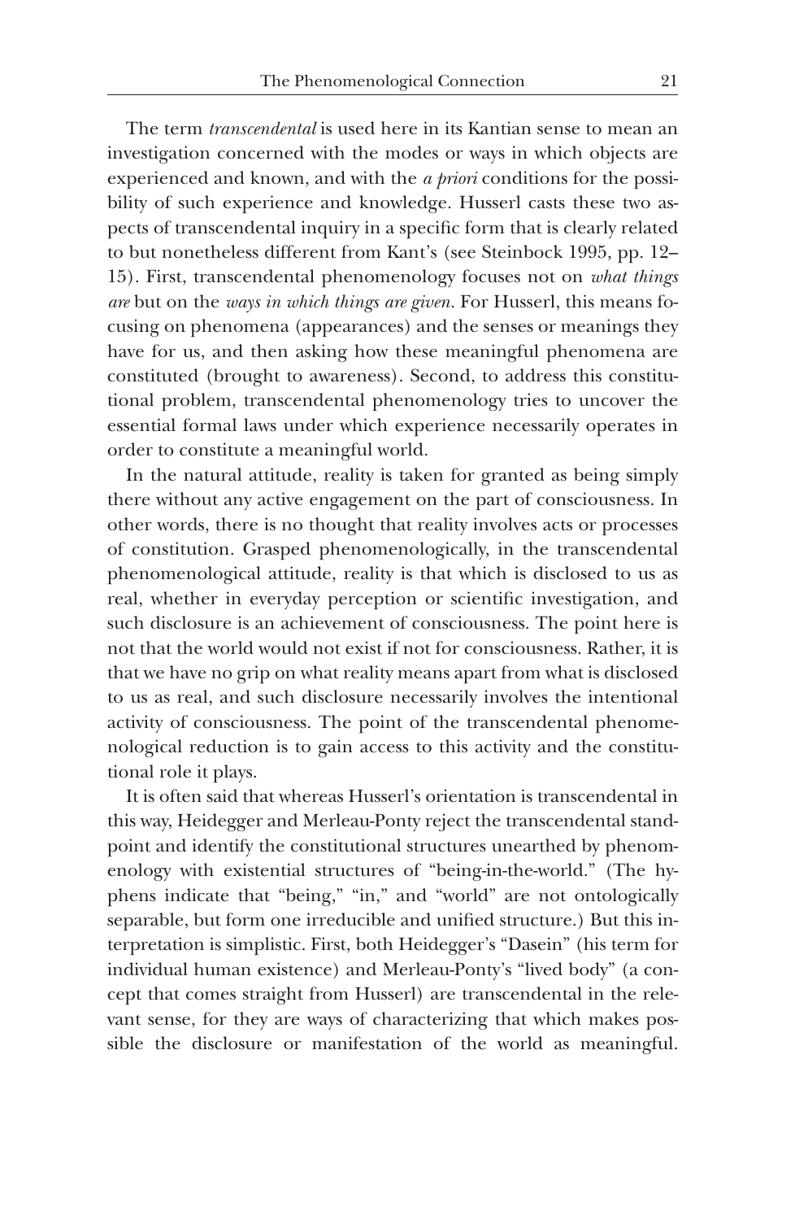The term *transcendental* is used here in its Kantian sense to mean an investigation concerned with the modes or ways in which objects are experienced and known, and with the *a priori* conditions for the possibility of such experience and knowledge. Husserl casts these two aspects of transcendental inquiry in a specific form that is clearly related to but nonetheless different from Kant's (see Steinbock 1995, pp. 12–15). First, transcendental phenomenology focuses not on *what things are* but on the *ways in which things are given*. For Husserl, this means focusing on phenomena (appearances) and the senses or meanings they have for us, and then asking how these meaningful phenomena are constituted (brought to awareness). Second, to address this constitutional problem, transcendental phenomenology tries to uncover the essential formal laws under which experience necessarily operates in order to constitute a meaningful world.

In the natural attitude, reality is taken for granted as being simply there without any active engagement on the part of consciousness. In other words, there is no thought that reality involves acts or processes of constitution. Grasped phenomenologically, in the transcendental phenomenological attitude, reality is that which is disclosed to us as real, whether in everyday perception or scientific investigation, and such disclosure is an achievement of consciousness. The point here is not that the world would not exist if not for consciousness. Rather, it is that we have no grip on what reality means apart from what is disclosed to us as real, and such disclosure necessarily involves the intentional activity of consciousness. The point of the transcendental phenomenological reduction is to gain access to this activity and the constitutional role it plays.

It is often said that whereas Husserl's orientation is transcendental in this way, Heidegger and Merleau-Ponty reject the transcendental standpoint and identify the constitutional structures unearthed by phenomenology with existential structures of "being-in-the-world." (The hyphens indicate that "being," "in," and "world" are not ontologically separable, but form one irreducible and unified structure.) But this interpretation is simplistic. First, both Heidegger's "Dasein" (his term for individual human existence) and Merleau-Ponty's "lived body" (a concept that comes straight from Husserl) are transcendental in the relevant sense, for they are ways of characterizing that which makes possible the disclosure or manifestation of the world as meaningful.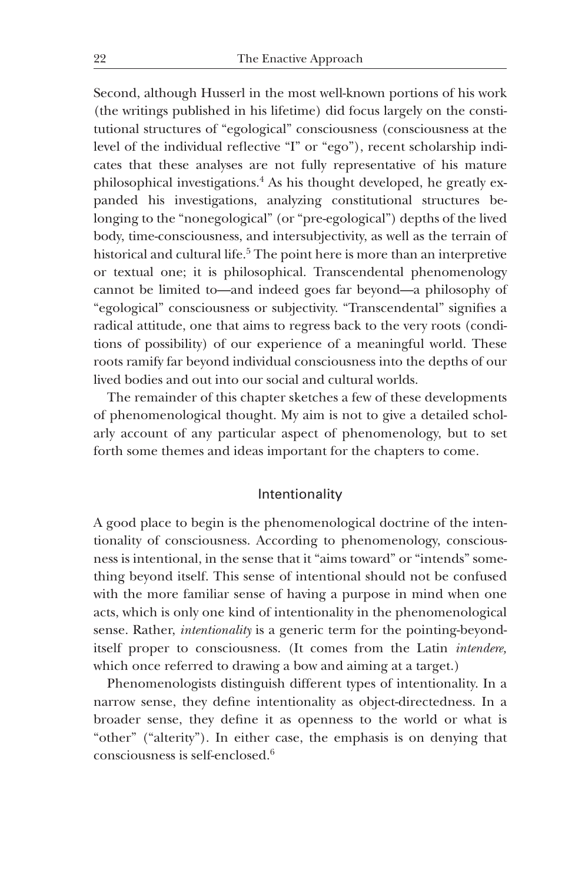Second, although Husserl in the most well-known portions of his work (the writings published in his lifetime) did focus largely on the constitutional structures of "egological" consciousness (consciousness at the level of the individual reflective "I" or "ego"), recent scholarship indicates that these analyses are not fully representative of his mature philosophical investigations.[4] As his thought developed, he greatly expanded his investigations, analyzing constitutional structures belonging to the "nonegological" (or "pre-egological") depths of the lived body, time-consciousness, and intersubjectivity, as well as the terrain of historical and cultural life.[5] The point here is more than an interpretive or textual one; it is philosophical. Transcendental phenomenology cannot be limited to—and indeed goes far beyond—a philosophy of "egological" consciousness or subjectivity. "Transcendental" signifies a radical attitude, one that aims to regress back to the very roots (conditions of possibility) of our experience of a meaningful world. These roots ramify far beyond individual consciousness into the depths of our lived bodies and out into our social and cultural worlds.

The remainder of this chapter sketches a few of these developments of phenomenological thought. My aim is not to give a detailed scholarly account of any particular aspect of phenomenology, but to set forth some themes and ideas important for the chapters to come.

## Intentionality

A good place to begin is the phenomenological doctrine of the intentionality of consciousness. According to phenomenology, consciousness is intentional, in the sense that it "aims toward" or "intends" something beyond itself. This sense of intentional should not be confused with the more familiar sense of having a purpose in mind when one acts, which is only one kind of intentionality in the phenomenological sense. Rather, *intentionality* is a generic term for the pointing-beyond-itself proper to consciousness. (It comes from the Latin *intendere,* which once referred to drawing a bow and aiming at a target.)

Phenomenologists distinguish different types of intentionality. In a narrow sense, they define intentionality as object-directedness. In a broader sense, they define it as openness to the world or what is "other" ("alterity"). In either case, the emphasis is on denying that consciousness is self-enclosed.[6]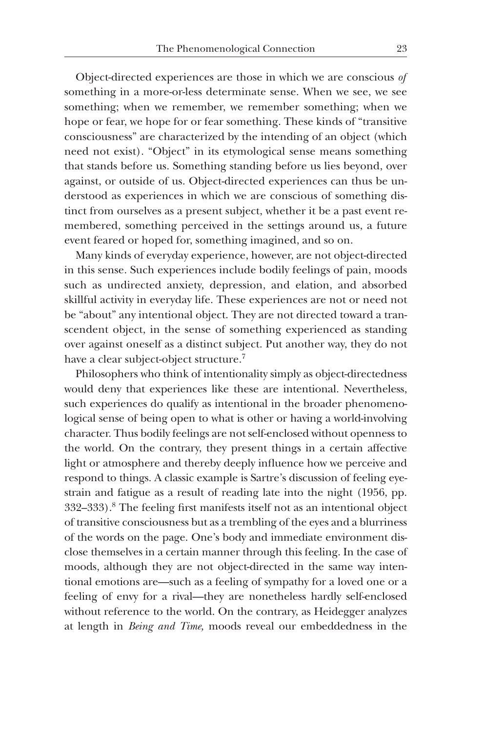Object-directed experiences are those in which we are conscious *of* something in a more-or-less determinate sense. When we see, we see something; when we remember, we remember something; when we hope or fear, we hope for or fear something. These kinds of "transitive consciousness" are characterized by the intending of an object (which need not exist). "Object" in its etymological sense means something that stands before us. Something standing before us lies beyond, over against, or outside of us. Object-directed experiences can thus be understood as experiences in which we are conscious of something distinct from ourselves as a present subject, whether it be a past event remembered, something perceived in the settings around us, a future event feared or hoped for, something imagined, and so on.

Many kinds of everyday experience, however, are not object-directed in this sense. Such experiences include bodily feelings of pain, moods such as undirected anxiety, depression, and elation, and absorbed skillful activity in everyday life. These experiences are not or need not be "about" any intentional object. They are not directed toward a transcendent object, in the sense of something experienced as standing over against oneself as a distinct subject. Put another way, they do not have a clear subject-object structure.[7]

Philosophers who think of intentionality simply as object-directedness would deny that experiences like these are intentional. Nevertheless, such experiences do qualify as intentional in the broader phenomenological sense of being open to what is other or having a world-involving character. Thus bodily feelings are not self-enclosed without openness to the world. On the contrary, they present things in a certain affective light or atmosphere and thereby deeply influence how we perceive and respond to things. A classic example is Sartre's discussion of feeling eyestrain and fatigue as a result of reading late into the night (1956, pp. 332–333).[8] The feeling first manifests itself not as an intentional object of transitive consciousness but as a trembling of the eyes and a blurriness of the words on the page. One's body and immediate environment disclose themselves in a certain manner through this feeling. In the case of moods, although they are not object-directed in the same way intentional emotions are—such as a feeling of sympathy for a loved one or a feeling of envy for a rival—they are nonetheless hardly self-enclosed without reference to the world. On the contrary, as Heidegger analyzes at length in *Being and Time,* moods reveal our embeddedness in the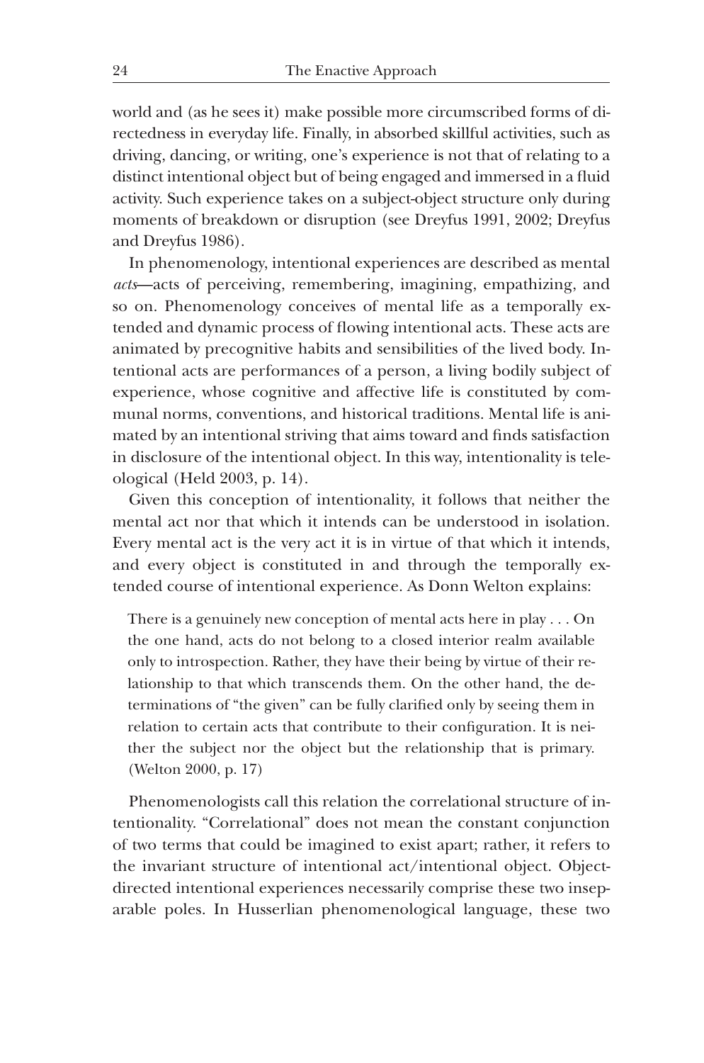world and (as he sees it) make possible more circumscribed forms of directedness in everyday life. Finally, in absorbed skillful activities, such as driving, dancing, or writing, one's experience is not that of relating to a distinct intentional object but of being engaged and immersed in a fluid activity. Such experience takes on a subject-object structure only during moments of breakdown or disruption (see Dreyfus 1991, 2002; Dreyfus and Dreyfus 1986).

In phenomenology, intentional experiences are described as mental *acts*—acts of perceiving, remembering, imagining, empathizing, and so on. Phenomenology conceives of mental life as a temporally extended and dynamic process of flowing intentional acts. These acts are animated by precognitive habits and sensibilities of the lived body. Intentional acts are performances of a person, a living bodily subject of experience, whose cognitive and affective life is constituted by communal norms, conventions, and historical traditions. Mental life is animated by an intentional striving that aims toward and finds satisfaction in disclosure of the intentional object. In this way, intentionality is teleological (Held 2003, p. 14).

Given this conception of intentionality, it follows that neither the mental act nor that which it intends can be understood in isolation. Every mental act is the very act it is in virtue of that which it intends, and every object is constituted in and through the temporally extended course of intentional experience. As Donn Welton explains:

> There is a genuinely new conception of mental acts here in play . . . On the one hand, acts do not belong to a closed interior realm available only to introspection. Rather, they have their being by virtue of their relationship to that which transcends them. On the other hand, the determinations of "the given" can be fully clarified only by seeing them in relation to certain acts that contribute to their configuration. It is neither the subject nor the object but the relationship that is primary. (Welton 2000, p. 17)

Phenomenologists call this relation the correlational structure of intentionality. "Correlational" does not mean the constant conjunction of two terms that could be imagined to exist apart; rather, it refers to the invariant structure of intentional act/intentional object. Object-directed intentional experiences necessarily comprise these two inseparable poles. In Husserlian phenomenological language, these two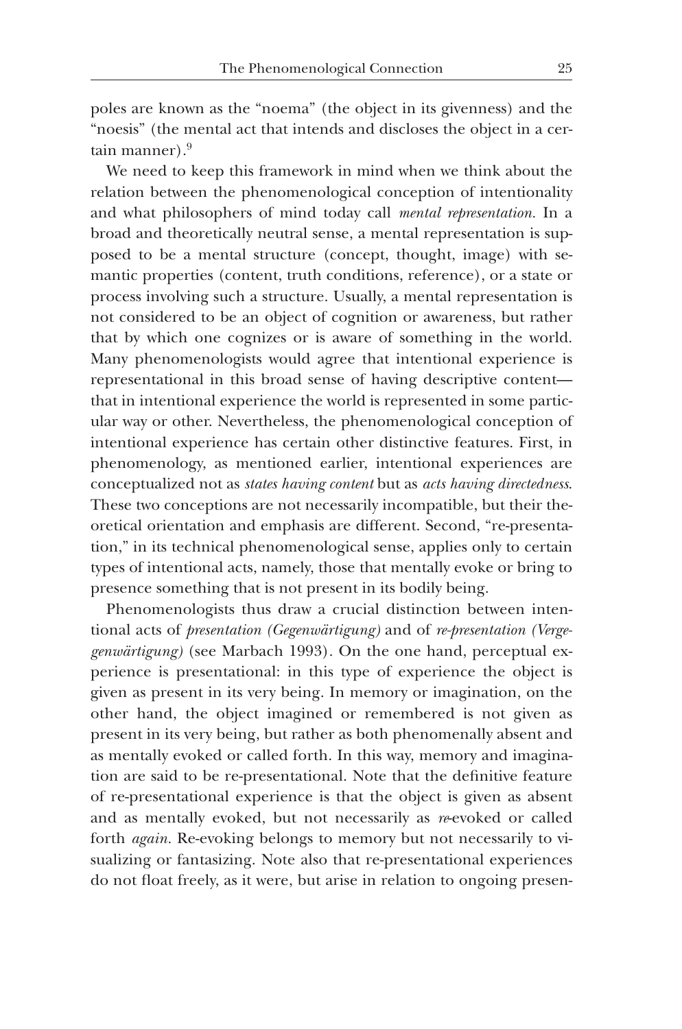poles are known as the "noema" (the object in its givenness) and the "noesis" (the mental act that intends and discloses the object in a certain manner).[9]

We need to keep this framework in mind when we think about the relation between the phenomenological conception of intentionality and what philosophers of mind today call *mental representation.* In a broad and theoretically neutral sense, a mental representation is supposed to be a mental structure (concept, thought, image) with semantic properties (content, truth conditions, reference), or a state or process involving such a structure. Usually, a mental representation is not considered to be an object of cognition or awareness, but rather that by which one cognizes or is aware of something in the world. Many phenomenologists would agree that intentional experience is representational in this broad sense of having descriptive content—that in intentional experience the world is represented in some particular way or other. Nevertheless, the phenomenological conception of intentional experience has certain other distinctive features. First, in phenomenology, as mentioned earlier, intentional experiences are conceptualized not as *states having content* but as *acts having directedness.* These two conceptions are not necessarily incompatible, but their theoretical orientation and emphasis are different. Second, "re-presentation," in its technical phenomenological sense, applies only to certain types of intentional acts, namely, those that mentally evoke or bring to presence something that is not present in its bodily being.

Phenomenologists thus draw a crucial distinction between intentional acts of *presentation (Gegenwärtigung)* and of *re-presentation (Vergegenwärtigung)* (see Marbach 1993). On the one hand, perceptual experience is presentational: in this type of experience the object is given as present in its very being. In memory or imagination, on the other hand, the object imagined or remembered is not given as present in its very being, but rather as both phenomenally absent and as mentally evoked or called forth. In this way, memory and imagination are said to be re-presentational. Note that the definitive feature of re-presentational experience is that the object is given as absent and as mentally evoked, but not necessarily as *re*-evoked or called forth *again.* Re-evoking belongs to memory but not necessarily to visualizing or fantasizing. Note also that re-presentational experiences do not float freely, as it were, but arise in relation to ongoing presen-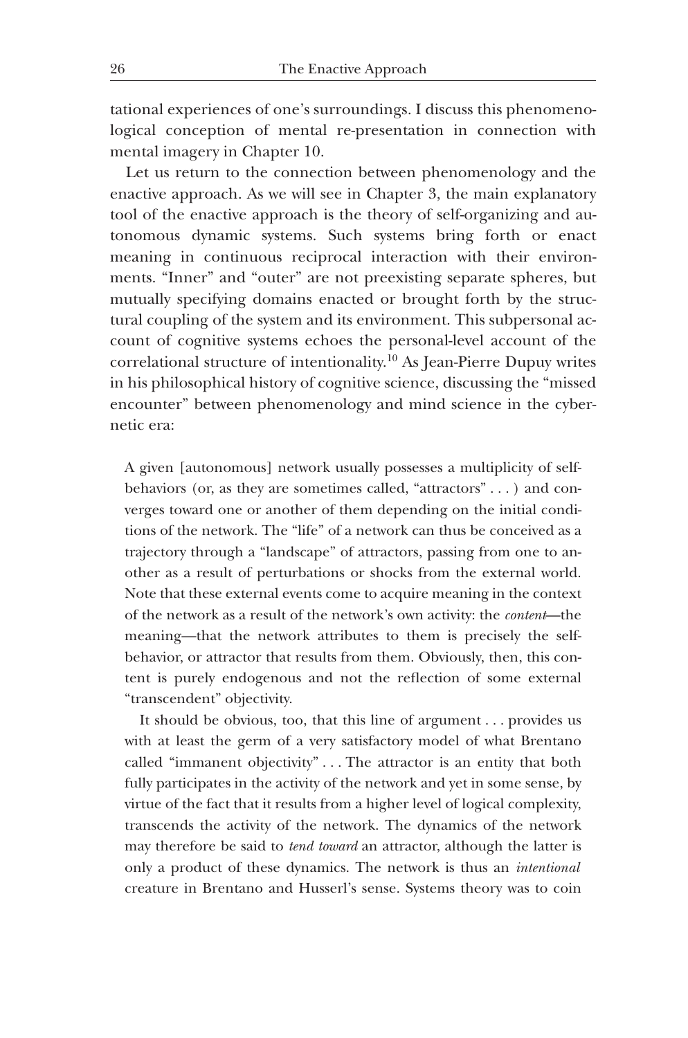tational experiences of one's surroundings. I discuss this phenomenological conception of mental re-presentation in connection with mental imagery in Chapter 10.

Let us return to the connection between phenomenology and the enactive approach. As we will see in Chapter 3, the main explanatory tool of the enactive approach is the theory of self-organizing and autonomous dynamic systems. Such systems bring forth or enact meaning in continuous reciprocal interaction with their environments. "Inner" and "outer" are not preexisting separate spheres, but mutually specifying domains enacted or brought forth by the structural coupling of the system and its environment. This subpersonal account of cognitive systems echoes the personal-level account of the correlational structure of intentionality.[10] As Jean-Pierre Dupuy writes in his philosophical history of cognitive science, discussing the "missed encounter" between phenomenology and mind science in the cybernetic era:

> A given [autonomous] network usually possesses a multiplicity of self-behaviors (or, as they are sometimes called, "attractors" . . . ) and converges toward one or another of them depending on the initial conditions of the network. The "life" of a network can thus be conceived as a trajectory through a "landscape" of attractors, passing from one to another as a result of perturbations or shocks from the external world. Note that these external events come to acquire meaning in the context of the network as a result of the network's own activity: the *content*—the meaning—that the network attributes to them is precisely the self-behavior, or attractor that results from them. Obviously, then, this content is purely endogenous and not the reflection of some external "transcendent" objectivity.
>
> It should be obvious, too, that this line of argument . . . provides us with at least the germ of a very satisfactory model of what Brentano called "immanent objectivity" . . . The attractor is an entity that both fully participates in the activity of the network and yet in some sense, by virtue of the fact that it results from a higher level of logical complexity, transcends the activity of the network. The dynamics of the network may therefore be said to *tend toward* an attractor, although the latter is only a product of these dynamics. The network is thus an *intentional* creature in Brentano and Husserl's sense. Systems theory was to coin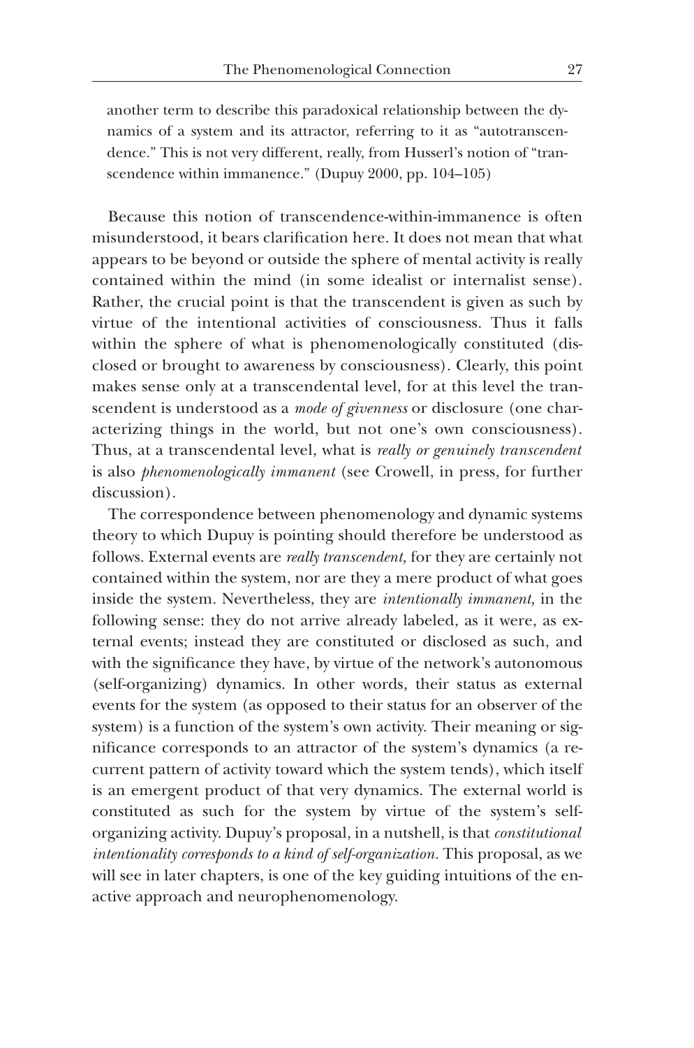another term to describe this paradoxical relationship between the dynamics of a system and its attractor, referring to it as "autotranscendence." This is not very different, really, from Husserl's notion of "transcendence within immanence." (Dupuy 2000, pp. 104–105)

Because this notion of transcendence-within-immanence is often misunderstood, it bears clarification here. It does not mean that what appears to be beyond or outside the sphere of mental activity is really contained within the mind (in some idealist or internalist sense). Rather, the crucial point is that the transcendent is given as such by virtue of the intentional activities of consciousness. Thus it falls within the sphere of what is phenomenologically constituted (disclosed or brought to awareness by consciousness). Clearly, this point makes sense only at a transcendental level, for at this level the transcendent is understood as a *mode of givenness* or disclosure (one characterizing things in the world, but not one's own consciousness). Thus, at a transcendental level, what is *really or genuinely transcendent* is also *phenomenologically immanent* (see Crowell, in press, for further discussion).

The correspondence between phenomenology and dynamic systems theory to which Dupuy is pointing should therefore be understood as follows. External events are *really transcendent,* for they are certainly not contained within the system, nor are they a mere product of what goes inside the system. Nevertheless, they are *intentionally immanent,* in the following sense: they do not arrive already labeled, as it were, as external events; instead they are constituted or disclosed as such, and with the significance they have, by virtue of the network's autonomous (self-organizing) dynamics. In other words, their status as external events for the system (as opposed to their status for an observer of the system) is a function of the system's own activity. Their meaning or significance corresponds to an attractor of the system's dynamics (a recurrent pattern of activity toward which the system tends), which itself is an emergent product of that very dynamics. The external world is constituted as such for the system by virtue of the system's self-organizing activity. Dupuy's proposal, in a nutshell, is that *constitutional intentionality corresponds to a kind of self-organization.* This proposal, as we will see in later chapters, is one of the key guiding intuitions of the enactive approach and neurophenomenology.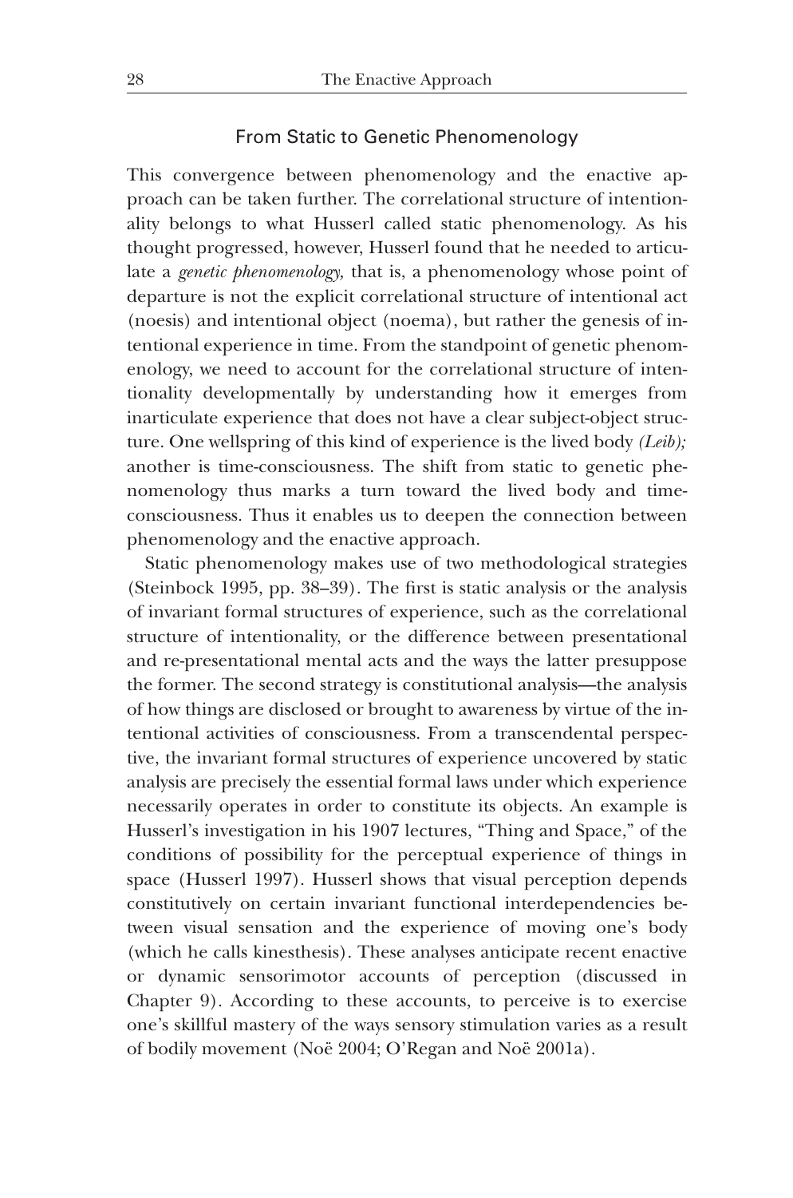## From Static to Genetic Phenomenology

This convergence between phenomenology and the enactive approach can be taken further. The correlational structure of intentionality belongs to what Husserl called static phenomenology. As his thought progressed, however, Husserl found that he needed to articulate a *genetic phenomenology,* that is, a phenomenology whose point of departure is not the explicit correlational structure of intentional act (noesis) and intentional object (noema), but rather the genesis of intentional experience in time. From the standpoint of genetic phenomenology, we need to account for the correlational structure of intentionality developmentally by understanding how it emerges from inarticulate experience that does not have a clear subject-object structure. One wellspring of this kind of experience is the lived body *(Leib);* another is time-consciousness. The shift from static to genetic phenomenology thus marks a turn toward the lived body and time-consciousness. Thus it enables us to deepen the connection between phenomenology and the enactive approach.

Static phenomenology makes use of two methodological strategies (Steinbock 1995, pp. 38–39). The first is static analysis or the analysis of invariant formal structures of experience, such as the correlational structure of intentionality, or the difference between presentational and re-presentational mental acts and the ways the latter presuppose the former. The second strategy is constitutional analysis—the analysis of how things are disclosed or brought to awareness by virtue of the intentional activities of consciousness. From a transcendental perspective, the invariant formal structures of experience uncovered by static analysis are precisely the essential formal laws under which experience necessarily operates in order to constitute its objects. An example is Husserl's investigation in his 1907 lectures, "Thing and Space," of the conditions of possibility for the perceptual experience of things in space (Husserl 1997). Husserl shows that visual perception depends constitutively on certain invariant functional interdependencies between visual sensation and the experience of moving one's body (which he calls kinesthesis). These analyses anticipate recent enactive or dynamic sensorimotor accounts of perception (discussed in Chapter 9). According to these accounts, to perceive is to exercise one's skillful mastery of the ways sensory stimulation varies as a result of bodily movement (Noë 2004; O'Regan and Noë 2001a).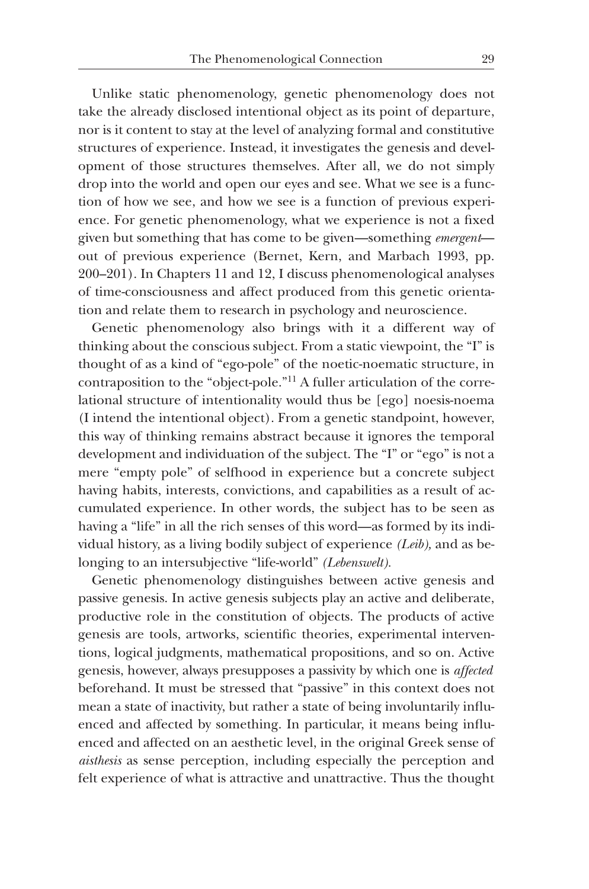Unlike static phenomenology, genetic phenomenology does not take the already disclosed intentional object as its point of departure, nor is it content to stay at the level of analyzing formal and constitutive structures of experience. Instead, it investigates the genesis and development of those structures themselves. After all, we do not simply drop into the world and open our eyes and see. What we see is a function of how we see, and how we see is a function of previous experience. For genetic phenomenology, what we experience is not a fixed given but something that has come to be given—something *emergent*—out of previous experience (Bernet, Kern, and Marbach 1993, pp. 200–201). In Chapters 11 and 12, I discuss phenomenological analyses of time-consciousness and affect produced from this genetic orientation and relate them to research in psychology and neuroscience.

Genetic phenomenology also brings with it a different way of thinking about the conscious subject. From a static viewpoint, the "I" is thought of as a kind of "ego-pole" of the noetic-noematic structure, in contraposition to the "object-pole."[11] A fuller articulation of the correlational structure of intentionality would thus be [ego] noesis-noema (I intend the intentional object). From a genetic standpoint, however, this way of thinking remains abstract because it ignores the temporal development and individuation of the subject. The "I" or "ego" is not a mere "empty pole" of selfhood in experience but a concrete subject having habits, interests, convictions, and capabilities as a result of accumulated experience. In other words, the subject has to be seen as having a "life" in all the rich senses of this word—as formed by its individual history, as a living bodily subject of experience *(Leib)*, and as belonging to an intersubjective "life-world" *(Lebenswelt)*.

Genetic phenomenology distinguishes between active genesis and passive genesis. In active genesis subjects play an active and deliberate, productive role in the constitution of objects. The products of active genesis are tools, artworks, scientific theories, experimental interventions, logical judgments, mathematical propositions, and so on. Active genesis, however, always presupposes a passivity by which one is *affected* beforehand. It must be stressed that "passive" in this context does not mean a state of inactivity, but rather a state of being involuntarily influenced and affected by something. In particular, it means being influenced and affected on an aesthetic level, in the original Greek sense of *aisthesis* as sense perception, including especially the perception and felt experience of what is attractive and unattractive. Thus the thought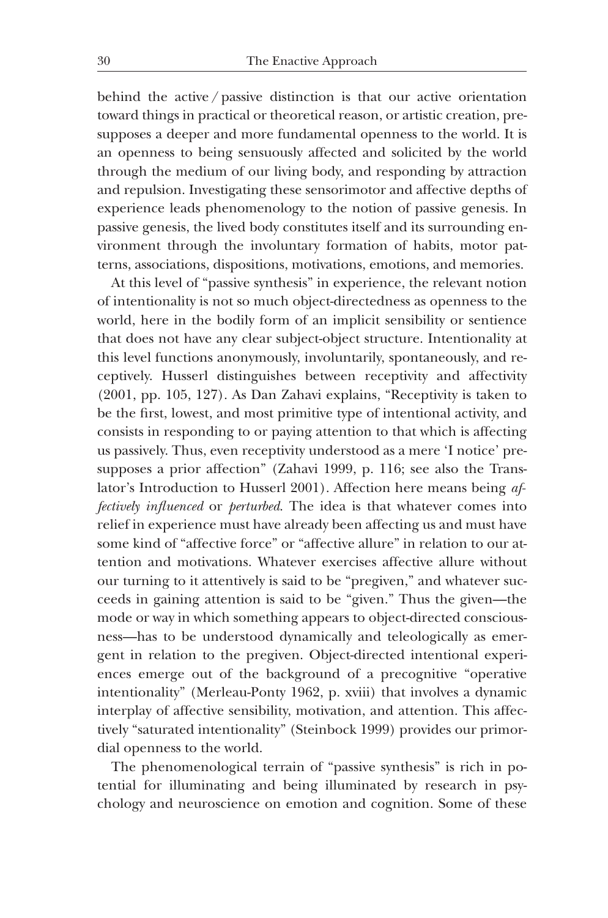behind the active / passive distinction is that our active orientation toward things in practical or theoretical reason, or artistic creation, presupposes a deeper and more fundamental openness to the world. It is an openness to being sensuously affected and solicited by the world through the medium of our living body, and responding by attraction and repulsion. Investigating these sensorimotor and affective depths of experience leads phenomenology to the notion of passive genesis. In passive genesis, the lived body constitutes itself and its surrounding environment through the involuntary formation of habits, motor patterns, associations, dispositions, motivations, emotions, and memories.

At this level of "passive synthesis" in experience, the relevant notion of intentionality is not so much object-directedness as openness to the world, here in the bodily form of an implicit sensibility or sentience that does not have any clear subject-object structure. Intentionality at this level functions anonymously, involuntarily, spontaneously, and receptively. Husserl distinguishes between receptivity and affectivity (2001, pp. 105, 127). As Dan Zahavi explains, "Receptivity is taken to be the first, lowest, and most primitive type of intentional activity, and consists in responding to or paying attention to that which is affecting us passively. Thus, even receptivity understood as a mere 'I notice' presupposes a prior affection" (Zahavi 1999, p. 116; see also the Translator's Introduction to Husserl 2001). Affection here means being *affectively influenced* or *perturbed*. The idea is that whatever comes into relief in experience must have already been affecting us and must have some kind of "affective force" or "affective allure" in relation to our attention and motivations. Whatever exercises affective allure without our turning to it attentively is said to be "pregiven," and whatever succeeds in gaining attention is said to be "given." Thus the given—the mode or way in which something appears to object-directed consciousness—has to be understood dynamically and teleologically as emergent in relation to the pregiven. Object-directed intentional experiences emerge out of the background of a precognitive "operative intentionality" (Merleau-Ponty 1962, p. xviii) that involves a dynamic interplay of affective sensibility, motivation, and attention. This affectively "saturated intentionality" (Steinbock 1999) provides our primordial openness to the world.

The phenomenological terrain of "passive synthesis" is rich in potential for illuminating and being illuminated by research in psychology and neuroscience on emotion and cognition. Some of these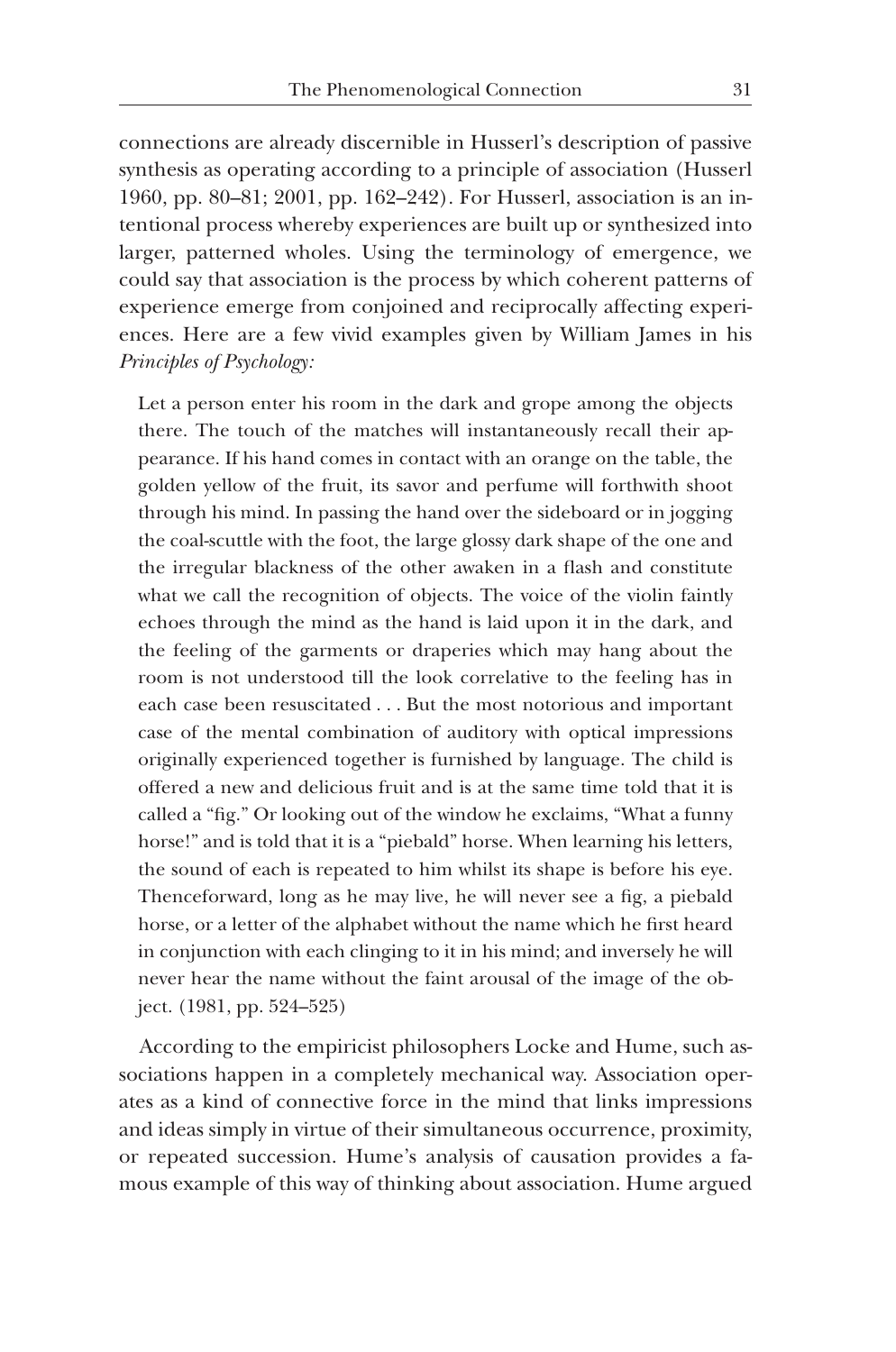connections are already discernible in Husserl's description of passive synthesis as operating according to a principle of association (Husserl 1960, pp. 80–81; 2001, pp. 162–242). For Husserl, association is an intentional process whereby experiences are built up or synthesized into larger, patterned wholes. Using the terminology of emergence, we could say that association is the process by which coherent patterns of experience emerge from conjoined and reciprocally affecting experiences. Here are a few vivid examples given by William James in his *Principles of Psychology:*

> Let a person enter his room in the dark and grope among the objects there. The touch of the matches will instantaneously recall their appearance. If his hand comes in contact with an orange on the table, the golden yellow of the fruit, its savor and perfume will forthwith shoot through his mind. In passing the hand over the sideboard or in jogging the coal-scuttle with the foot, the large glossy dark shape of the one and the irregular blackness of the other awaken in a flash and constitute what we call the recognition of objects. The voice of the violin faintly echoes through the mind as the hand is laid upon it in the dark, and the feeling of the garments or draperies which may hang about the room is not understood till the look correlative to the feeling has in each case been resuscitated . . . But the most notorious and important case of the mental combination of auditory with optical impressions originally experienced together is furnished by language. The child is offered a new and delicious fruit and is at the same time told that it is called a "fig." Or looking out of the window he exclaims, "What a funny horse!" and is told that it is a "piebald" horse. When learning his letters, the sound of each is repeated to him whilst its shape is before his eye. Thenceforward, long as he may live, he will never see a fig, a piebald horse, or a letter of the alphabet without the name which he first heard in conjunction with each clinging to it in his mind; and inversely he will never hear the name without the faint arousal of the image of the object. (1981, pp. 524–525)

According to the empiricist philosophers Locke and Hume, such associations happen in a completely mechanical way. Association operates as a kind of connective force in the mind that links impressions and ideas simply in virtue of their simultaneous occurrence, proximity, or repeated succession. Hume's analysis of causation provides a famous example of this way of thinking about association. Hume argued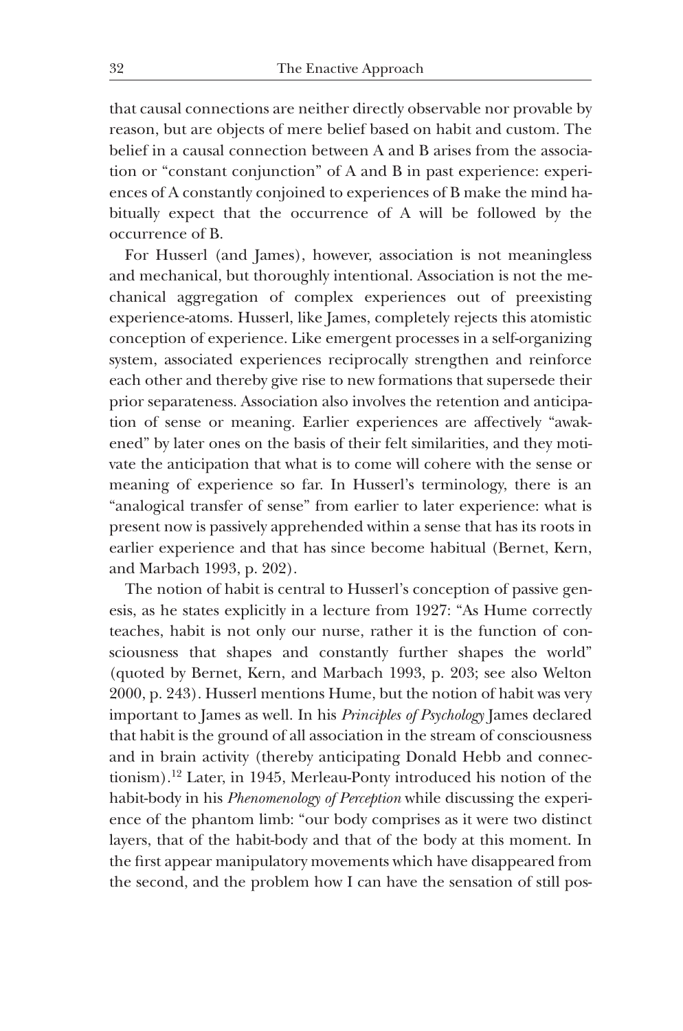that causal connections are neither directly observable nor provable by reason, but are objects of mere belief based on habit and custom. The belief in a causal connection between A and B arises from the association or "constant conjunction" of A and B in past experience: experiences of A constantly conjoined to experiences of B make the mind habitually expect that the occurrence of A will be followed by the occurrence of B.

For Husserl (and James), however, association is not meaningless and mechanical, but thoroughly intentional. Association is not the mechanical aggregation of complex experiences out of preexisting experience-atoms. Husserl, like James, completely rejects this atomistic conception of experience. Like emergent processes in a self-organizing system, associated experiences reciprocally strengthen and reinforce each other and thereby give rise to new formations that supersede their prior separateness. Association also involves the retention and anticipation of sense or meaning. Earlier experiences are affectively "awakened" by later ones on the basis of their felt similarities, and they motivate the anticipation that what is to come will cohere with the sense or meaning of experience so far. In Husserl's terminology, there is an "analogical transfer of sense" from earlier to later experience: what is present now is passively apprehended within a sense that has its roots in earlier experience and that has since become habitual (Bernet, Kern, and Marbach 1993, p. 202).

The notion of habit is central to Husserl's conception of passive genesis, as he states explicitly in a lecture from 1927: "As Hume correctly teaches, habit is not only our nurse, rather it is the function of consciousness that shapes and constantly further shapes the world" (quoted by Bernet, Kern, and Marbach 1993, p. 203; see also Welton 2000, p. 243). Husserl mentions Hume, but the notion of habit was very important to James as well. In his *Principles of Psychology* James declared that habit is the ground of all association in the stream of consciousness and in brain activity (thereby anticipating Donald Hebb and connectionism).[12] Later, in 1945, Merleau-Ponty introduced his notion of the habit-body in his *Phenomenology of Perception* while discussing the experience of the phantom limb: "our body comprises as it were two distinct layers, that of the habit-body and that of the body at this moment. In the first appear manipulatory movements which have disappeared from the second, and the problem how I can have the sensation of still pos-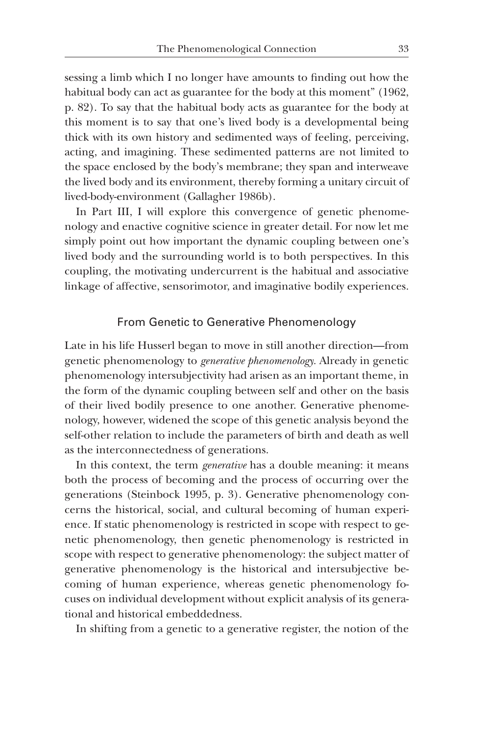sessing a limb which I no longer have amounts to finding out how the habitual body can act as guarantee for the body at this moment" (1962, p. 82). To say that the habitual body acts as guarantee for the body at this moment is to say that one's lived body is a developmental being thick with its own history and sedimented ways of feeling, perceiving, acting, and imagining. These sedimented patterns are not limited to the space enclosed by the body's membrane; they span and interweave the lived body and its environment, thereby forming a unitary circuit of lived-body-environment (Gallagher 1986b).

In Part III, I will explore this convergence of genetic phenomenology and enactive cognitive science in greater detail. For now let me simply point out how important the dynamic coupling between one's lived body and the surrounding world is to both perspectives. In this coupling, the motivating undercurrent is the habitual and associative linkage of affective, sensorimotor, and imaginative bodily experiences.

## From Genetic to Generative Phenomenology

Late in his life Husserl began to move in still another direction—from genetic phenomenology to *generative phenomenology*. Already in genetic phenomenology intersubjectivity had arisen as an important theme, in the form of the dynamic coupling between self and other on the basis of their lived bodily presence to one another. Generative phenomenology, however, widened the scope of this genetic analysis beyond the self-other relation to include the parameters of birth and death as well as the interconnectedness of generations.

In this context, the term *generative* has a double meaning: it means both the process of becoming and the process of occurring over the generations (Steinbock 1995, p. 3). Generative phenomenology concerns the historical, social, and cultural becoming of human experience. If static phenomenology is restricted in scope with respect to genetic phenomenology, then genetic phenomenology is restricted in scope with respect to generative phenomenology: the subject matter of generative phenomenology is the historical and intersubjective becoming of human experience, whereas genetic phenomenology focuses on individual development without explicit analysis of its generational and historical embeddedness.

In shifting from a genetic to a generative register, the notion of the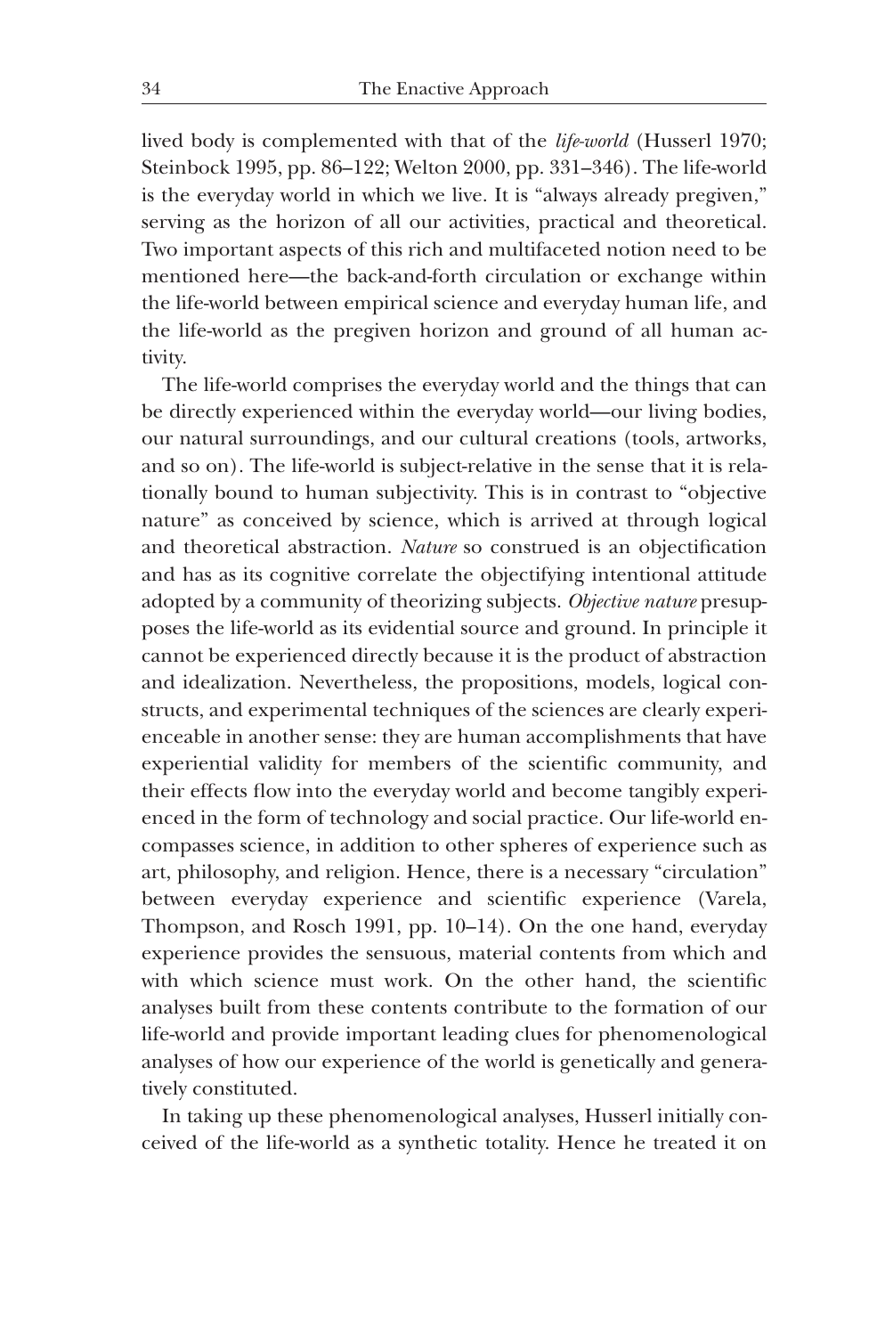lived body is complemented with that of the *life-world* (Husserl 1970; Steinbock 1995, pp. 86–122; Welton 2000, pp. 331–346). The life-world is the everyday world in which we live. It is "always already pregiven," serving as the horizon of all our activities, practical and theoretical. Two important aspects of this rich and multifaceted notion need to be mentioned here—the back-and-forth circulation or exchange within the life-world between empirical science and everyday human life, and the life-world as the pregiven horizon and ground of all human activity.

The life-world comprises the everyday world and the things that can be directly experienced within the everyday world—our living bodies, our natural surroundings, and our cultural creations (tools, artworks, and so on). The life-world is subject-relative in the sense that it is relationally bound to human subjectivity. This is in contrast to "objective nature" as conceived by science, which is arrived at through logical and theoretical abstraction. *Nature* so construed is an objectification and has as its cognitive correlate the objectifying intentional attitude adopted by a community of theorizing subjects. *Objective nature* presupposes the life-world as its evidential source and ground. In principle it cannot be experienced directly because it is the product of abstraction and idealization. Nevertheless, the propositions, models, logical constructs, and experimental techniques of the sciences are clearly experienceable in another sense: they are human accomplishments that have experiential validity for members of the scientific community, and their effects flow into the everyday world and become tangibly experienced in the form of technology and social practice. Our life-world encompasses science, in addition to other spheres of experience such as art, philosophy, and religion. Hence, there is a necessary "circulation" between everyday experience and scientific experience (Varela, Thompson, and Rosch 1991, pp. 10–14). On the one hand, everyday experience provides the sensuous, material contents from which and with which science must work. On the other hand, the scientific analyses built from these contents contribute to the formation of our life-world and provide important leading clues for phenomenological analyses of how our experience of the world is genetically and generatively constituted.

In taking up these phenomenological analyses, Husserl initially conceived of the life-world as a synthetic totality. Hence he treated it on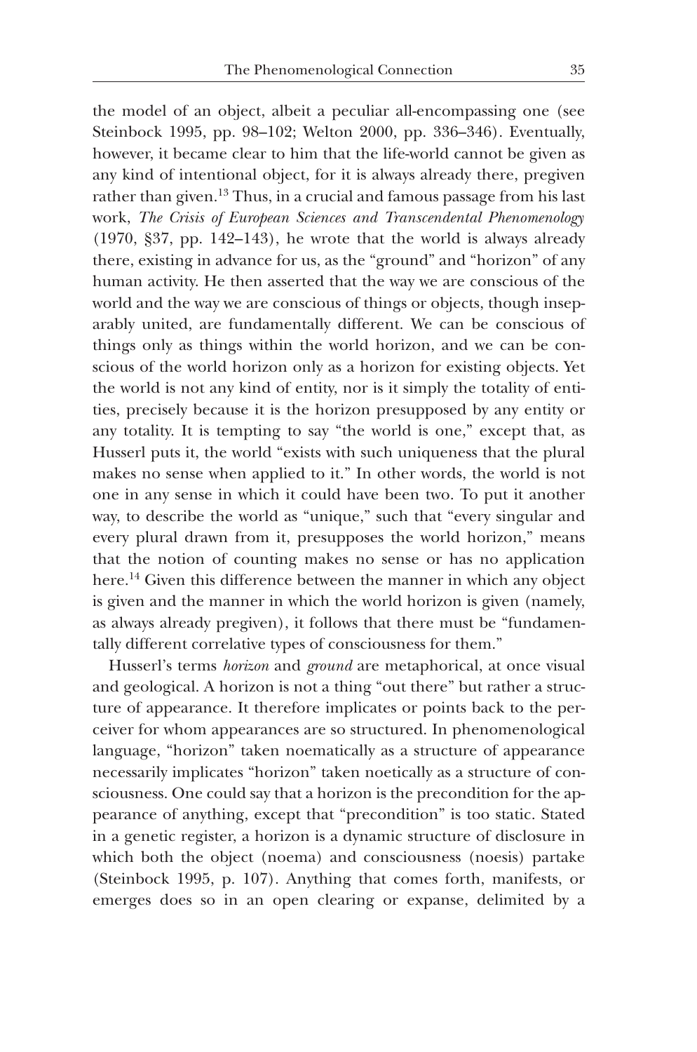the model of an object, albeit a peculiar all-encompassing one (see Steinbock 1995, pp. 98–102; Welton 2000, pp. 336–346). Eventually, however, it became clear to him that the life-world cannot be given as any kind of intentional object, for it is always already there, pregiven rather than given.[13] Thus, in a crucial and famous passage from his last work, *The Crisis of European Sciences and Transcendental Phenomenology* (1970, §37, pp. 142–143), he wrote that the world is always already there, existing in advance for us, as the "ground" and "horizon" of any human activity. He then asserted that the way we are conscious of the world and the way we are conscious of things or objects, though inseparably united, are fundamentally different. We can be conscious of things only as things within the world horizon, and we can be conscious of the world horizon only as a horizon for existing objects. Yet the world is not any kind of entity, nor is it simply the totality of entities, precisely because it is the horizon presupposed by any entity or any totality. It is tempting to say "the world is one," except that, as Husserl puts it, the world "exists with such uniqueness that the plural makes no sense when applied to it." In other words, the world is not one in any sense in which it could have been two. To put it another way, to describe the world as "unique," such that "every singular and every plural drawn from it, presupposes the world horizon," means that the notion of counting makes no sense or has no application here.[14] Given this difference between the manner in which any object is given and the manner in which the world horizon is given (namely, as always already pregiven), it follows that there must be "fundamentally different correlative types of consciousness for them."

Husserl's terms *horizon* and *ground* are metaphorical, at once visual and geological. A horizon is not a thing "out there" but rather a structure of appearance. It therefore implicates or points back to the perceiver for whom appearances are so structured. In phenomenological language, "horizon" taken noematically as a structure of appearance necessarily implicates "horizon" taken noetically as a structure of consciousness. One could say that a horizon is the precondition for the appearance of anything, except that "precondition" is too static. Stated in a genetic register, a horizon is a dynamic structure of disclosure in which both the object (noema) and consciousness (noesis) partake (Steinbock 1995, p. 107). Anything that comes forth, manifests, or emerges does so in an open clearing or expanse, delimited by a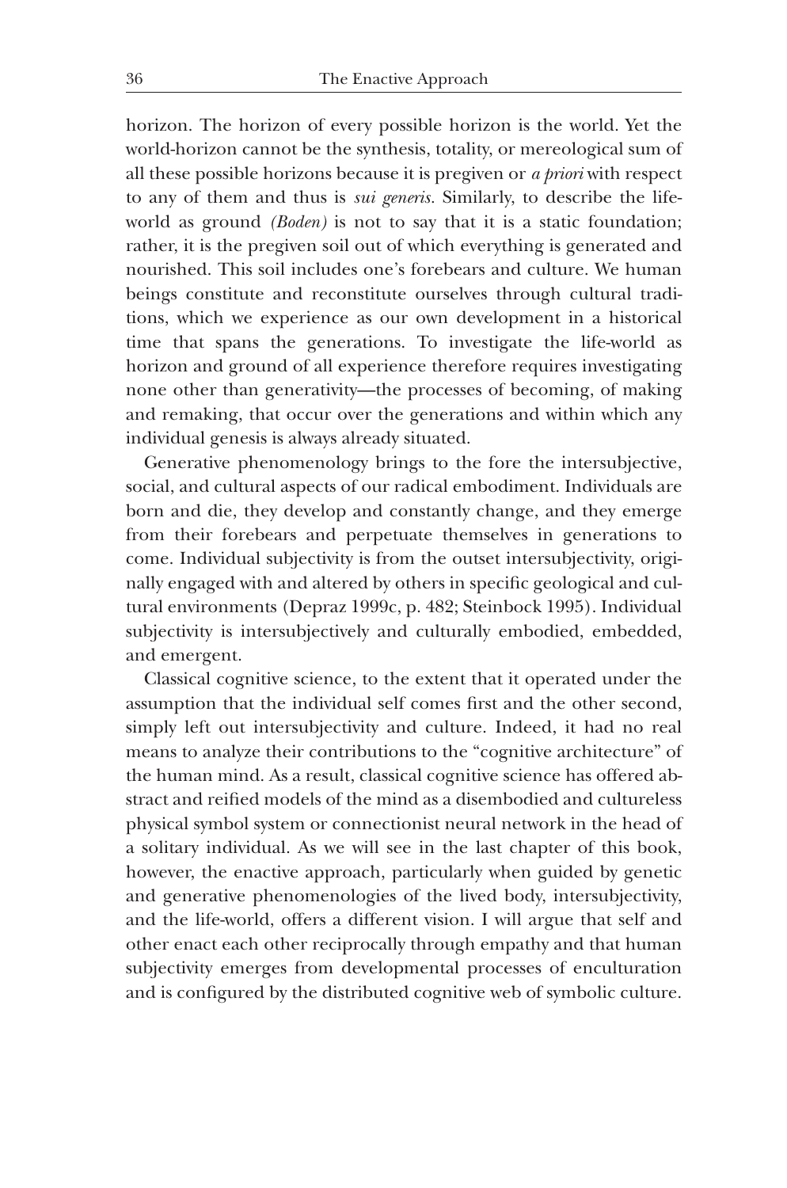horizon. The horizon of every possible horizon is the world. Yet the world-horizon cannot be the synthesis, totality, or mereological sum of all these possible horizons because it is pregiven or *a priori* with respect to any of them and thus is *sui generis*. Similarly, to describe the life-world as ground *(Boden)* is not to say that it is a static foundation; rather, it is the pregiven soil out of which everything is generated and nourished. This soil includes one's forebears and culture. We human beings constitute and reconstitute ourselves through cultural traditions, which we experience as our own development in a historical time that spans the generations. To investigate the life-world as horizon and ground of all experience therefore requires investigating none other than generativity—the processes of becoming, of making and remaking, that occur over the generations and within which any individual genesis is always already situated.

Generative phenomenology brings to the fore the intersubjective, social, and cultural aspects of our radical embodiment. Individuals are born and die, they develop and constantly change, and they emerge from their forebears and perpetuate themselves in generations to come. Individual subjectivity is from the outset intersubjectivity, originally engaged with and altered by others in specific geological and cultural environments (Depraz 1999c, p. 482; Steinbock 1995). Individual subjectivity is intersubjectively and culturally embodied, embedded, and emergent.

Classical cognitive science, to the extent that it operated under the assumption that the individual self comes first and the other second, simply left out intersubjectivity and culture. Indeed, it had no real means to analyze their contributions to the "cognitive architecture" of the human mind. As a result, classical cognitive science has offered abstract and reified models of the mind as a disembodied and cultureless physical symbol system or connectionist neural network in the head of a solitary individual. As we will see in the last chapter of this book, however, the enactive approach, particularly when guided by genetic and generative phenomenologies of the lived body, intersubjectivity, and the life-world, offers a different vision. I will argue that self and other enact each other reciprocally through empathy and that human subjectivity emerges from developmental processes of enculturation and is configured by the distributed cognitive web of symbolic culture.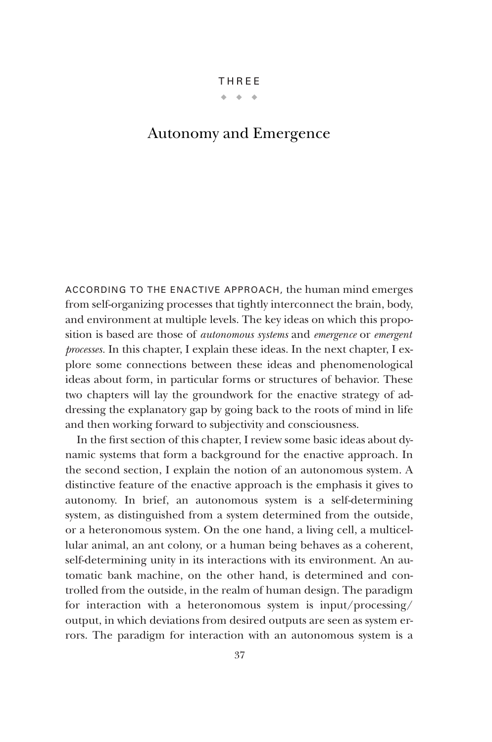THREE

◆ ◆ ◆

# Autonomy and Emergence

ACCORDING TO THE ENACTIVE APPROACH, the human mind emerges from self-organizing processes that tightly interconnect the brain, body, and environment at multiple levels. The key ideas on which this proposition is based are those of *autonomous systems* and *emergence* or *emergent processes*. In this chapter, I explain these ideas. In the next chapter, I explore some connections between these ideas and phenomenological ideas about form, in particular forms or structures of behavior. These two chapters will lay the groundwork for the enactive strategy of addressing the explanatory gap by going back to the roots of mind in life and then working forward to subjectivity and consciousness.

In the first section of this chapter, I review some basic ideas about dynamic systems that form a background for the enactive approach. In the second section, I explain the notion of an autonomous system. A distinctive feature of the enactive approach is the emphasis it gives to autonomy. In brief, an autonomous system is a self-determining system, as distinguished from a system determined from the outside, or a heteronomous system. On the one hand, a living cell, a multicellular animal, an ant colony, or a human being behaves as a coherent, self-determining unity in its interactions with its environment. An automatic bank machine, on the other hand, is determined and controlled from the outside, in the realm of human design. The paradigm for interaction with a heteronomous system is input/processing/output, in which deviations from desired outputs are seen as system errors. The paradigm for interaction with an autonomous system is a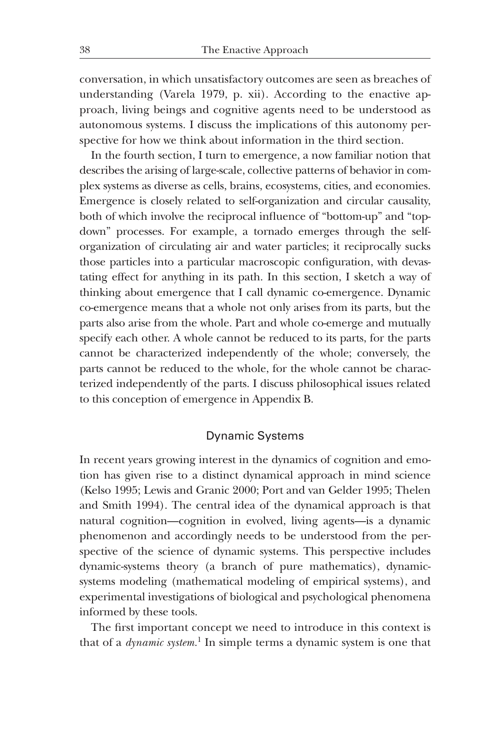conversation, in which unsatisfactory outcomes are seen as breaches of understanding (Varela 1979, p. xii). According to the enactive approach, living beings and cognitive agents need to be understood as autonomous systems. I discuss the implications of this autonomy perspective for how we think about information in the third section.

In the fourth section, I turn to emergence, a now familiar notion that describes the arising of large-scale, collective patterns of behavior in complex systems as diverse as cells, brains, ecosystems, cities, and economies. Emergence is closely related to self-organization and circular causality, both of which involve the reciprocal influence of "bottom-up" and "top-down" processes. For example, a tornado emerges through the self-organization of circulating air and water particles; it reciprocally sucks those particles into a particular macroscopic configuration, with devastating effect for anything in its path. In this section, I sketch a way of thinking about emergence that I call dynamic co-emergence. Dynamic co-emergence means that a whole not only arises from its parts, but the parts also arise from the whole. Part and whole co-emerge and mutually specify each other. A whole cannot be reduced to its parts, for the parts cannot be characterized independently of the whole; conversely, the parts cannot be reduced to the whole, for the whole cannot be characterized independently of the parts. I discuss philosophical issues related to this conception of emergence in Appendix B.

## Dynamic Systems

In recent years growing interest in the dynamics of cognition and emotion has given rise to a distinct dynamical approach in mind science (Kelso 1995; Lewis and Granic 2000; Port and van Gelder 1995; Thelen and Smith 1994). The central idea of the dynamical approach is that natural cognition—cognition in evolved, living agents—is a dynamic phenomenon and accordingly needs to be understood from the perspective of the science of dynamic systems. This perspective includes dynamic-systems theory (a branch of pure mathematics), dynamic-systems modeling (mathematical modeling of empirical systems), and experimental investigations of biological and psychological phenomena informed by these tools.

The first important concept we need to introduce in this context is that of a *dynamic system.*[1] In simple terms a dynamic system is one that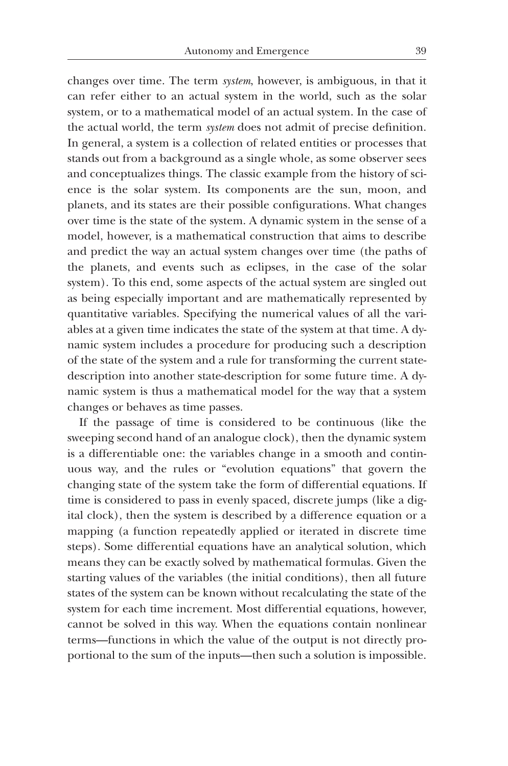changes over time. The term *system*, however, is ambiguous, in that it can refer either to an actual system in the world, such as the solar system, or to a mathematical model of an actual system. In the case of the actual world, the term *system* does not admit of precise definition. In general, a system is a collection of related entities or processes that stands out from a background as a single whole, as some observer sees and conceptualizes things. The classic example from the history of science is the solar system. Its components are the sun, moon, and planets, and its states are their possible configurations. What changes over time is the state of the system. A dynamic system in the sense of a model, however, is a mathematical construction that aims to describe and predict the way an actual system changes over time (the paths of the planets, and events such as eclipses, in the case of the solar system). To this end, some aspects of the actual system are singled out as being especially important and are mathematically represented by quantitative variables. Specifying the numerical values of all the variables at a given time indicates the state of the system at that time. A dynamic system includes a procedure for producing such a description of the state of the system and a rule for transforming the current state-description into another state-description for some future time. A dynamic system is thus a mathematical model for the way that a system changes or behaves as time passes.

If the passage of time is considered to be continuous (like the sweeping second hand of an analogue clock), then the dynamic system is a differentiable one: the variables change in a smooth and continuous way, and the rules or "evolution equations" that govern the changing state of the system take the form of differential equations. If time is considered to pass in evenly spaced, discrete jumps (like a digital clock), then the system is described by a difference equation or a mapping (a function repeatedly applied or iterated in discrete time steps). Some differential equations have an analytical solution, which means they can be exactly solved by mathematical formulas. Given the starting values of the variables (the initial conditions), then all future states of the system can be known without recalculating the state of the system for each time increment. Most differential equations, however, cannot be solved in this way. When the equations contain nonlinear terms—functions in which the value of the output is not directly proportional to the sum of the inputs—then such a solution is impossible.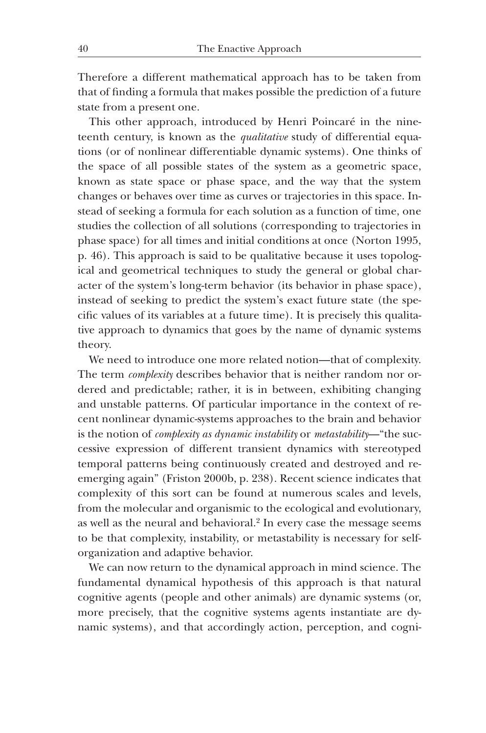Therefore a different mathematical approach has to be taken from that of finding a formula that makes possible the prediction of a future state from a present one.

This other approach, introduced by Henri Poincaré in the nineteenth century, is known as the *qualitative* study of differential equations (or of nonlinear differentiable dynamic systems). One thinks of the space of all possible states of the system as a geometric space, known as state space or phase space, and the way that the system changes or behaves over time as curves or trajectories in this space. Instead of seeking a formula for each solution as a function of time, one studies the collection of all solutions (corresponding to trajectories in phase space) for all times and initial conditions at once (Norton 1995, p. 46). This approach is said to be qualitative because it uses topological and geometrical techniques to study the general or global character of the system's long-term behavior (its behavior in phase space), instead of seeking to predict the system's exact future state (the specific values of its variables at a future time). It is precisely this qualitative approach to dynamics that goes by the name of dynamic systems theory.

We need to introduce one more related notion—that of complexity. The term *complexity* describes behavior that is neither random nor ordered and predictable; rather, it is in between, exhibiting changing and unstable patterns. Of particular importance in the context of recent nonlinear dynamic-systems approaches to the brain and behavior is the notion of *complexity as dynamic instability* or *metastability*—"the successive expression of different transient dynamics with stereotyped temporal patterns being continuously created and destroyed and re-emerging again" (Friston 2000b, p. 238). Recent science indicates that complexity of this sort can be found at numerous scales and levels, from the molecular and organismic to the ecological and evolutionary, as well as the neural and behavioral.[2] In every case the message seems to be that complexity, instability, or metastability is necessary for self-organization and adaptive behavior.

We can now return to the dynamical approach in mind science. The fundamental dynamical hypothesis of this approach is that natural cognitive agents (people and other animals) are dynamic systems (or, more precisely, that the cognitive systems agents instantiate are dynamic systems), and that accordingly action, perception, and cogni-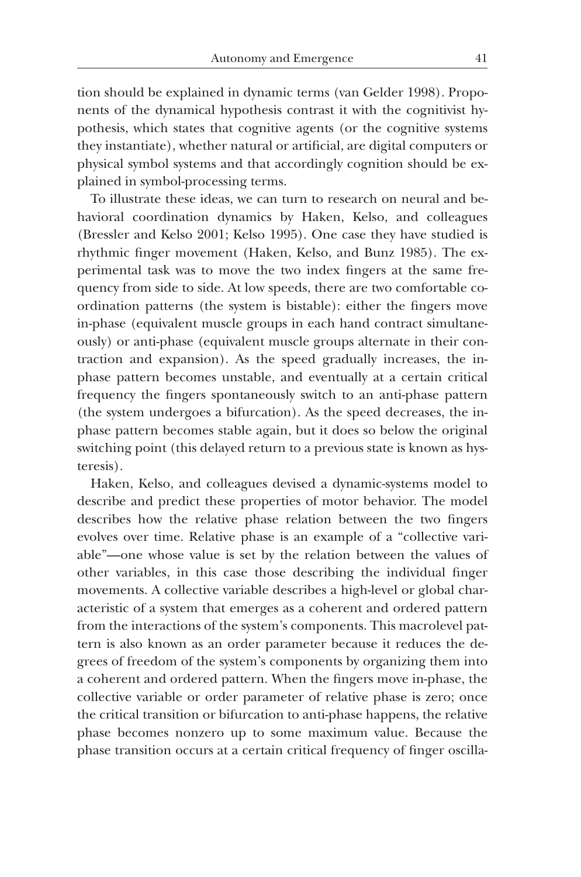tion should be explained in dynamic terms (van Gelder 1998). Proponents of the dynamical hypothesis contrast it with the cognitivist hypothesis, which states that cognitive agents (or the cognitive systems they instantiate), whether natural or artificial, are digital computers or physical symbol systems and that accordingly cognition should be explained in symbol-processing terms.

To illustrate these ideas, we can turn to research on neural and behavioral coordination dynamics by Haken, Kelso, and colleagues (Bressler and Kelso 2001; Kelso 1995). One case they have studied is rhythmic finger movement (Haken, Kelso, and Bunz 1985). The experimental task was to move the two index fingers at the same frequency from side to side. At low speeds, there are two comfortable coordination patterns (the system is bistable): either the fingers move in-phase (equivalent muscle groups in each hand contract simultaneously) or anti-phase (equivalent muscle groups alternate in their contraction and expansion). As the speed gradually increases, the in-phase pattern becomes unstable, and eventually at a certain critical frequency the fingers spontaneously switch to an anti-phase pattern (the system undergoes a bifurcation). As the speed decreases, the in-phase pattern becomes stable again, but it does so below the original switching point (this delayed return to a previous state is known as hysteresis).

Haken, Kelso, and colleagues devised a dynamic-systems model to describe and predict these properties of motor behavior. The model describes how the relative phase relation between the two fingers evolves over time. Relative phase is an example of a "collective variable"—one whose value is set by the relation between the values of other variables, in this case those describing the individual finger movements. A collective variable describes a high-level or global characteristic of a system that emerges as a coherent and ordered pattern from the interactions of the system's components. This macrolevel pattern is also known as an order parameter because it reduces the degrees of freedom of the system's components by organizing them into a coherent and ordered pattern. When the fingers move in-phase, the collective variable or order parameter of relative phase is zero; once the critical transition or bifurcation to anti-phase happens, the relative phase becomes nonzero up to some maximum value. Because the phase transition occurs at a certain critical frequency of finger oscilla-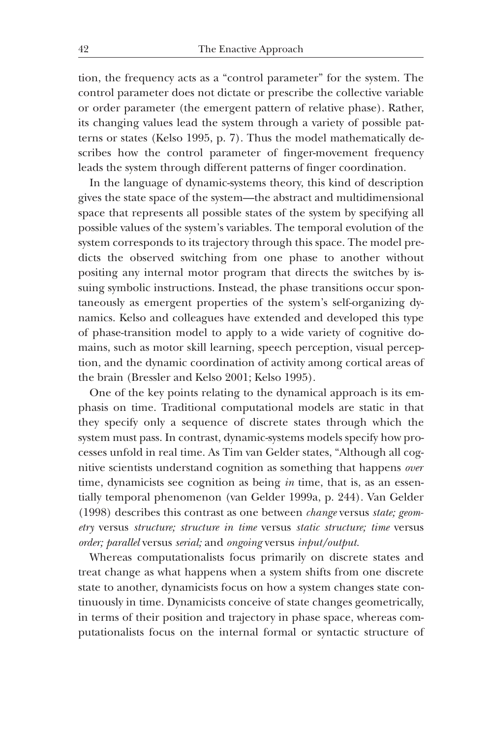tion, the frequency acts as a "control parameter" for the system. The control parameter does not dictate or prescribe the collective variable or order parameter (the emergent pattern of relative phase). Rather, its changing values lead the system through a variety of possible patterns or states (Kelso 1995, p. 7). Thus the model mathematically describes how the control parameter of finger-movement frequency leads the system through different patterns of finger coordination.

In the language of dynamic-systems theory, this kind of description gives the state space of the system—the abstract and multidimensional space that represents all possible states of the system by specifying all possible values of the system's variables. The temporal evolution of the system corresponds to its trajectory through this space. The model predicts the observed switching from one phase to another without positing any internal motor program that directs the switches by issuing symbolic instructions. Instead, the phase transitions occur spontaneously as emergent properties of the system's self-organizing dynamics. Kelso and colleagues have extended and developed this type of phase-transition model to apply to a wide variety of cognitive domains, such as motor skill learning, speech perception, visual perception, and the dynamic coordination of activity among cortical areas of the brain (Bressler and Kelso 2001; Kelso 1995).

One of the key points relating to the dynamical approach is its emphasis on time. Traditional computational models are static in that they specify only a sequence of discrete states through which the system must pass. In contrast, dynamic-systems models specify how processes unfold in real time. As Tim van Gelder states, "Although all cognitive scientists understand cognition as something that happens *over* time, dynamicists see cognition as being *in* time, that is, as an essentially temporal phenomenon (van Gelder 1999a, p. 244). Van Gelder (1998) describes this contrast as one between *change* versus *state; geometry* versus *structure; structure in time* versus *static structure; time* versus *order; parallel* versus *serial;* and *ongoing* versus *input/output.*

Whereas computationalists focus primarily on discrete states and treat change as what happens when a system shifts from one discrete state to another, dynamicists focus on how a system changes state continuously in time. Dynamicists conceive of state changes geometrically, in terms of their position and trajectory in phase space, whereas computationalists focus on the internal formal or syntactic structure of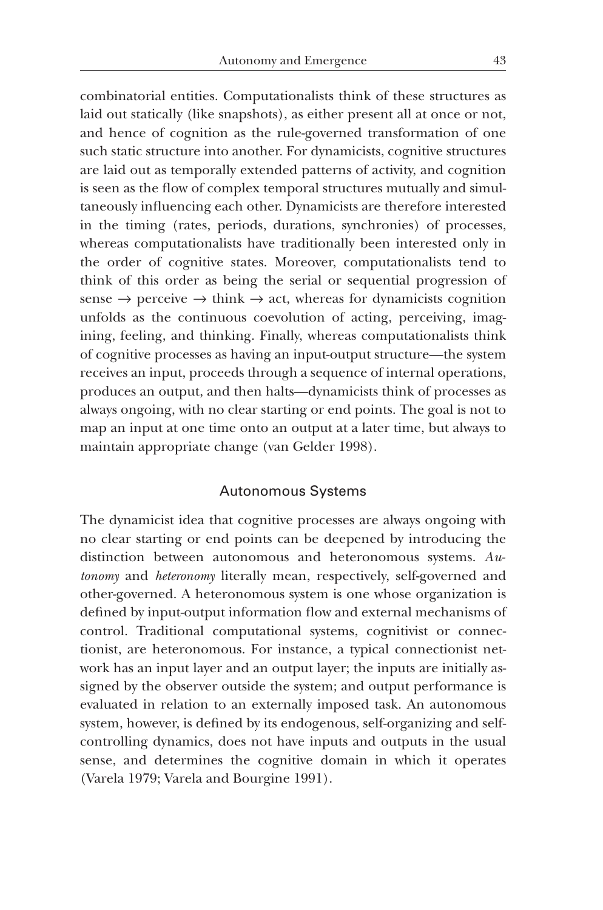combinatorial entities. Computationalists think of these structures as laid out statically (like snapshots), as either present all at once or not, and hence of cognition as the rule-governed transformation of one such static structure into another. For dynamicists, cognitive structures are laid out as temporally extended patterns of activity, and cognition is seen as the flow of complex temporal structures mutually and simultaneously influencing each other. Dynamicists are therefore interested in the timing (rates, periods, durations, synchronies) of processes, whereas computationalists have traditionally been interested only in the order of cognitive states. Moreover, computationalists tend to think of this order as being the serial or sequential progression of sense → perceive → think → act, whereas for dynamicists cognition unfolds as the continuous coevolution of acting, perceiving, imagining, feeling, and thinking. Finally, whereas computationalists think of cognitive processes as having an input-output structure—the system receives an input, proceeds through a sequence of internal operations, produces an output, and then halts—dynamicists think of processes as always ongoing, with no clear starting or end points. The goal is not to map an input at one time onto an output at a later time, but always to maintain appropriate change (van Gelder 1998).

## Autonomous Systems

The dynamicist idea that cognitive processes are always ongoing with no clear starting or end points can be deepened by introducing the distinction between autonomous and heteronomous systems. *Autonomy* and *heteronomy* literally mean, respectively, self-governed and other-governed. A heteronomous system is one whose organization is defined by input-output information flow and external mechanisms of control. Traditional computational systems, cognitivist or connectionist, are heteronomous. For instance, a typical connectionist network has an input layer and an output layer; the inputs are initially assigned by the observer outside the system; and output performance is evaluated in relation to an externally imposed task. An autonomous system, however, is defined by its endogenous, self-organizing and self-controlling dynamics, does not have inputs and outputs in the usual sense, and determines the cognitive domain in which it operates (Varela 1979; Varela and Bourgine 1991).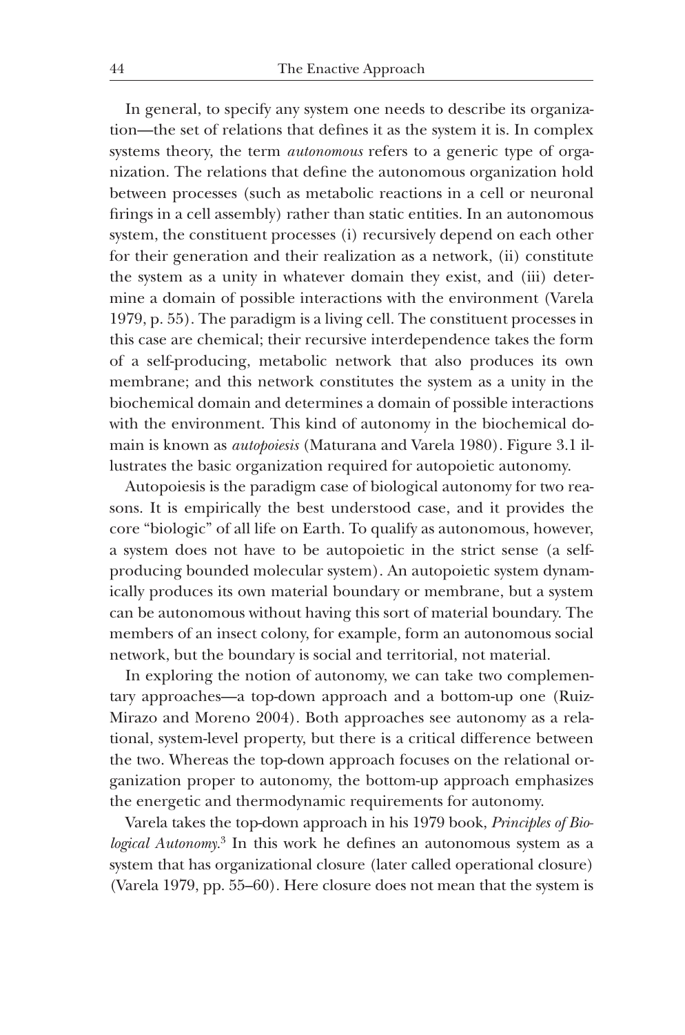In general, to specify any system one needs to describe its organization—the set of relations that defines it as the system it is. In complex systems theory, the term *autonomous* refers to a generic type of organization. The relations that define the autonomous organization hold between processes (such as metabolic reactions in a cell or neuronal firings in a cell assembly) rather than static entities. In an autonomous system, the constituent processes (i) recursively depend on each other for their generation and their realization as a network, (ii) constitute the system as a unity in whatever domain they exist, and (iii) determine a domain of possible interactions with the environment (Varela 1979, p. 55). The paradigm is a living cell. The constituent processes in this case are chemical; their recursive interdependence takes the form of a self-producing, metabolic network that also produces its own membrane; and this network constitutes the system as a unity in the biochemical domain and determines a domain of possible interactions with the environment. This kind of autonomy in the biochemical domain is known as *autopoiesis* (Maturana and Varela 1980). Figure 3.1 illustrates the basic organization required for autopoietic autonomy.

Autopoiesis is the paradigm case of biological autonomy for two reasons. It is empirically the best understood case, and it provides the core "biologic" of all life on Earth. To qualify as autonomous, however, a system does not have to be autopoietic in the strict sense (a self-producing bounded molecular system). An autopoietic system dynamically produces its own material boundary or membrane, but a system can be autonomous without having this sort of material boundary. The members of an insect colony, for example, form an autonomous social network, but the boundary is social and territorial, not material.

In exploring the notion of autonomy, we can take two complementary approaches—a top-down approach and a bottom-up one (Ruiz-Mirazo and Moreno 2004). Both approaches see autonomy as a relational, system-level property, but there is a critical difference between the two. Whereas the top-down approach focuses on the relational organization proper to autonomy, the bottom-up approach emphasizes the energetic and thermodynamic requirements for autonomy.

Varela takes the top-down approach in his 1979 book, *Principles of Biological Autonomy*.[3] In this work he defines an autonomous system as a system that has organizational closure (later called operational closure) (Varela 1979, pp. 55–60). Here closure does not mean that the system is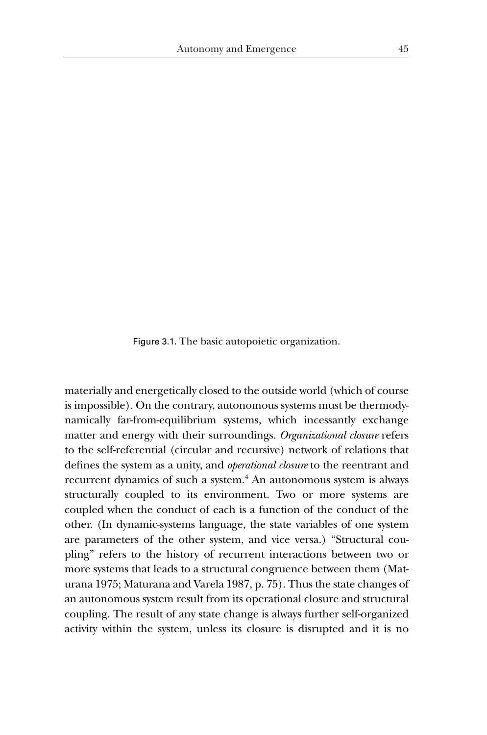Figure 3.1. The basic autopoietic organization.

materially and energetically closed to the outside world (which of course is impossible). On the contrary, autonomous systems must be thermodynamically far-from-equilibrium systems, which incessantly exchange matter and energy with their surroundings. *Organizational closure* refers to the self-referential (circular and recursive) network of relations that defines the system as a unity, and *operational closure* to the reentrant and recurrent dynamics of such a system.[4] An autonomous system is always structurally coupled to its environment. Two or more systems are coupled when the conduct of each is a function of the conduct of the other. (In dynamic-systems language, the state variables of one system are parameters of the other system, and vice versa.) "Structural coupling" refers to the history of recurrent interactions between two or more systems that leads to a structural congruence between them (Maturana 1975; Maturana and Varela 1987, p. 75). Thus the state changes of an autonomous system result from its operational closure and structural coupling. The result of any state change is always further self-organized activity within the system, unless its closure is disrupted and it is no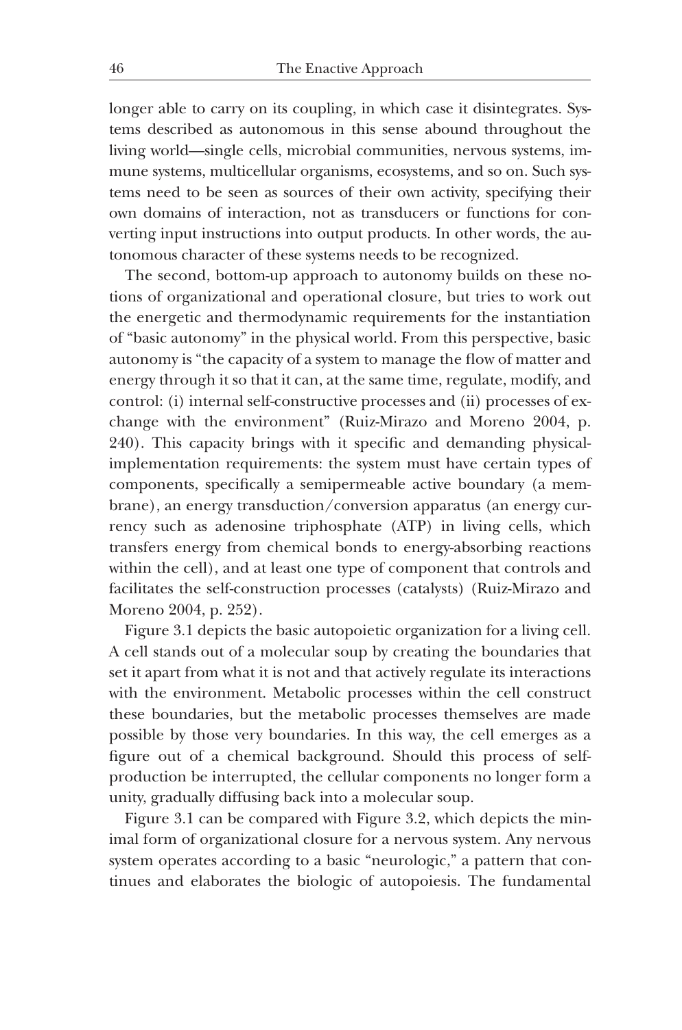longer able to carry on its coupling, in which case it disintegrates. Systems described as autonomous in this sense abound throughout the living world—single cells, microbial communities, nervous systems, immune systems, multicellular organisms, ecosystems, and so on. Such systems need to be seen as sources of their own activity, specifying their own domains of interaction, not as transducers or functions for converting input instructions into output products. In other words, the autonomous character of these systems needs to be recognized.

The second, bottom-up approach to autonomy builds on these notions of organizational and operational closure, but tries to work out the energetic and thermodynamic requirements for the instantiation of "basic autonomy" in the physical world. From this perspective, basic autonomy is "the capacity of a system to manage the flow of matter and energy through it so that it can, at the same time, regulate, modify, and control: (i) internal self-constructive processes and (ii) processes of exchange with the environment" (Ruiz-Mirazo and Moreno 2004, p. 240). This capacity brings with it specific and demanding physical-implementation requirements: the system must have certain types of components, specifically a semipermeable active boundary (a membrane), an energy transduction/conversion apparatus (an energy currency such as adenosine triphosphate (ATP) in living cells, which transfers energy from chemical bonds to energy-absorbing reactions within the cell), and at least one type of component that controls and facilitates the self-construction processes (catalysts) (Ruiz-Mirazo and Moreno 2004, p. 252).

Figure 3.1 depicts the basic autopoietic organization for a living cell. A cell stands out of a molecular soup by creating the boundaries that set it apart from what it is not and that actively regulate its interactions with the environment. Metabolic processes within the cell construct these boundaries, but the metabolic processes themselves are made possible by those very boundaries. In this way, the cell emerges as a figure out of a chemical background. Should this process of self-production be interrupted, the cellular components no longer form a unity, gradually diffusing back into a molecular soup.

Figure 3.1 can be compared with Figure 3.2, which depicts the minimal form of organizational closure for a nervous system. Any nervous system operates according to a basic "neurologic," a pattern that continues and elaborates the biologic of autopoiesis. The fundamental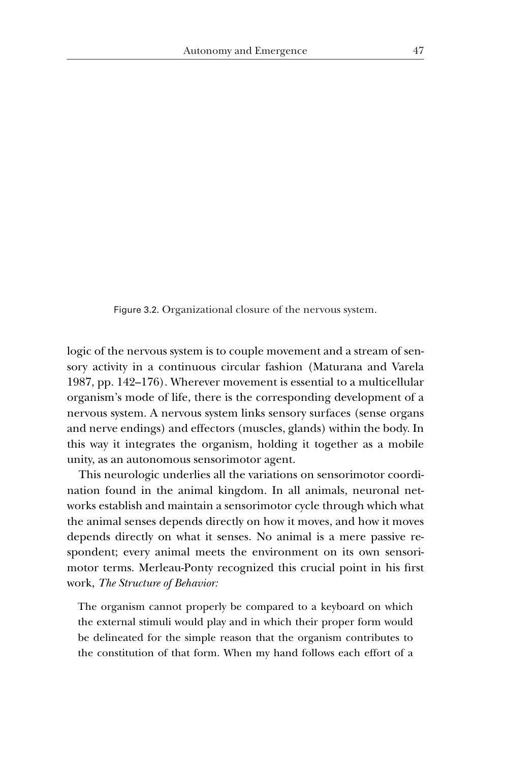Figure 3.2. Organizational closure of the nervous system.

logic of the nervous system is to couple movement and a stream of sensory activity in a continuous circular fashion (Maturana and Varela 1987, pp. 142–176). Wherever movement is essential to a multicellular organism's mode of life, there is the corresponding development of a nervous system. A nervous system links sensory surfaces (sense organs and nerve endings) and effectors (muscles, glands) within the body. In this way it integrates the organism, holding it together as a mobile unity, as an autonomous sensorimotor agent.

This neurologic underlies all the variations on sensorimotor coordination found in the animal kingdom. In all animals, neuronal networks establish and maintain a sensorimotor cycle through which what the animal senses depends directly on how it moves, and how it moves depends directly on what it senses. No animal is a mere passive respondent; every animal meets the environment on its own sensorimotor terms. Merleau-Ponty recognized this crucial point in his first work, *The Structure of Behavior:*

> The organism cannot properly be compared to a keyboard on which the external stimuli would play and in which their proper form would be delineated for the simple reason that the organism contributes to the constitution of that form. When my hand follows each effort of a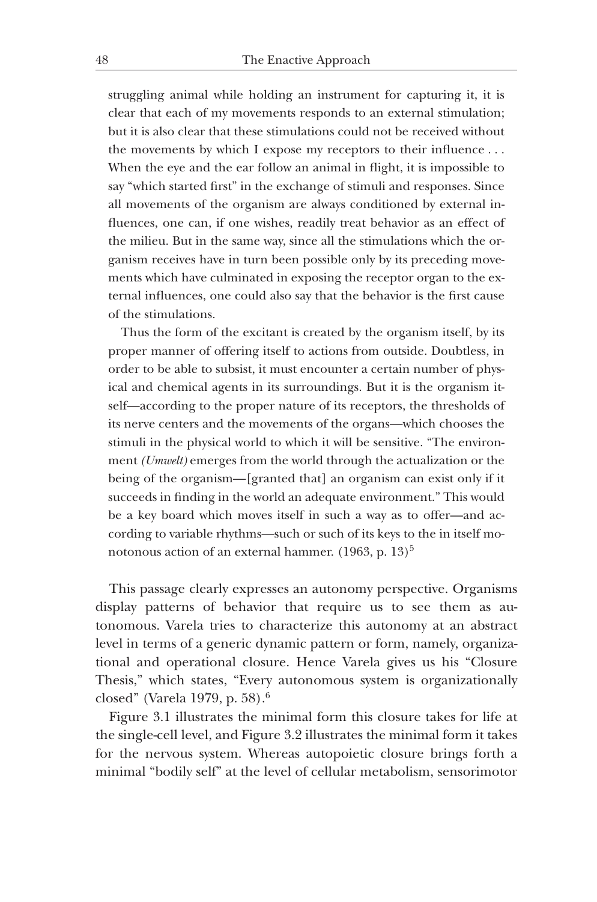> struggling animal while holding an instrument for capturing it, it is clear that each of my movements responds to an external stimulation; but it is also clear that these stimulations could not be received without the movements by which I expose my receptors to their influence . . . When the eye and the ear follow an animal in flight, it is impossible to say "which started first" in the exchange of stimuli and responses. Since all movements of the organism are always conditioned by external influences, one can, if one wishes, readily treat behavior as an effect of the milieu. But in the same way, since all the stimulations which the organism receives have in turn been possible only by its preceding movements which have culminated in exposing the receptor organ to the external influences, one could also say that the behavior is the first cause of the stimulations.
>
> Thus the form of the excitant is created by the organism itself, by its proper manner of offering itself to actions from outside. Doubtless, in order to be able to subsist, it must encounter a certain number of physical and chemical agents in its surroundings. But it is the organism itself—according to the proper nature of its receptors, the thresholds of its nerve centers and the movements of the organs—which chooses the stimuli in the physical world to which it will be sensitive. "The environment *(Umwelt)* emerges from the world through the actualization or the being of the organism—[granted that] an organism can exist only if it succeeds in finding in the world an adequate environment." This would be a key board which moves itself in such a way as to offer—and according to variable rhythms—such or such of its keys to the in itself monotonous action of an external hammer. (1963, p. 13)[5]

This passage clearly expresses an autonomy perspective. Organisms display patterns of behavior that require us to see them as autonomous. Varela tries to characterize this autonomy at an abstract level in terms of a generic dynamic pattern or form, namely, organizational and operational closure. Hence Varela gives us his "Closure Thesis," which states, "Every autonomous system is organizationally closed" (Varela 1979, p. 58).[6]

Figure 3.1 illustrates the minimal form this closure takes for life at the single-cell level, and Figure 3.2 illustrates the minimal form it takes for the nervous system. Whereas autopoietic closure brings forth a minimal "bodily self" at the level of cellular metabolism, sensorimotor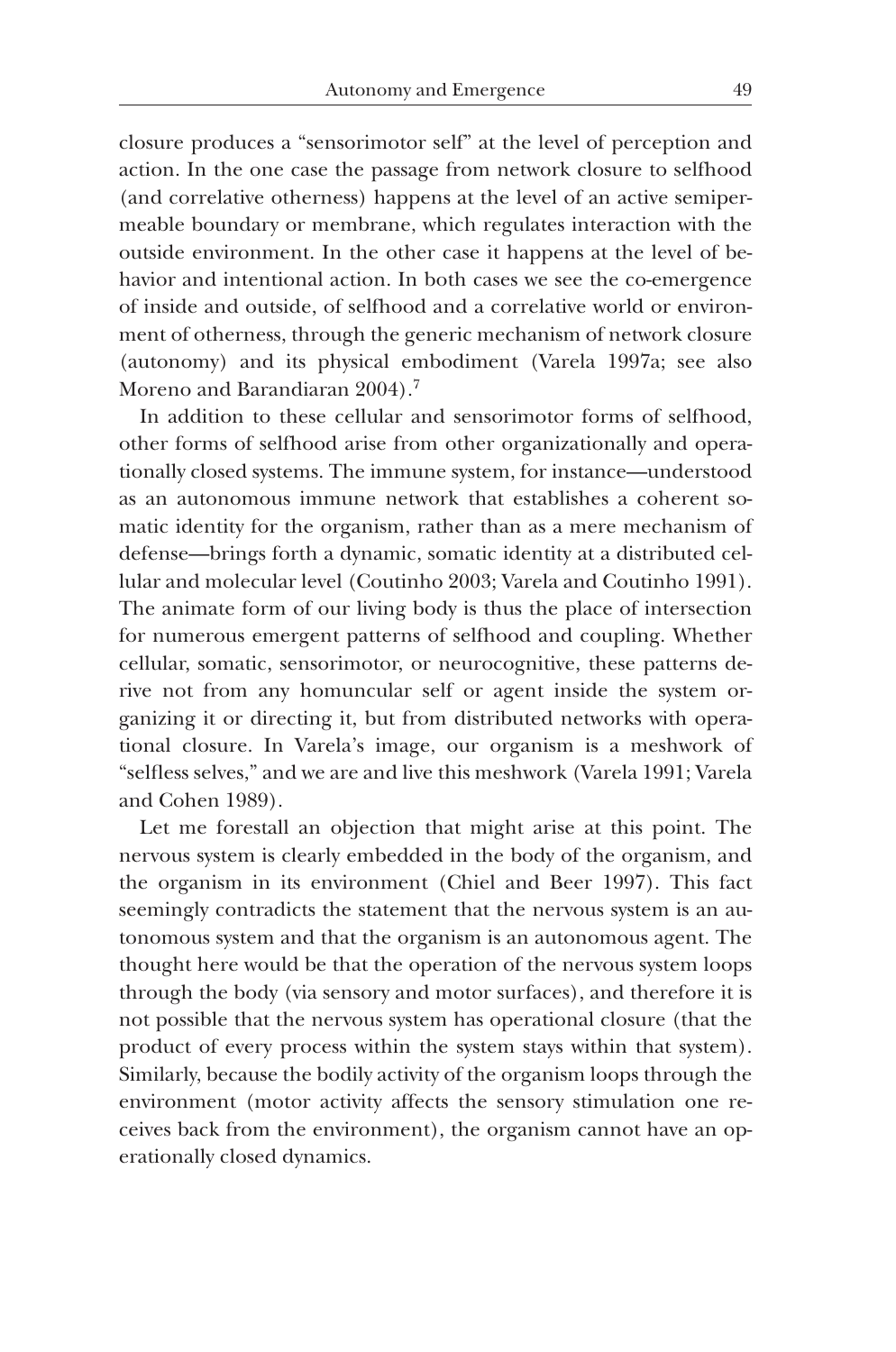closure produces a "sensorimotor self" at the level of perception and action. In the one case the passage from network closure to selfhood (and correlative otherness) happens at the level of an active semipermeable boundary or membrane, which regulates interaction with the outside environment. In the other case it happens at the level of behavior and intentional action. In both cases we see the co-emergence of inside and outside, of selfhood and a correlative world or environment of otherness, through the generic mechanism of network closure (autonomy) and its physical embodiment (Varela 1997a; see also Moreno and Barandiaran 2004).[7]

In addition to these cellular and sensorimotor forms of selfhood, other forms of selfhood arise from other organizationally and operationally closed systems. The immune system, for instance—understood as an autonomous immune network that establishes a coherent somatic identity for the organism, rather than as a mere mechanism of defense—brings forth a dynamic, somatic identity at a distributed cellular and molecular level (Coutinho 2003; Varela and Coutinho 1991). The animate form of our living body is thus the place of intersection for numerous emergent patterns of selfhood and coupling. Whether cellular, somatic, sensorimotor, or neurocognitive, these patterns derive not from any homuncular self or agent inside the system organizing it or directing it, but from distributed networks with operational closure. In Varela's image, our organism is a meshwork of "selfless selves," and we are and live this meshwork (Varela 1991; Varela and Cohen 1989).

Let me forestall an objection that might arise at this point. The nervous system is clearly embedded in the body of the organism, and the organism in its environment (Chiel and Beer 1997). This fact seemingly contradicts the statement that the nervous system is an autonomous system and that the organism is an autonomous agent. The thought here would be that the operation of the nervous system loops through the body (via sensory and motor surfaces), and therefore it is not possible that the nervous system has operational closure (that the product of every process within the system stays within that system). Similarly, because the bodily activity of the organism loops through the environment (motor activity affects the sensory stimulation one receives back from the environment), the organism cannot have an operationally closed dynamics.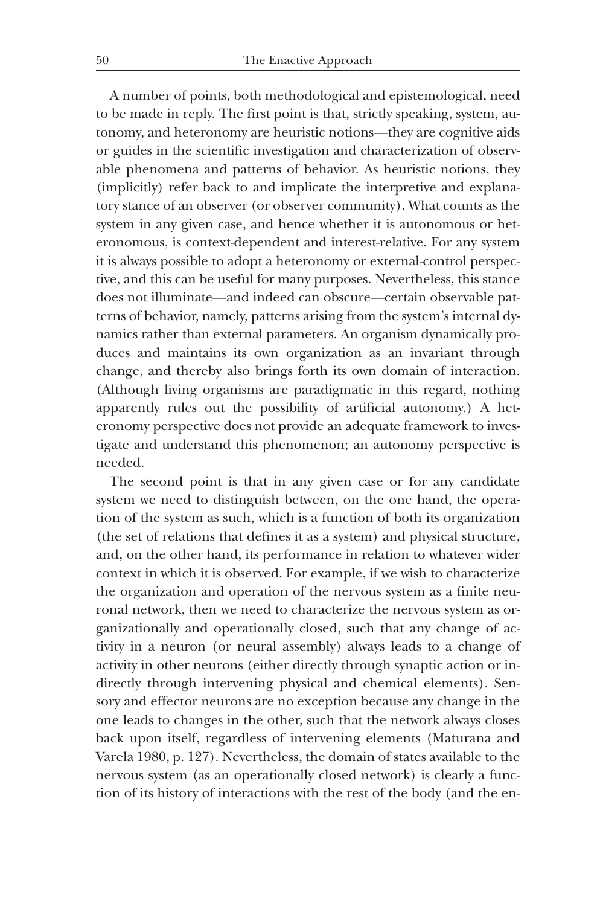A number of points, both methodological and epistemological, need to be made in reply. The first point is that, strictly speaking, system, autonomy, and heteronomy are heuristic notions—they are cognitive aids or guides in the scientific investigation and characterization of observable phenomena and patterns of behavior. As heuristic notions, they (implicitly) refer back to and implicate the interpretive and explanatory stance of an observer (or observer community). What counts as the system in any given case, and hence whether it is autonomous or heteronomous, is context-dependent and interest-relative. For any system it is always possible to adopt a heteronomy or external-control perspective, and this can be useful for many purposes. Nevertheless, this stance does not illuminate—and indeed can obscure—certain observable patterns of behavior, namely, patterns arising from the system's internal dynamics rather than external parameters. An organism dynamically produces and maintains its own organization as an invariant through change, and thereby also brings forth its own domain of interaction. (Although living organisms are paradigmatic in this regard, nothing apparently rules out the possibility of artificial autonomy.) A heteronomy perspective does not provide an adequate framework to investigate and understand this phenomenon; an autonomy perspective is needed.

The second point is that in any given case or for any candidate system we need to distinguish between, on the one hand, the operation of the system as such, which is a function of both its organization (the set of relations that defines it as a system) and physical structure, and, on the other hand, its performance in relation to whatever wider context in which it is observed. For example, if we wish to characterize the organization and operation of the nervous system as a finite neuronal network, then we need to characterize the nervous system as organizationally and operationally closed, such that any change of activity in a neuron (or neural assembly) always leads to a change of activity in other neurons (either directly through synaptic action or indirectly through intervening physical and chemical elements). Sensory and effector neurons are no exception because any change in the one leads to changes in the other, such that the network always closes back upon itself, regardless of intervening elements (Maturana and Varela 1980, p. 127). Nevertheless, the domain of states available to the nervous system (as an operationally closed network) is clearly a function of its history of interactions with the rest of the body (and the en-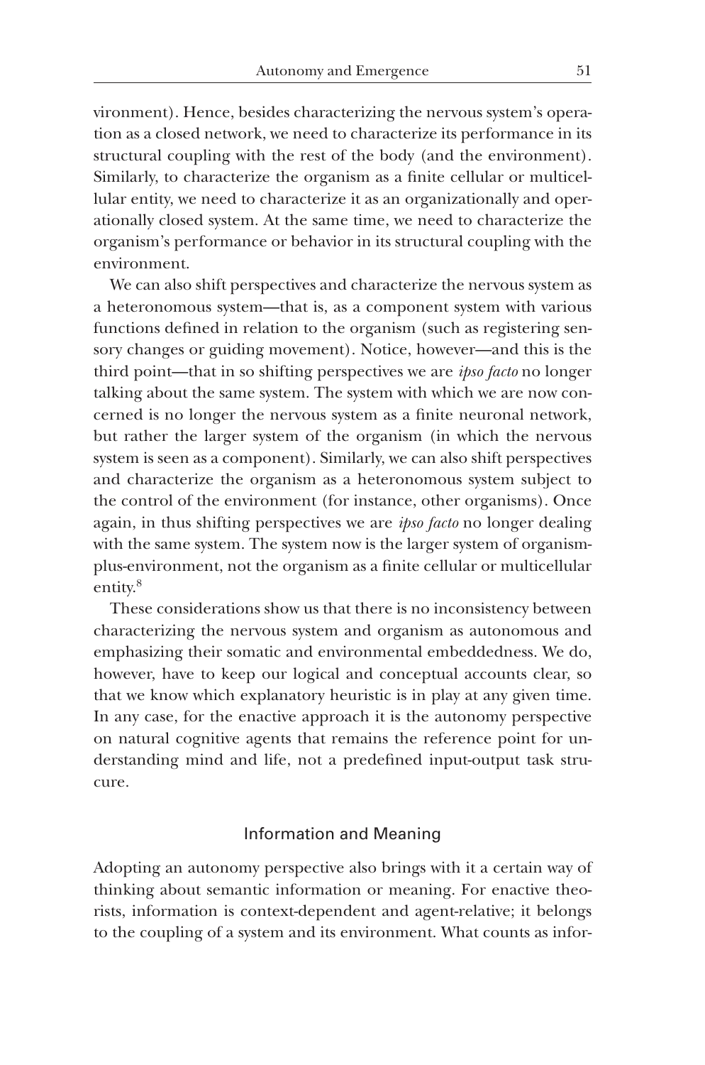vironment). Hence, besides characterizing the nervous system's operation as a closed network, we need to characterize its performance in its structural coupling with the rest of the body (and the environment). Similarly, to characterize the organism as a finite cellular or multicellular entity, we need to characterize it as an organizationally and operationally closed system. At the same time, we need to characterize the organism's performance or behavior in its structural coupling with the environment.

We can also shift perspectives and characterize the nervous system as a heteronomous system—that is, as a component system with various functions defined in relation to the organism (such as registering sensory changes or guiding movement). Notice, however—and this is the third point—that in so shifting perspectives we are *ipso facto* no longer talking about the same system. The system with which we are now concerned is no longer the nervous system as a finite neuronal network, but rather the larger system of the organism (in which the nervous system is seen as a component). Similarly, we can also shift perspectives and characterize the organism as a heteronomous system subject to the control of the environment (for instance, other organisms). Once again, in thus shifting perspectives we are *ipso facto* no longer dealing with the same system. The system now is the larger system of organism-plus-environment, not the organism as a finite cellular or multicellular entity.[8]

These considerations show us that there is no inconsistency between characterizing the nervous system and organism as autonomous and emphasizing their somatic and environmental embeddedness. We do, however, have to keep our logical and conceptual accounts clear, so that we know which explanatory heuristic is in play at any given time. In any case, for the enactive approach it is the autonomy perspective on natural cognitive agents that remains the reference point for understanding mind and life, not a predefined input-output task strucure.

## Information and Meaning

Adopting an autonomy perspective also brings with it a certain way of thinking about semantic information or meaning. For enactive theorists, information is context-dependent and agent-relative; it belongs to the coupling of a system and its environment. What counts as infor-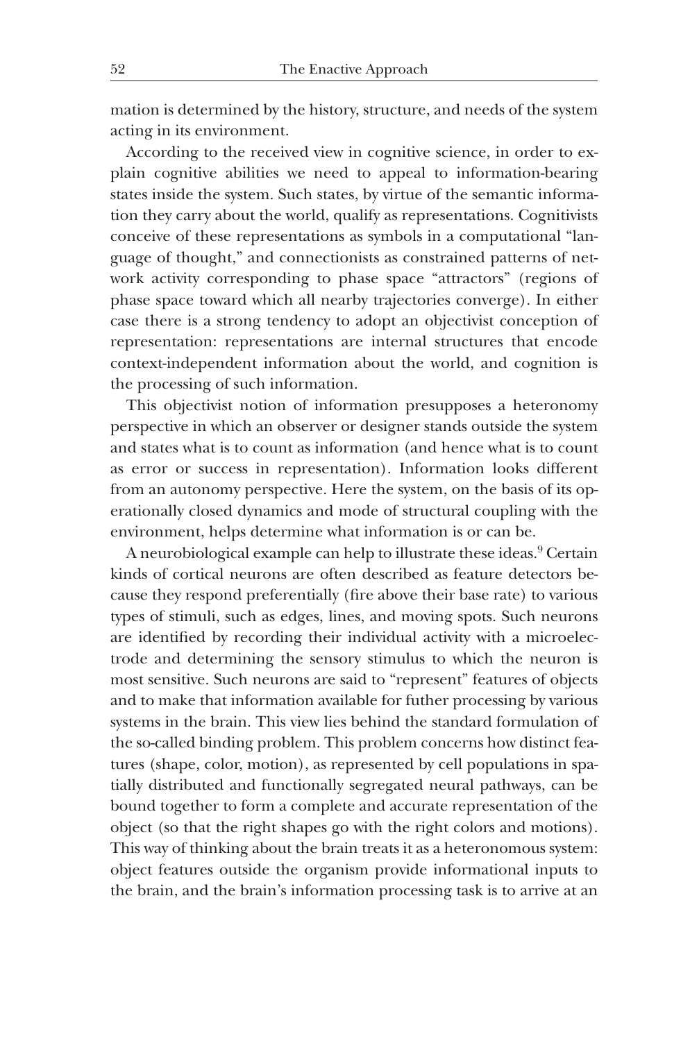mation is determined by the history, structure, and needs of the system acting in its environment.

According to the received view in cognitive science, in order to explain cognitive abilities we need to appeal to information-bearing states inside the system. Such states, by virtue of the semantic information they carry about the world, qualify as representations. Cognitivists conceive of these representations as symbols in a computational "language of thought," and connectionists as constrained patterns of network activity corresponding to phase space "attractors" (regions of phase space toward which all nearby trajectories converge). In either case there is a strong tendency to adopt an objectivist conception of representation: representations are internal structures that encode context-independent information about the world, and cognition is the processing of such information.

This objectivist notion of information presupposes a heteronomy perspective in which an observer or designer stands outside the system and states what is to count as information (and hence what is to count as error or success in representation). Information looks different from an autonomy perspective. Here the system, on the basis of its operationally closed dynamics and mode of structural coupling with the environment, helps determine what information is or can be.

A neurobiological example can help to illustrate these ideas.[9] Certain kinds of cortical neurons are often described as feature detectors because they respond preferentially (fire above their base rate) to various types of stimuli, such as edges, lines, and moving spots. Such neurons are identified by recording their individual activity with a microelectrode and determining the sensory stimulus to which the neuron is most sensitive. Such neurons are said to "represent" features of objects and to make that information available for futher processing by various systems in the brain. This view lies behind the standard formulation of the so-called binding problem. This problem concerns how distinct features (shape, color, motion), as represented by cell populations in spatially distributed and functionally segregated neural pathways, can be bound together to form a complete and accurate representation of the object (so that the right shapes go with the right colors and motions). This way of thinking about the brain treats it as a heteronomous system: object features outside the organism provide informational inputs to the brain, and the brain's information processing task is to arrive at an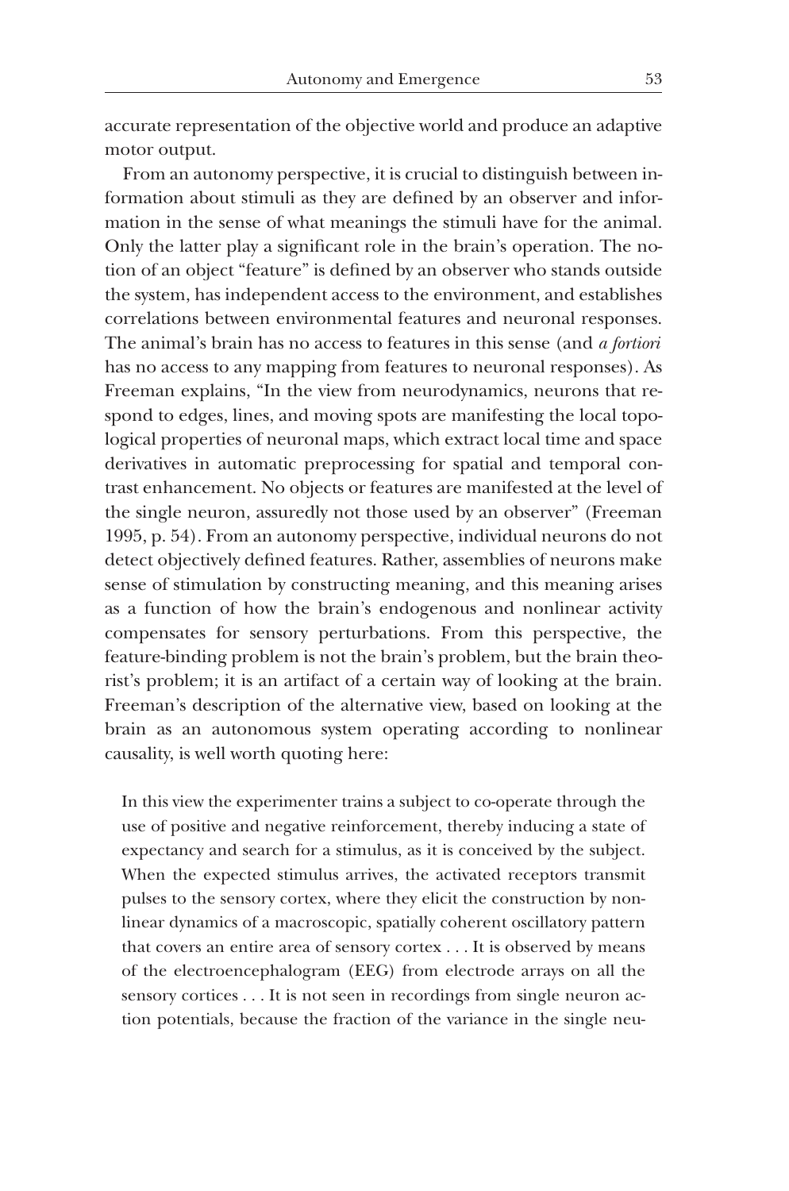accurate representation of the objective world and produce an adaptive motor output.

From an autonomy perspective, it is crucial to distinguish between information about stimuli as they are defined by an observer and information in the sense of what meanings the stimuli have for the animal. Only the latter play a significant role in the brain's operation. The notion of an object "feature" is defined by an observer who stands outside the system, has independent access to the environment, and establishes correlations between environmental features and neuronal responses. The animal's brain has no access to features in this sense (and *a fortiori* has no access to any mapping from features to neuronal responses). As Freeman explains, "In the view from neurodynamics, neurons that respond to edges, lines, and moving spots are manifesting the local topological properties of neuronal maps, which extract local time and space derivatives in automatic preprocessing for spatial and temporal contrast enhancement. No objects or features are manifested at the level of the single neuron, assuredly not those used by an observer" (Freeman 1995, p. 54). From an autonomy perspective, individual neurons do not detect objectively defined features. Rather, assemblies of neurons make sense of stimulation by constructing meaning, and this meaning arises as a function of how the brain's endogenous and nonlinear activity compensates for sensory perturbations. From this perspective, the feature-binding problem is not the brain's problem, but the brain theorist's problem; it is an artifact of a certain way of looking at the brain. Freeman's description of the alternative view, based on looking at the brain as an autonomous system operating according to nonlinear causality, is well worth quoting here:

> In this view the experimenter trains a subject to co-operate through the use of positive and negative reinforcement, thereby inducing a state of expectancy and search for a stimulus, as it is conceived by the subject. When the expected stimulus arrives, the activated receptors transmit pulses to the sensory cortex, where they elicit the construction by nonlinear dynamics of a macroscopic, spatially coherent oscillatory pattern that covers an entire area of sensory cortex . . . It is observed by means of the electroencephalogram (EEG) from electrode arrays on all the sensory cortices . . . It is not seen in recordings from single neuron action potentials, because the fraction of the variance in the single neu-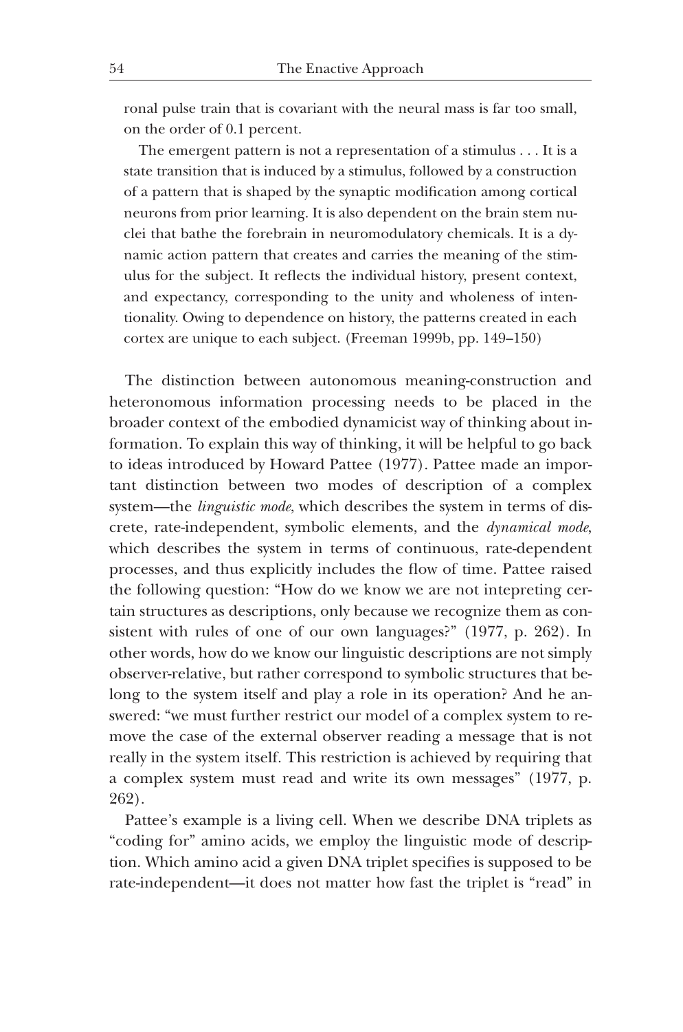ronal pulse train that is covariant with the neural mass is far too small, on the order of 0.1 percent.

> The emergent pattern is not a representation of a stimulus . . . It is a state transition that is induced by a stimulus, followed by a construction of a pattern that is shaped by the synaptic modification among cortical neurons from prior learning. It is also dependent on the brain stem nuclei that bathe the forebrain in neuromodulatory chemicals. It is a dynamic action pattern that creates and carries the meaning of the stimulus for the subject. It reflects the individual history, present context, and expectancy, corresponding to the unity and wholeness of intentionality. Owing to dependence on history, the patterns created in each cortex are unique to each subject. (Freeman 1999b, pp. 149–150)

The distinction between autonomous meaning-construction and heteronomous information processing needs to be placed in the broader context of the embodied dynamicist way of thinking about information. To explain this way of thinking, it will be helpful to go back to ideas introduced by Howard Pattee (1977). Pattee made an important distinction between two modes of description of a complex system—the *linguistic mode*, which describes the system in terms of discrete, rate-independent, symbolic elements, and the *dynamical mode*, which describes the system in terms of continuous, rate-dependent processes, and thus explicitly includes the flow of time. Pattee raised the following question: "How do we know we are not intepreting certain structures as descriptions, only because we recognize them as consistent with rules of one of our own languages?" (1977, p. 262). In other words, how do we know our linguistic descriptions are not simply observer-relative, but rather correspond to symbolic structures that belong to the system itself and play a role in its operation? And he answered: "we must further restrict our model of a complex system to remove the case of the external observer reading a message that is not really in the system itself. This restriction is achieved by requiring that a complex system must read and write its own messages" (1977, p. 262).

Pattee's example is a living cell. When we describe DNA triplets as "coding for" amino acids, we employ the linguistic mode of description. Which amino acid a given DNA triplet specifies is supposed to be rate-independent—it does not matter how fast the triplet is "read" in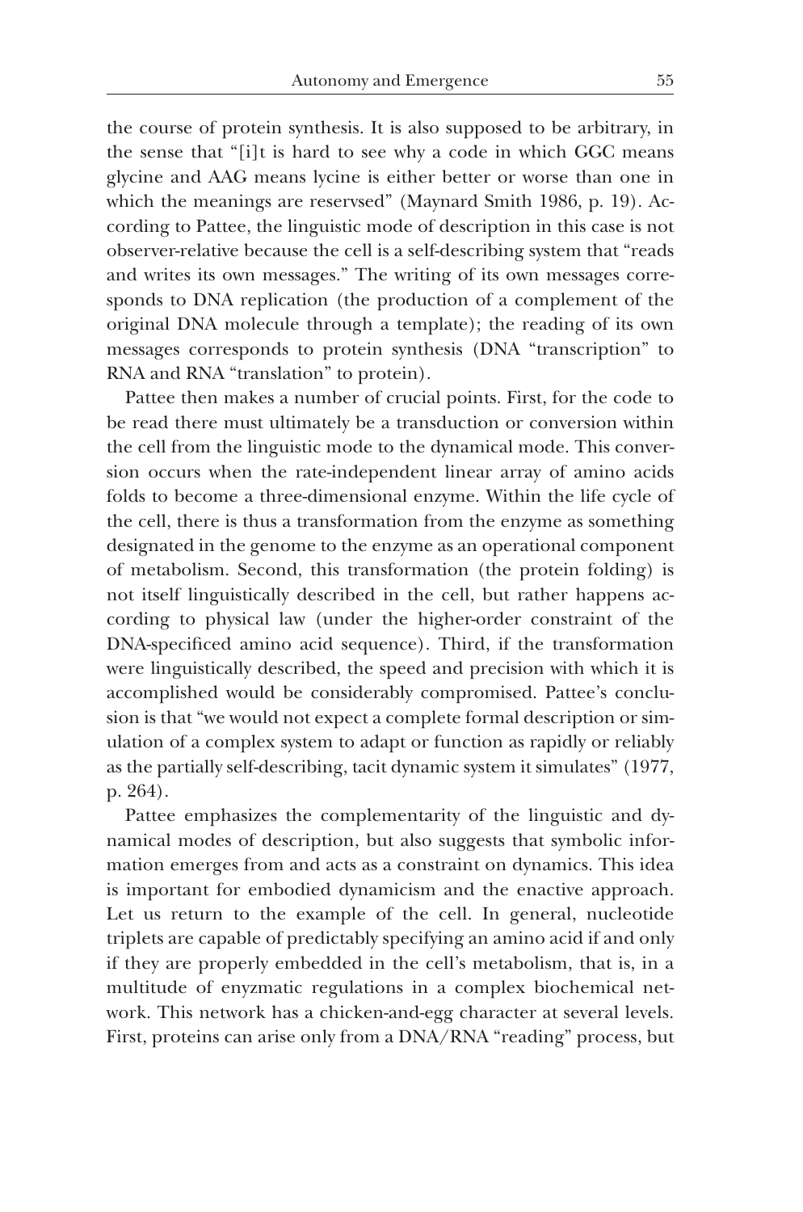the course of protein synthesis. It is also supposed to be arbitrary, in the sense that "[i]t is hard to see why a code in which GGC means glycine and AAG means lycine is either better or worse than one in which the meanings are reservsed" (Maynard Smith 1986, p. 19). According to Pattee, the linguistic mode of description in this case is not observer-relative because the cell is a self-describing system that "reads and writes its own messages." The writing of its own messages corresponds to DNA replication (the production of a complement of the original DNA molecule through a template); the reading of its own messages corresponds to protein synthesis (DNA "transcription" to RNA and RNA "translation" to protein).

Pattee then makes a number of crucial points. First, for the code to be read there must ultimately be a transduction or conversion within the cell from the linguistic mode to the dynamical mode. This conversion occurs when the rate-independent linear array of amino acids folds to become a three-dimensional enzyme. Within the life cycle of the cell, there is thus a transformation from the enzyme as something designated in the genome to the enzyme as an operational component of metabolism. Second, this transformation (the protein folding) is not itself linguistically described in the cell, but rather happens according to physical law (under the higher-order constraint of the DNA-specificed amino acid sequence). Third, if the transformation were linguistically described, the speed and precision with which it is accomplished would be considerably compromised. Pattee's conclusion is that "we would not expect a complete formal description or simulation of a complex system to adapt or function as rapidly or reliably as the partially self-describing, tacit dynamic system it simulates" (1977, p. 264).

Pattee emphasizes the complementarity of the linguistic and dynamical modes of description, but also suggests that symbolic information emerges from and acts as a constraint on dynamics. This idea is important for embodied dynamicism and the enactive approach. Let us return to the example of the cell. In general, nucleotide triplets are capable of predictably specifying an amino acid if and only if they are properly embedded in the cell's metabolism, that is, in a multitude of enyzmatic regulations in a complex biochemical network. This network has a chicken-and-egg character at several levels. First, proteins can arise only from a DNA/RNA "reading" process, but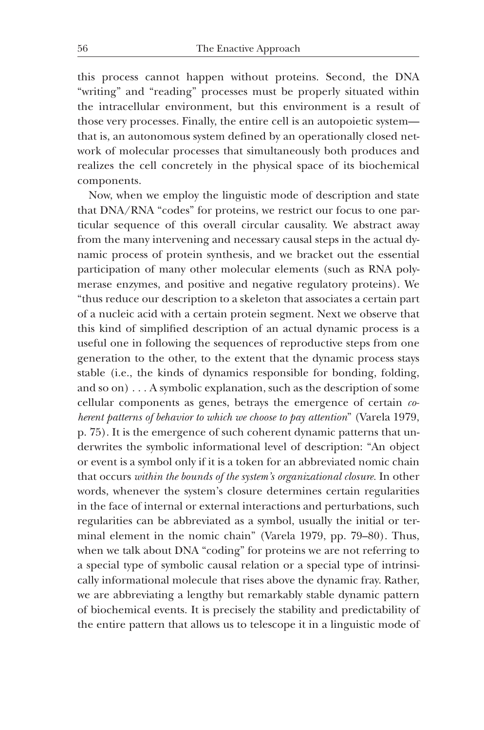this process cannot happen without proteins. Second, the DNA "writing" and "reading" processes must be properly situated within the intracellular environment, but this environment is a result of those very processes. Finally, the entire cell is an autopoietic system—that is, an autonomous system defined by an operationally closed network of molecular processes that simultaneously both produces and realizes the cell concretely in the physical space of its biochemical components.

Now, when we employ the linguistic mode of description and state that DNA/RNA "codes" for proteins, we restrict our focus to one particular sequence of this overall circular causality. We abstract away from the many intervening and necessary causal steps in the actual dynamic process of protein synthesis, and we bracket out the essential participation of many other molecular elements (such as RNA polymerase enzymes, and positive and negative regulatory proteins). We "thus reduce our description to a skeleton that associates a certain part of a nucleic acid with a certain protein segment. Next we observe that this kind of simplified description of an actual dynamic process is a useful one in following the sequences of reproductive steps from one generation to the other, to the extent that the dynamic process stays stable (i.e., the kinds of dynamics responsible for bonding, folding, and so on) . . . A symbolic explanation, such as the description of some cellular components as genes, betrays the emergence of certain *coherent patterns of behavior to which we choose to pay attention*" (Varela 1979, p. 75). It is the emergence of such coherent dynamic patterns that underwrites the symbolic informational level of description: "An object or event is a symbol only if it is a token for an abbreviated nomic chain that occurs *within the bounds of the system's organizational closure*. In other words, whenever the system's closure determines certain regularities in the face of internal or external interactions and perturbations, such regularities can be abbreviated as a symbol, usually the initial or terminal element in the nomic chain" (Varela 1979, pp. 79–80). Thus, when we talk about DNA "coding" for proteins we are not referring to a special type of symbolic causal relation or a special type of intrinsically informational molecule that rises above the dynamic fray. Rather, we are abbreviating a lengthy but remarkably stable dynamic pattern of biochemical events. It is precisely the stability and predictability of the entire pattern that allows us to telescope it in a linguistic mode of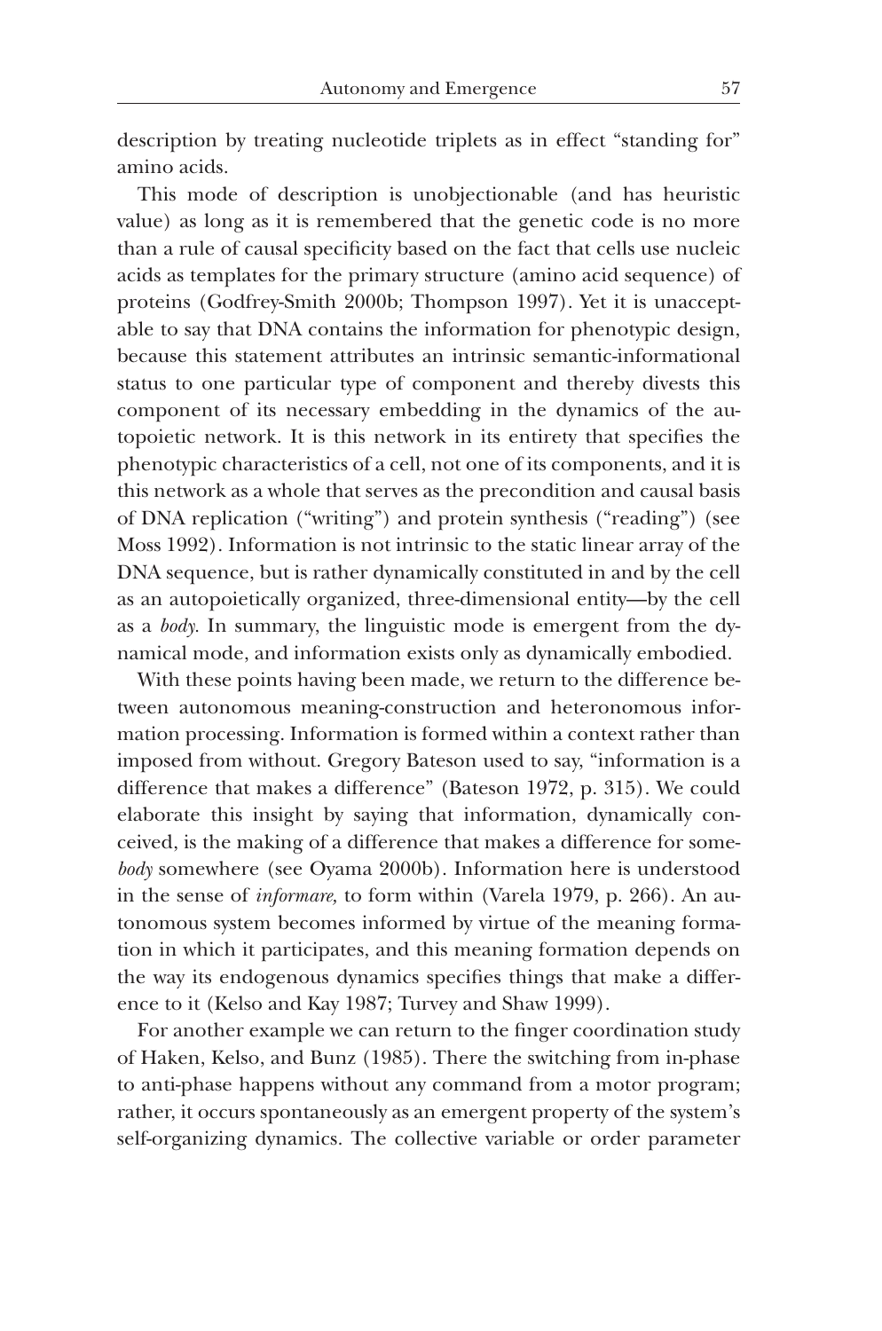description by treating nucleotide triplets as in effect "standing for" amino acids.

This mode of description is unobjectionable (and has heuristic value) as long as it is remembered that the genetic code is no more than a rule of causal specificity based on the fact that cells use nucleic acids as templates for the primary structure (amino acid sequence) of proteins (Godfrey-Smith 2000b; Thompson 1997). Yet it is unacceptable to say that DNA contains the information for phenotypic design, because this statement attributes an intrinsic semantic-informational status to one particular type of component and thereby divests this component of its necessary embedding in the dynamics of the autopoietic network. It is this network in its entirety that specifies the phenotypic characteristics of a cell, not one of its components, and it is this network as a whole that serves as the precondition and causal basis of DNA replication ("writing") and protein synthesis ("reading") (see Moss 1992). Information is not intrinsic to the static linear array of the DNA sequence, but is rather dynamically constituted in and by the cell as an autopoietically organized, three-dimensional entity—by the cell as a *body*. In summary, the linguistic mode is emergent from the dynamical mode, and information exists only as dynamically embodied.

With these points having been made, we return to the difference between autonomous meaning-construction and heteronomous information processing. Information is formed within a context rather than imposed from without. Gregory Bateson used to say, "information is a difference that makes a difference" (Bateson 1972, p. 315). We could elaborate this insight by saying that information, dynamically conceived, is the making of a difference that makes a difference for some*body* somewhere (see Oyama 2000b). Information here is understood in the sense of *informare,* to form within (Varela 1979, p. 266). An autonomous system becomes informed by virtue of the meaning formation in which it participates, and this meaning formation depends on the way its endogenous dynamics specifies things that make a difference to it (Kelso and Kay 1987; Turvey and Shaw 1999).

For another example we can return to the finger coordination study of Haken, Kelso, and Bunz (1985). There the switching from in-phase to anti-phase happens without any command from a motor program; rather, it occurs spontaneously as an emergent property of the system's self-organizing dynamics. The collective variable or order parameter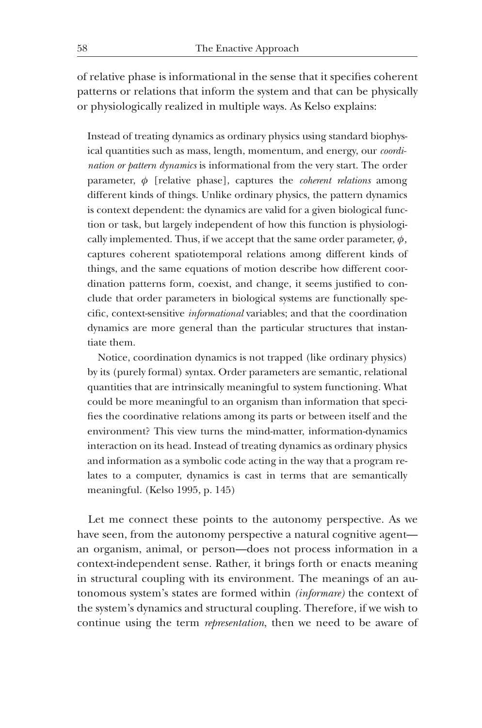of relative phase is informational in the sense that it specifies coherent patterns or relations that inform the system and that can be physically or physiologically realized in multiple ways. As Kelso explains:

> Instead of treating dynamics as ordinary physics using standard biophysical quantities such as mass, length, momentum, and energy, our *coordination or pattern dynamics* is informational from the very start. The order parameter, $\phi$ [relative phase], captures the *coherent relations* among different kinds of things. Unlike ordinary physics, the pattern dynamics is context dependent: the dynamics are valid for a given biological function or task, but largely independent of how this function is physiologically implemented. Thus, if we accept that the same order parameter, $\phi$, captures coherent spatiotemporal relations among different kinds of things, and the same equations of motion describe how different coordination patterns form, coexist, and change, it seems justified to conclude that order parameters in biological systems are functionally specific, context-sensitive *informational* variables; and that the coordination dynamics are more general than the particular structures that instantiate them.
>
> Notice, coordination dynamics is not trapped (like ordinary physics) by its (purely formal) syntax. Order parameters are semantic, relational quantities that are intrinsically meaningful to system functioning. What could be more meaningful to an organism than information that specifies the coordinative relations among its parts or between itself and the environment? This view turns the mind-matter, information-dynamics interaction on its head. Instead of treating dynamics as ordinary physics and information as a symbolic code acting in the way that a program relates to a computer, dynamics is cast in terms that are semantically meaningful. (Kelso 1995, p. 145)

Let me connect these points to the autonomy perspective. As we have seen, from the autonomy perspective a natural cognitive agent—an organism, animal, or person—does not process information in a context-independent sense. Rather, it brings forth or enacts meaning in structural coupling with its environment. The meanings of an autonomous system's states are formed within *(informare)* the context of the system's dynamics and structural coupling. Therefore, if we wish to continue using the term *representation*, then we need to be aware of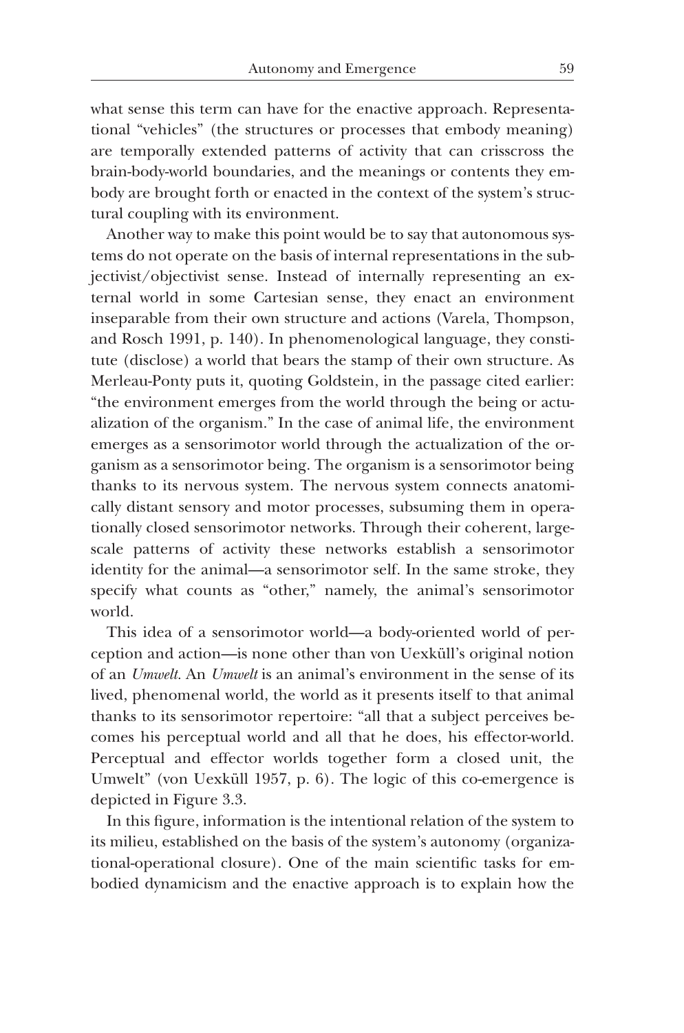what sense this term can have for the enactive approach. Representational "vehicles" (the structures or processes that embody meaning) are temporally extended patterns of activity that can crisscross the brain-body-world boundaries, and the meanings or contents they embody are brought forth or enacted in the context of the system's structural coupling with its environment.

Another way to make this point would be to say that autonomous systems do not operate on the basis of internal representations in the subjectivist/objectivist sense. Instead of internally representing an external world in some Cartesian sense, they enact an environment inseparable from their own structure and actions (Varela, Thompson, and Rosch 1991, p. 140). In phenomenological language, they constitute (disclose) a world that bears the stamp of their own structure. As Merleau-Ponty puts it, quoting Goldstein, in the passage cited earlier: "the environment emerges from the world through the being or actualization of the organism." In the case of animal life, the environment emerges as a sensorimotor world through the actualization of the organism as a sensorimotor being. The organism is a sensorimotor being thanks to its nervous system. The nervous system connects anatomically distant sensory and motor processes, subsuming them in operationally closed sensorimotor networks. Through their coherent, large-scale patterns of activity these networks establish a sensorimotor identity for the animal—a sensorimotor self. In the same stroke, they specify what counts as "other," namely, the animal's sensorimotor world.

This idea of a sensorimotor world—a body-oriented world of perception and action—is none other than von Uexküll's original notion of an *Umwelt*. An *Umwelt* is an animal's environment in the sense of its lived, phenomenal world, the world as it presents itself to that animal thanks to its sensorimotor repertoire: "all that a subject perceives becomes his perceptual world and all that he does, his effector-world. Perceptual and effector worlds together form a closed unit, the Umwelt" (von Uexküll 1957, p. 6). The logic of this co-emergence is depicted in Figure 3.3.

In this figure, information is the intentional relation of the system to its milieu, established on the basis of the system's autonomy (organizational-operational closure). One of the main scientific tasks for embodied dynamicism and the enactive approach is to explain how the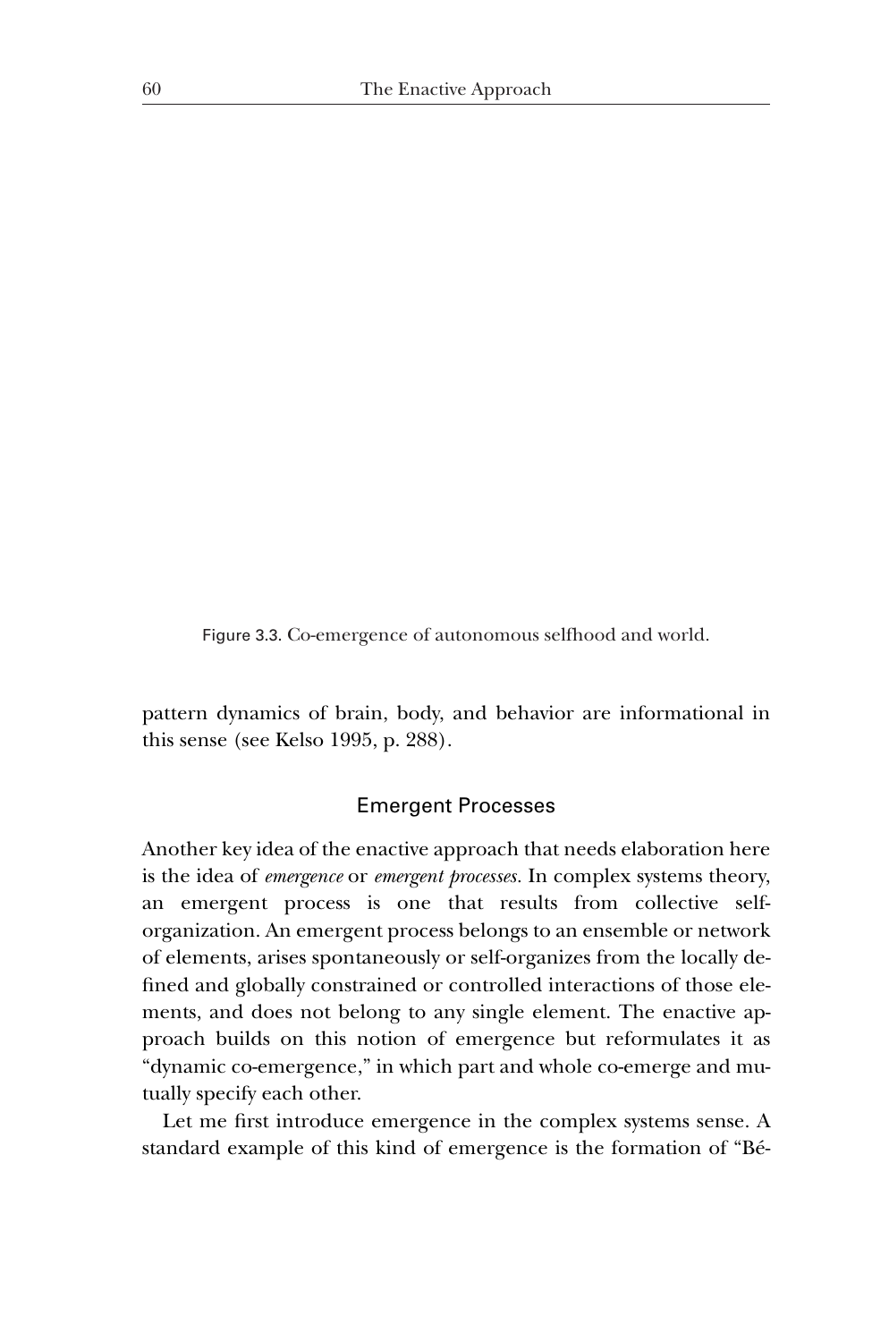Figure 3.3. Co-emergence of autonomous selfhood and world.

pattern dynamics of brain, body, and behavior are informational in this sense (see Kelso 1995, p. 288).

## Emergent Processes

Another key idea of the enactive approach that needs elaboration here is the idea of *emergence* or *emergent processes*. In complex systems theory, an emergent process is one that results from collective self-organization. An emergent process belongs to an ensemble or network of elements, arises spontaneously or self-organizes from the locally defined and globally constrained or controlled interactions of those elements, and does not belong to any single element. The enactive approach builds on this notion of emergence but reformulates it as "dynamic co-emergence," in which part and whole co-emerge and mutually specify each other.

Let me first introduce emergence in the complex systems sense. A standard example of this kind of emergence is the formation of "Bé-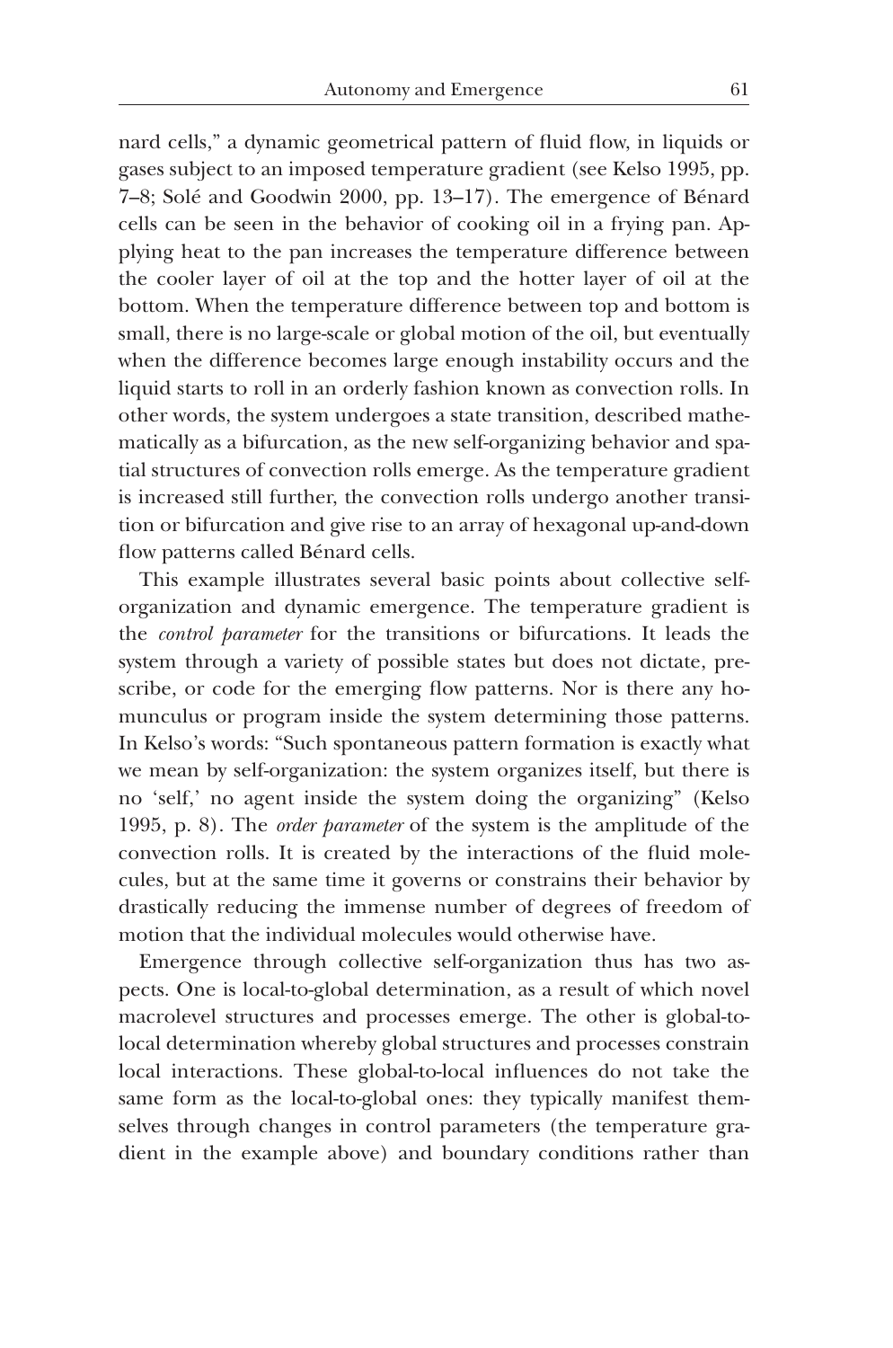nard cells," a dynamic geometrical pattern of fluid flow, in liquids or gases subject to an imposed temperature gradient (see Kelso 1995, pp. 7–8; Solé and Goodwin 2000, pp. 13–17). The emergence of Bénard cells can be seen in the behavior of cooking oil in a frying pan. Applying heat to the pan increases the temperature difference between the cooler layer of oil at the top and the hotter layer of oil at the bottom. When the temperature difference between top and bottom is small, there is no large-scale or global motion of the oil, but eventually when the difference becomes large enough instability occurs and the liquid starts to roll in an orderly fashion known as convection rolls. In other words, the system undergoes a state transition, described mathematically as a bifurcation, as the new self-organizing behavior and spatial structures of convection rolls emerge. As the temperature gradient is increased still further, the convection rolls undergo another transition or bifurcation and give rise to an array of hexagonal up-and-down flow patterns called Bénard cells.

This example illustrates several basic points about collective self-organization and dynamic emergence. The temperature gradient is the *control parameter* for the transitions or bifurcations. It leads the system through a variety of possible states but does not dictate, prescribe, or code for the emerging flow patterns. Nor is there any homunculus or program inside the system determining those patterns. In Kelso's words: "Such spontaneous pattern formation is exactly what we mean by self-organization: the system organizes itself, but there is no 'self,' no agent inside the system doing the organizing" (Kelso 1995, p. 8). The *order parameter* of the system is the amplitude of the convection rolls. It is created by the interactions of the fluid molecules, but at the same time it governs or constrains their behavior by drastically reducing the immense number of degrees of freedom of motion that the individual molecules would otherwise have.

Emergence through collective self-organization thus has two aspects. One is local-to-global determination, as a result of which novel macrolevel structures and processes emerge. The other is global-to-local determination whereby global structures and processes constrain local interactions. These global-to-local influences do not take the same form as the local-to-global ones: they typically manifest themselves through changes in control parameters (the temperature gradient in the example above) and boundary conditions rather than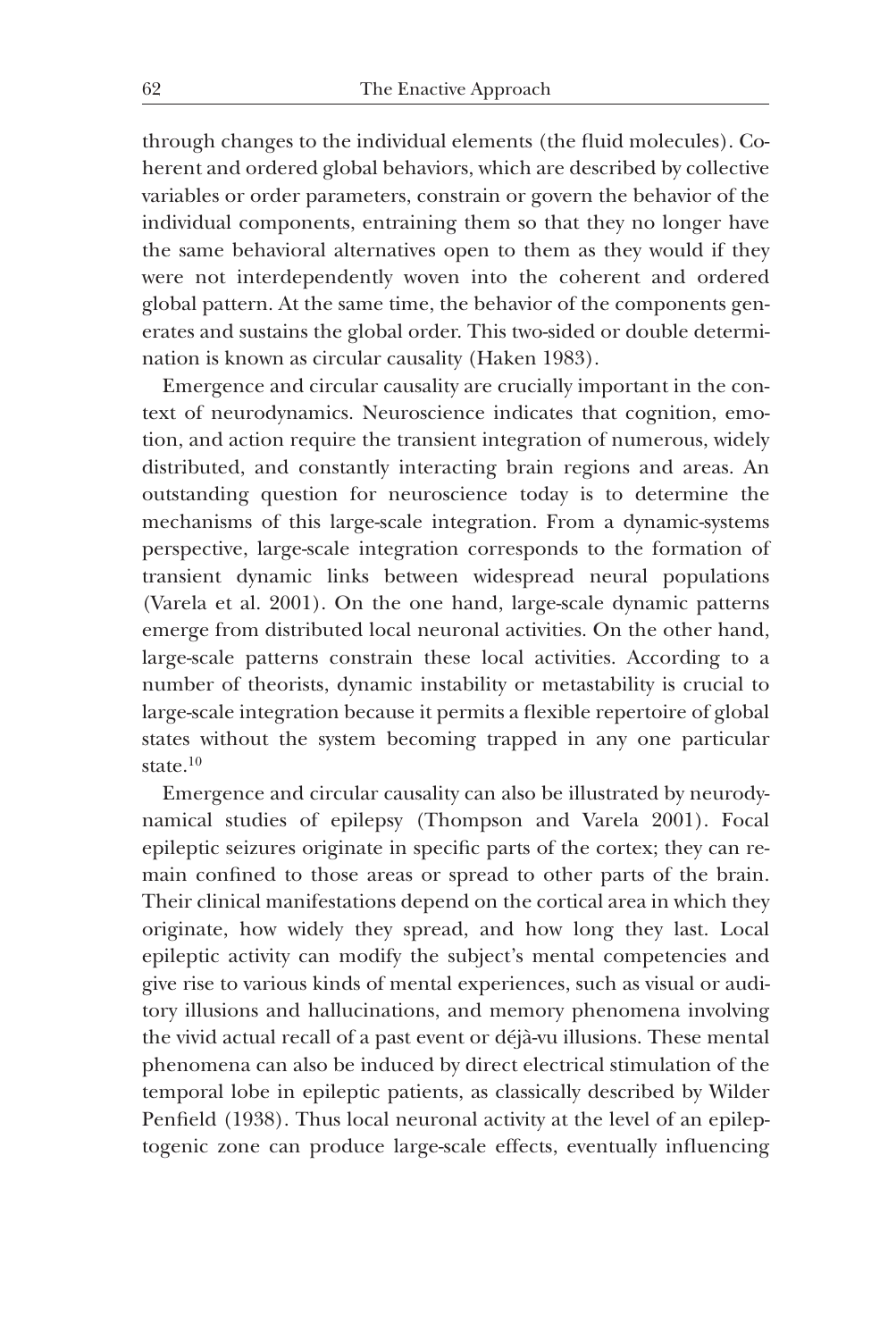through changes to the individual elements (the fluid molecules). Coherent and ordered global behaviors, which are described by collective variables or order parameters, constrain or govern the behavior of the individual components, entraining them so that they no longer have the same behavioral alternatives open to them as they would if they were not interdependently woven into the coherent and ordered global pattern. At the same time, the behavior of the components generates and sustains the global order. This two-sided or double determination is known as circular causality (Haken 1983).

Emergence and circular causality are crucially important in the context of neurodynamics. Neuroscience indicates that cognition, emotion, and action require the transient integration of numerous, widely distributed, and constantly interacting brain regions and areas. An outstanding question for neuroscience today is to determine the mechanisms of this large-scale integration. From a dynamic-systems perspective, large-scale integration corresponds to the formation of transient dynamic links between widespread neural populations (Varela et al. 2001). On the one hand, large-scale dynamic patterns emerge from distributed local neuronal activities. On the other hand, large-scale patterns constrain these local activities. According to a number of theorists, dynamic instability or metastability is crucial to large-scale integration because it permits a flexible repertoire of global states without the system becoming trapped in any one particular state.[10]

Emergence and circular causality can also be illustrated by neurodynamical studies of epilepsy (Thompson and Varela 2001). Focal epileptic seizures originate in specific parts of the cortex; they can remain confined to those areas or spread to other parts of the brain. Their clinical manifestations depend on the cortical area in which they originate, how widely they spread, and how long they last. Local epileptic activity can modify the subject's mental competencies and give rise to various kinds of mental experiences, such as visual or auditory illusions and hallucinations, and memory phenomena involving the vivid actual recall of a past event or déjà-vu illusions. These mental phenomena can also be induced by direct electrical stimulation of the temporal lobe in epileptic patients, as classically described by Wilder Penfield (1938). Thus local neuronal activity at the level of an epileptogenic zone can produce large-scale effects, eventually influencing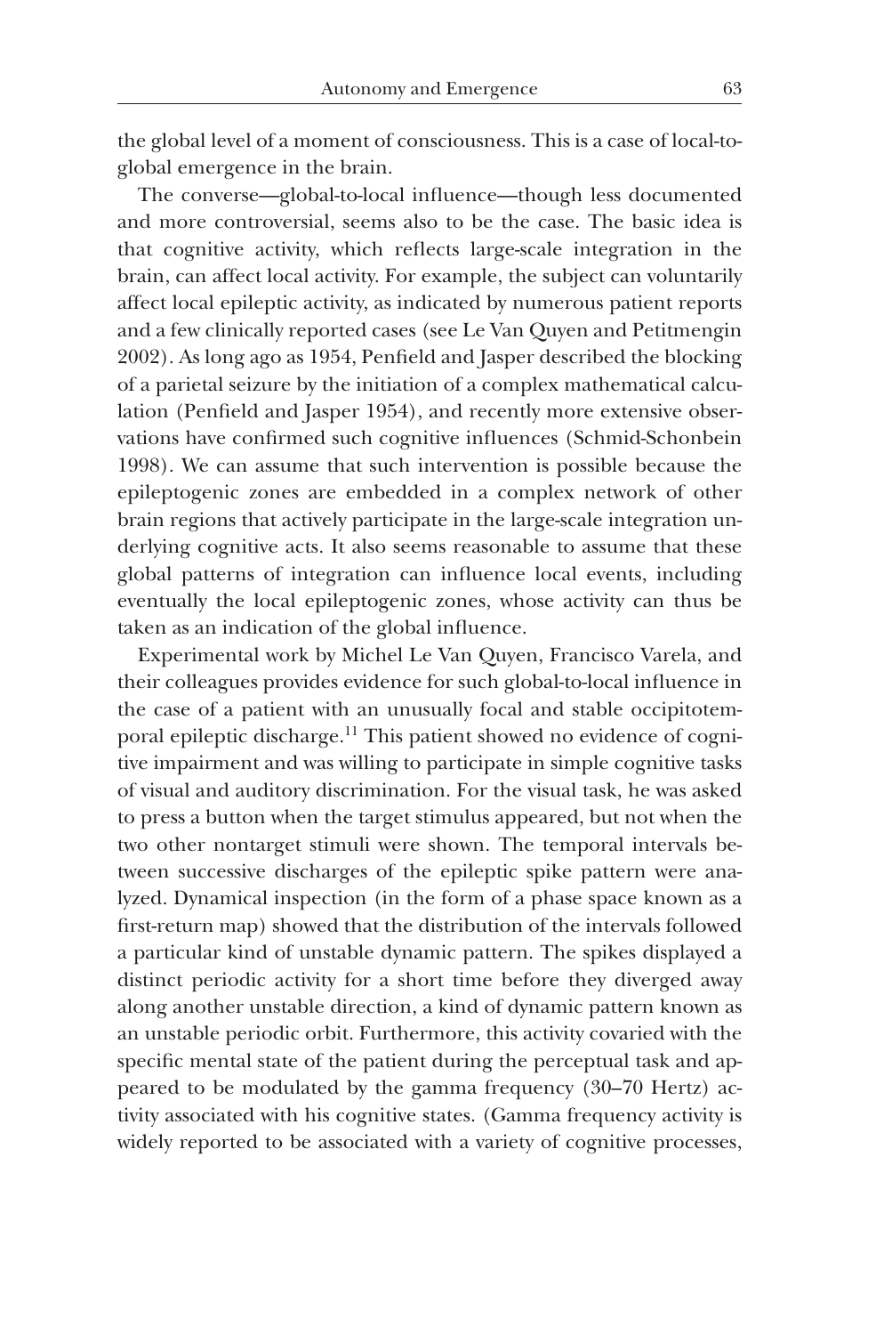the global level of a moment of consciousness. This is a case of local-to-global emergence in the brain.

The converse—global-to-local influence—though less documented and more controversial, seems also to be the case. The basic idea is that cognitive activity, which reflects large-scale integration in the brain, can affect local activity. For example, the subject can voluntarily affect local epileptic activity, as indicated by numerous patient reports and a few clinically reported cases (see Le Van Quyen and Petitmengin 2002). As long ago as 1954, Penfield and Jasper described the blocking of a parietal seizure by the initiation of a complex mathematical calculation (Penfield and Jasper 1954), and recently more extensive observations have confirmed such cognitive influences (Schmid-Schonbein 1998). We can assume that such intervention is possible because the epileptogenic zones are embedded in a complex network of other brain regions that actively participate in the large-scale integration underlying cognitive acts. It also seems reasonable to assume that these global patterns of integration can influence local events, including eventually the local epileptogenic zones, whose activity can thus be taken as an indication of the global influence.

Experimental work by Michel Le Van Quyen, Francisco Varela, and their colleagues provides evidence for such global-to-local influence in the case of a patient with an unusually focal and stable occipitotemporal epileptic discharge.[11] This patient showed no evidence of cognitive impairment and was willing to participate in simple cognitive tasks of visual and auditory discrimination. For the visual task, he was asked to press a button when the target stimulus appeared, but not when the two other nontarget stimuli were shown. The temporal intervals between successive discharges of the epileptic spike pattern were analyzed. Dynamical inspection (in the form of a phase space known as a first-return map) showed that the distribution of the intervals followed a particular kind of unstable dynamic pattern. The spikes displayed a distinct periodic activity for a short time before they diverged away along another unstable direction, a kind of dynamic pattern known as an unstable periodic orbit. Furthermore, this activity covaried with the specific mental state of the patient during the perceptual task and appeared to be modulated by the gamma frequency (30–70 Hertz) activity associated with his cognitive states. (Gamma frequency activity is widely reported to be associated with a variety of cognitive processes,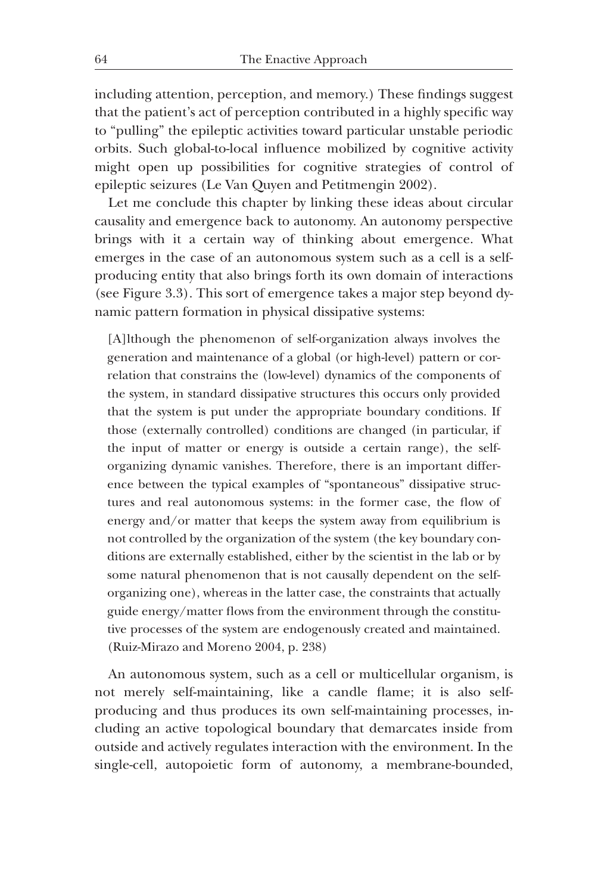including attention, perception, and memory.) These findings suggest that the patient's act of perception contributed in a highly specific way to "pulling" the epileptic activities toward particular unstable periodic orbits. Such global-to-local influence mobilized by cognitive activity might open up possibilities for cognitive strategies of control of epileptic seizures (Le Van Quyen and Petitmengin 2002).

Let me conclude this chapter by linking these ideas about circular causality and emergence back to autonomy. An autonomy perspective brings with it a certain way of thinking about emergence. What emerges in the case of an autonomous system such as a cell is a self-producing entity that also brings forth its own domain of interactions (see Figure 3.3). This sort of emergence takes a major step beyond dynamic pattern formation in physical dissipative systems:

> [A]lthough the phenomenon of self-organization always involves the generation and maintenance of a global (or high-level) pattern or correlation that constrains the (low-level) dynamics of the components of the system, in standard dissipative structures this occurs only provided that the system is put under the appropriate boundary conditions. If those (externally controlled) conditions are changed (in particular, if the input of matter or energy is outside a certain range), the self-organizing dynamic vanishes. Therefore, there is an important difference between the typical examples of "spontaneous" dissipative structures and real autonomous systems: in the former case, the flow of energy and/or matter that keeps the system away from equilibrium is not controlled by the organization of the system (the key boundary conditions are externally established, either by the scientist in the lab or by some natural phenomenon that is not causally dependent on the self-organizing one), whereas in the latter case, the constraints that actually guide energy/matter flows from the environment through the constitutive processes of the system are endogenously created and maintained. (Ruiz-Mirazo and Moreno 2004, p. 238)

An autonomous system, such as a cell or multicellular organism, is not merely self-maintaining, like a candle flame; it is also self-producing and thus produces its own self-maintaining processes, including an active topological boundary that demarcates inside from outside and actively regulates interaction with the environment. In the single-cell, autopoietic form of autonomy, a membrane-bounded,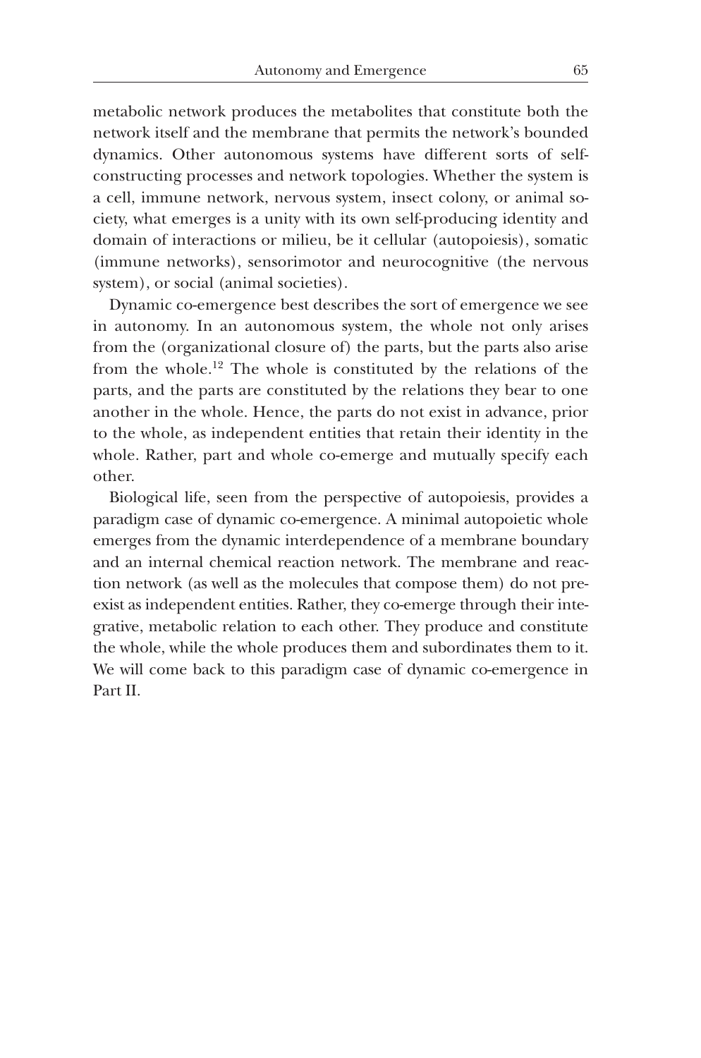metabolic network produces the metabolites that constitute both the network itself and the membrane that permits the network's bounded dynamics. Other autonomous systems have different sorts of self-constructing processes and network topologies. Whether the system is a cell, immune network, nervous system, insect colony, or animal society, what emerges is a unity with its own self-producing identity and domain of interactions or milieu, be it cellular (autopoiesis), somatic (immune networks), sensorimotor and neurocognitive (the nervous system), or social (animal societies).

Dynamic co-emergence best describes the sort of emergence we see in autonomy. In an autonomous system, the whole not only arises from the (organizational closure of) the parts, but the parts also arise from the whole.[12] The whole is constituted by the relations of the parts, and the parts are constituted by the relations they bear to one another in the whole. Hence, the parts do not exist in advance, prior to the whole, as independent entities that retain their identity in the whole. Rather, part and whole co-emerge and mutually specify each other.

Biological life, seen from the perspective of autopoiesis, provides a paradigm case of dynamic co-emergence. A minimal autopoietic whole emerges from the dynamic interdependence of a membrane boundary and an internal chemical reaction network. The membrane and reaction network (as well as the molecules that compose them) do not preexist as independent entities. Rather, they co-emerge through their integrative, metabolic relation to each other. They produce and constitute the whole, while the whole produces them and subordinates them to it. We will come back to this paradigm case of dynamic co-emergence in Part II.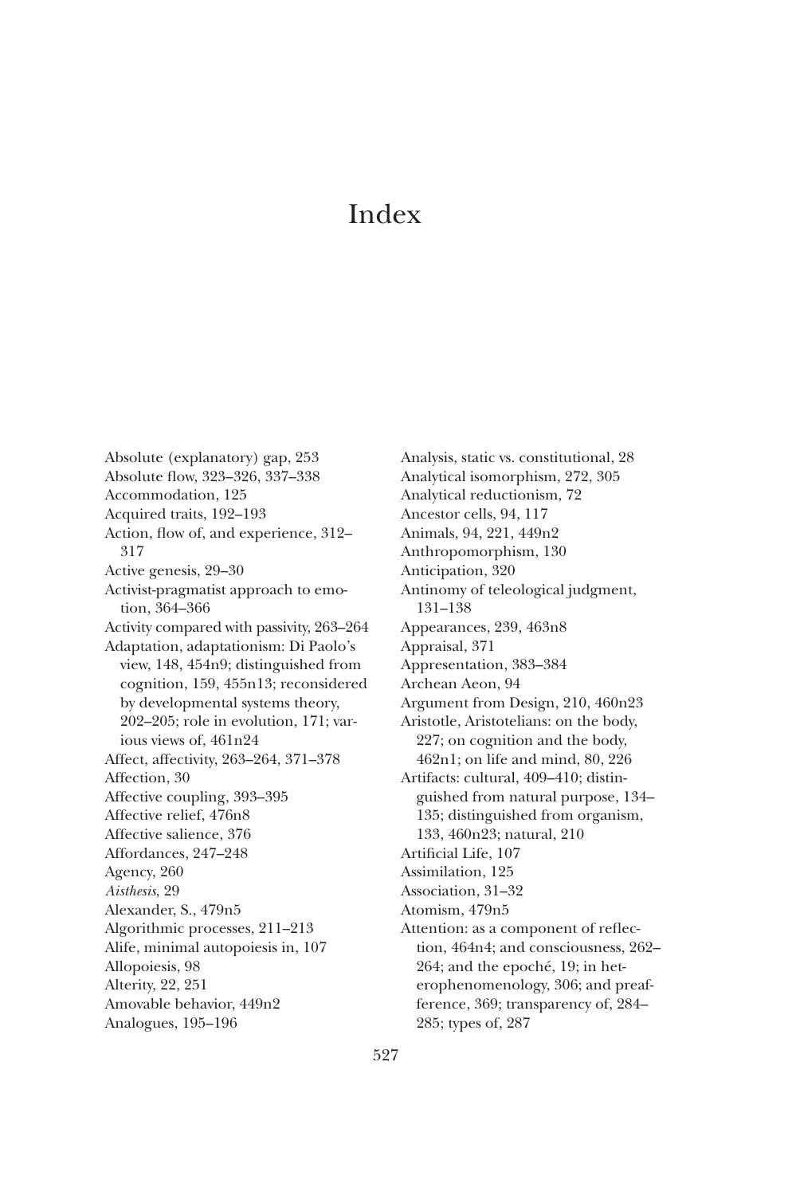# Index

Absolute (explanatory) gap, 253
Absolute flow, 323–326, 337–338
Accommodation, 125
Acquired traits, 192–193
Action, flow of, and experience, 312–317
Active genesis, 29–30
Activist-pragmatist approach to emotion, 364–366
Activity compared with passivity, 263–264
Adaptation, adaptationism: Di Paolo's view, 148, 454n9; distinguished from cognition, 159, 455n13; reconsidered by developmental systems theory, 202–205; role in evolution, 171; various views of, 461n24
Affect, affectivity, 263–264, 371–378
Affection, 30
Affective coupling, 393–395
Affective relief, 476n8
Affective salience, 376
Affordances, 247–248
Agency, 260
*Aisthesis*, 29
Alexander, S., 479n5
Algorithmic processes, 211–213
Alife, minimal autopoiesis in, 107
Allopoiesis, 98
Alterity, 22, 251
Amovable behavior, 449n2
Analogues, 195–196
Analysis, static vs. constitutional, 28
Analytical isomorphism, 272, 305
Analytical reductionism, 72
Ancestor cells, 94, 117
Animals, 94, 221, 449n2
Anthropomorphism, 130
Anticipation, 320
Antinomy of teleological judgment, 131–138
Appearances, 239, 463n8
Appraisal, 371
Appresentation, 383–384
Archean Aeon, 94
Argument from Design, 210, 460n23
Aristotle, Aristotelians: on the body, 227; on cognition and the body, 462n1; on life and mind, 80, 226
Artifacts: cultural, 409–410; distinguished from natural purpose, 134–135; distinguished from organism, 133, 460n23; natural, 210
Artificial Life, 107
Assimilation, 125
Association, 31–32
Atomism, 479n5
Attention: as a component of reflection, 464n4; and consciousness, 262–264; and the epoché, 19; in heterophenomenology, 306; and preafference, 369; transparency of, 284–285; types of, 287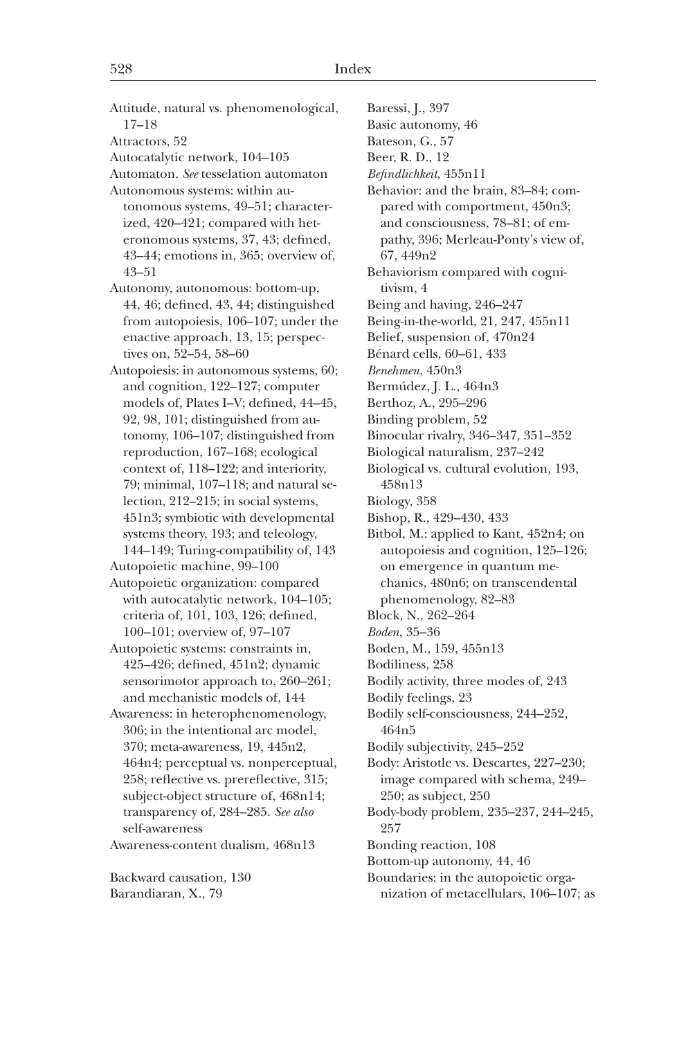Attitude, natural vs. phenomenological, 17–18
Attractors, 52
Autocatalytic network, 104–105
Automaton. *See* tesselation automaton
Autonomous systems: within autonomous systems, 49–51; characterized, 420–421; compared with heteronomous systems, 37, 43; defined, 43–44; emotions in, 365; overview of, 43–51
Autonomy, autonomous: bottom-up, 44, 46; defined, 43, 44; distinguished from autopoiesis, 106–107; under the enactive approach, 13, 15; perspectives on, 52–54, 58–60
Autopoiesis: in autonomous systems, 60; and cognition, 122–127; computer models of, Plates I–V; defined, 44–45, 92, 98, 101; distinguished from autonomy, 106–107; distinguished from reproduction, 167–168; ecological context of, 118–122; and interiority, 79; minimal, 107–118; and natural selection, 212–215; in social systems, 451n3; symbiotic with developmental systems theory, 193; and teleology, 144–149; Turing-compatibility of, 143
Autopoietic machine, 99–100
Autopoietic organization: compared with autocatalytic network, 104–105; criteria of, 101, 103, 126; defined, 100–101; overview of, 97–107
Autopoietic systems: constraints in, 425–426; defined, 451n2; dynamic sensorimotor approach to, 260–261; and mechanistic models of, 144
Awareness: in heterophenomenology, 306; in the intentional arc model, 370; meta-awareness, 19, 445n2, 464n4; perceptual vs. nonperceptual, 258; reflective vs. prereflective, 315; subject-object structure of, 468n14; transparency of, 284–285. *See also* self-awareness
Awareness-content dualism, 468n13

Backward causation, 130
Barandiaran, X., 79
Baressi, J., 397
Basic autonomy, 46
Bateson, G., 57
Beer, R. D., 12
*Befindlichkeit*, 455n11
Behavior: and the brain, 83–84; compared with comportment, 450n3; and consciousness, 78–81; of empathy, 396; Merleau-Ponty's view of, 67, 449n2
Behaviorism compared with cognitivism, 4
Being and having, 246–247
Being-in-the-world, 21, 247, 455n11
Belief, suspension of, 470n24
Bénard cells, 60–61, 433
*Benehmen*, 450n3
Bermúdez, J. L., 464n3
Berthoz, A., 295–296
Binding problem, 52
Binocular rivalry, 346–347, 351–352
Biological naturalism, 237–242
Biological vs. cultural evolution, 193, 458n13
Biology, 358
Bishop, R., 429–430, 433
Bitbol, M.: applied to Kant, 452n4; on autopoiesis and cognition, 125–126; on emergence in quantum mechanics, 480n6; on transcendental phenomenology, 82–83
Block, N., 262–264
*Boden*, 35–36
Boden, M., 159, 455n13
Bodiliness, 258
Bodily activity, three modes of, 243
Bodily feelings, 23
Bodily self-consciousness, 244–252, 464n5
Bodily subjectivity, 245–252
Body: Aristotle vs. Descartes, 227–230; image compared with schema, 249–250; as subject, 250
Body-body problem, 235–237, 244–245, 257
Bonding reaction, 108
Bottom-up autonomy, 44, 46
Boundaries: in the autopoietic organization of metacellulars, 106–107; as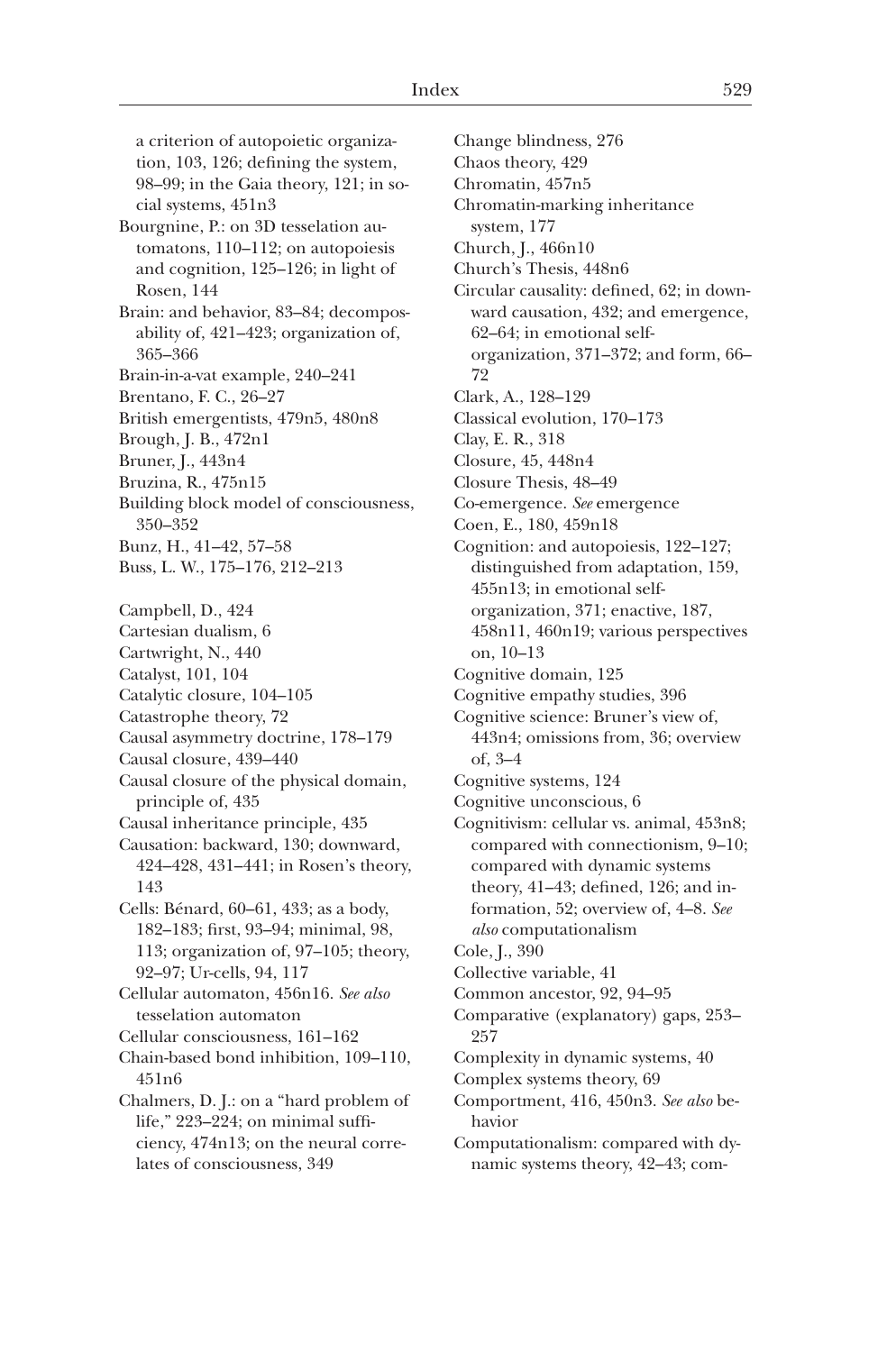a criterion of autopoietic organization, 103, 126; defining the system, 98–99; in the Gaia theory, 121; in social systems, 451n3

Bourgnine, P.: on 3D tesselation automatons, 110–112; on autopoiesis and cognition, 125–126; in light of Rosen, 144

Brain: and behavior, 83–84; decomposability of, 421–423; organization of, 365–366

Brain-in-a-vat example, 240–241

Brentano, F. C., 26–27

British emergentists, 479n5, 480n8

Brough, J. B., 472n1

Bruner, J., 443n4

Bruzina, R., 475n15

Building block model of consciousness, 350–352

Bunz, H., 41–42, 57–58

Buss, L. W., 175–176, 212–213

Campbell, D., 424

Cartesian dualism, 6

Cartwright, N., 440

Catalyst, 101, 104

Catalytic closure, 104–105

Catastrophe theory, 72

Causal asymmetry doctrine, 178–179

Causal closure, 439–440

Causal closure of the physical domain, principle of, 435

Causal inheritance principle, 435

Causation: backward, 130; downward, 424–428, 431–441; in Rosen's theory, 143

Cells: Bénard, 60–61, 433; as a body, 182–183; first, 93–94; minimal, 98, 113; organization of, 97–105; theory, 92–97; Ur-cells, 94, 117

Cellular automaton, 456n16. *See also* tesselation automaton

Cellular consciousness, 161–162

Chain-based bond inhibition, 109–110, 451n6

Chalmers, D. J.: on a "hard problem of life," 223–224; on minimal sufficiency, 474n13; on the neural correlates of consciousness, 349

Change blindness, 276

Chaos theory, 429

Chromatin, 457n5

Chromatin-marking inheritance system, 177

Church, J., 466n10

Church's Thesis, 448n6

Circular causality: defined, 62; in downward causation, 432; and emergence, 62–64; in emotional self-organization, 371–372; and form, 66–72

Clark, A., 128–129

Classical evolution, 170–173

Clay, E. R., 318

Closure, 45, 448n4

Closure Thesis, 48–49

Co-emergence. *See* emergence

Coen, E., 180, 459n18

Cognition: and autopoiesis, 122–127; distinguished from adaptation, 159, 455n13; in emotional self-organization, 371; enactive, 187, 458n11, 460n19; various perspectives on, 10–13

Cognitive domain, 125

Cognitive empathy studies, 396

Cognitive science: Bruner's view of, 443n4; omissions from, 36; overview of, 3–4

Cognitive systems, 124

Cognitive unconscious, 6

Cognitivism: cellular vs. animal, 453n8; compared with connectionism, 9–10; compared with dynamic systems theory, 41–43; defined, 126; and information, 52; overview of, 4–8. *See also* computationalism

Cole, J., 390

Collective variable, 41

Common ancestor, 92, 94–95

Comparative (explanatory) gaps, 253–257

Complexity in dynamic systems, 40

Complex systems theory, 69

Comportment, 416, 450n3. *See also* behavior

Computationalism: compared with dynamic systems theory, 42–43; com-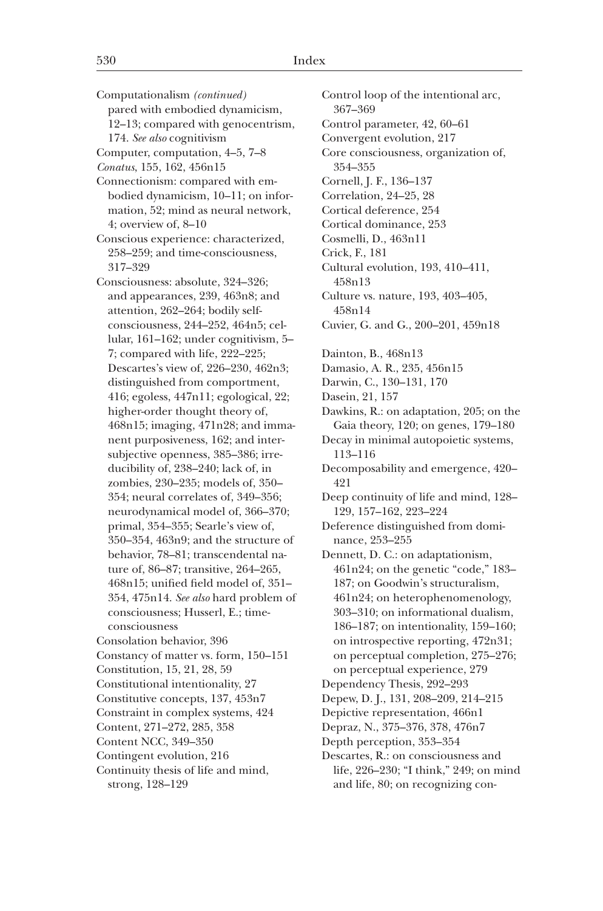Computationalism *(continued)* pared with embodied dynamicism, 12–13; compared with genocentrism, 174. *See also* cognitivism

Computer, computation, 4–5, 7–8

*Conatus*, 155, 162, 456n15

Connectionism: compared with embodied dynamicism, 10–11; on information, 52; mind as neural network, 4; overview of, 8–10

Conscious experience: characterized, 258–259; and time-consciousness, 317–329

Consciousness: absolute, 324–326; and appearances, 239, 463n8; and attention, 262–264; bodily self-consciousness, 244–252, 464n5; cellular, 161–162; under cognitivism, 5–7; compared with life, 222–225; Descartes's view of, 226–230, 462n3; distinguished from comportment, 416; egoless, 447n11; egological, 22; higher-order thought theory of, 468n15; imaging, 471n28; and immanent purposiveness, 162; and intersubjective openness, 385–386; irreducibility of, 238–240; lack of, in zombies, 230–235; models of, 350–354; neural correlates of, 349–356; neurodynamical model of, 366–370; primal, 354–355; Searle's view of, 350–354, 463n9; and the structure of behavior, 78–81; transcendental nature of, 86–87; transitive, 264–265, 468n15; unified field model of, 351–354, 475n14. *See also* hard problem of consciousness; Husserl, E.; time-consciousness

Consolation behavior, 396

Constancy of matter vs. form, 150–151

Constitution, 15, 21, 28, 59

Constitutional intentionality, 27

Constitutive concepts, 137, 453n7

Constraint in complex systems, 424

Content, 271–272, 285, 358

Content NCC, 349–350

Contingent evolution, 216

Continuity thesis of life and mind, strong, 128–129

Control loop of the intentional arc, 367–369

Control parameter, 42, 60–61

Convergent evolution, 217

Core consciousness, organization of, 354–355

Cornell, J. F., 136–137

Correlation, 24–25, 28

Cortical deference, 254

Cortical dominance, 253

Cosmelli, D., 463n11

Crick, F., 181

Cultural evolution, 193, 410–411, 458n13

Culture vs. nature, 193, 403–405, 458n14

Cuvier, G. and G., 200–201, 459n18

Dainton, B., 468n13

Damasio, A. R., 235, 456n15

Darwin, C., 130–131, 170

Dasein, 21, 157

Dawkins, R.: on adaptation, 205; on the Gaia theory, 120; on genes, 179–180

Decay in minimal autopoietic systems, 113–116

Decomposability and emergence, 420–421

Deep continuity of life and mind, 128–129, 157–162, 223–224

Deference distinguished from dominance, 253–255

Dennett, D. C.: on adaptationism, 461n24; on the genetic "code," 183–187; on Goodwin's structuralism, 461n24; on heterophenomenology, 303–310; on informational dualism, 186–187; on intentionality, 159–160; on introspective reporting, 472n31; on perceptual completion, 275–276; on perceptual experience, 279

Dependency Thesis, 292–293

Depew, D. J., 131, 208–209, 214–215

Depictive representation, 466n1

Depraz, N., 375–376, 378, 476n7

Depth perception, 353–354

Descartes, R.: on consciousness and life, 226–230; "I think," 249; on mind and life, 80; on recognizing con-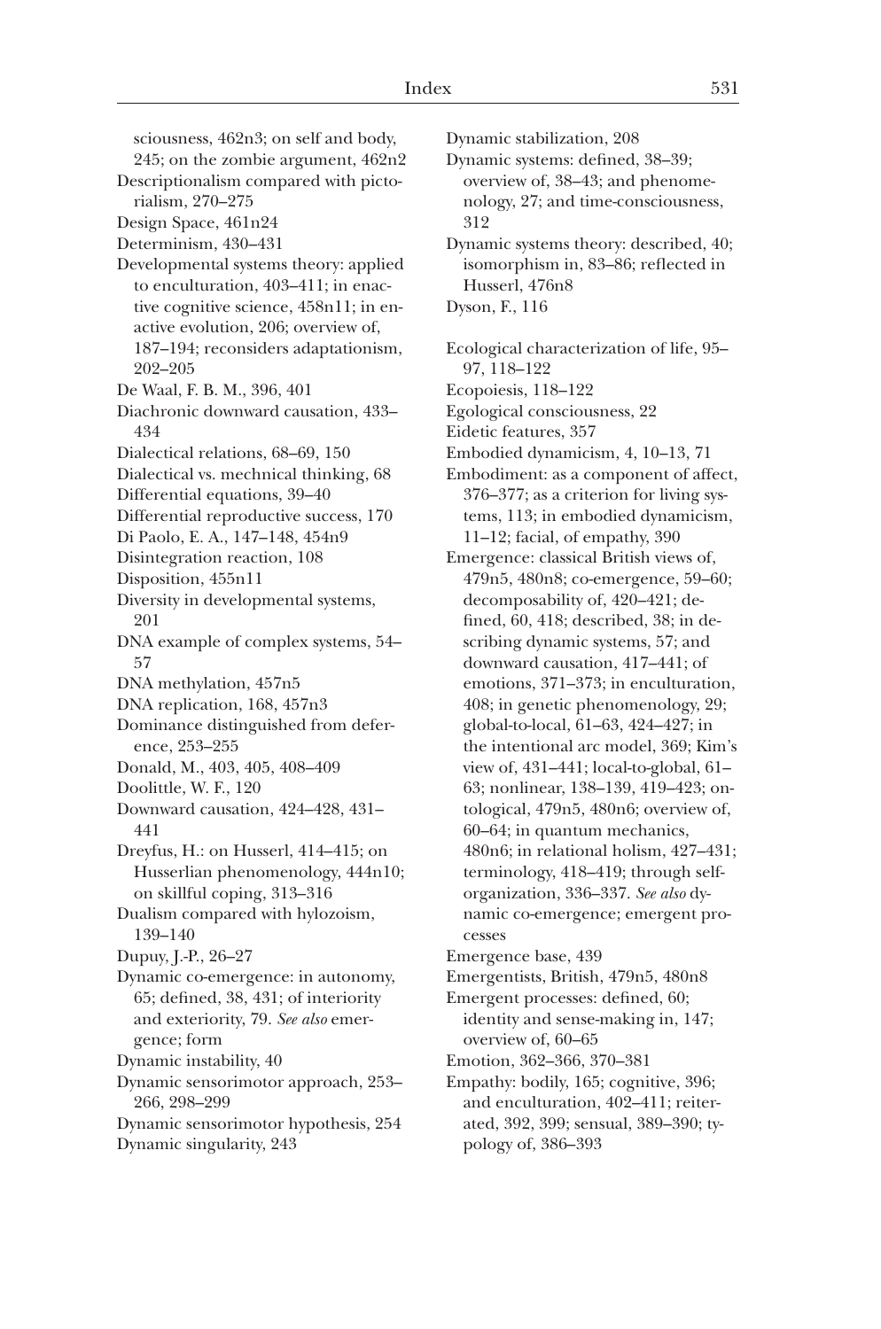sciousness, 462n3; on self and body, 245; on the zombie argument, 462n2

Descriptionalism compared with pictorialism, 270–275

Design Space, 461n24

Determinism, 430–431

Developmental systems theory: applied to enculturation, 403–411; in enactive cognitive science, 458n11; in enactive evolution, 206; overview of, 187–194; reconsiders adaptationism, 202–205

De Waal, F. B. M., 396, 401

Diachronic downward causation, 433–434

Dialectical relations, 68–69, 150

Dialectical vs. mechnical thinking, 68

Differential equations, 39–40

Differential reproductive success, 170

Di Paolo, E. A., 147–148, 454n9

Disintegration reaction, 108

Disposition, 455n11

Diversity in developmental systems, 201

DNA example of complex systems, 54–57

DNA methylation, 457n5

DNA replication, 168, 457n3

Dominance distinguished from deference, 253–255

Donald, M., 403, 405, 408–409

Doolittle, W. F., 120

Downward causation, 424–428, 431–441

Dreyfus, H.: on Husserl, 414–415; on Husserlian phenomenology, 444n10; on skillful coping, 313–316

Dualism compared with hylozoism, 139–140

Dupuy, J.-P., 26–27

Dynamic co-emergence: in autonomy, 65; defined, 38, 431; of interiority and exteriority, 79. *See also* emergence; form

Dynamic instability, 40

Dynamic sensorimotor approach, 253–266, 298–299

Dynamic sensorimotor hypothesis, 254

Dynamic singularity, 243

Dynamic stabilization, 208

Dynamic systems: defined, 38–39; overview of, 38–43; and phenomenology, 27; and time-consciousness, 312

Dynamic systems theory: described, 40; isomorphism in, 83–86; reflected in Husserl, 476n8

Dyson, F., 116

Ecological characterization of life, 95–97, 118–122

Ecopoiesis, 118–122

Egological consciousness, 22

Eidetic features, 357

Embodied dynamicism, 4, 10–13, 71

Embodiment: as a component of affect, 376–377; as a criterion for living systems, 113; in embodied dynamicism, 11–12; facial, of empathy, 390

Emergence: classical British views of, 479n5, 480n8; co-emergence, 59–60; decomposability of, 420–421; defined, 60, 418; described, 38; in describing dynamic systems, 57; and downward causation, 417–441; of emotions, 371–373; in enculturation, 408; in genetic phenomenology, 29; global-to-local, 61–63, 424–427; in the intentional arc model, 369; Kim's view of, 431–441; local-to-global, 61–63; nonlinear, 138–139, 419–423; ontological, 479n5, 480n6; overview of, 60–64; in quantum mechanics, 480n6; in relational holism, 427–431; terminology, 418–419; through self-organization, 336–337. *See also* dynamic co-emergence; emergent processes

Emergence base, 439

Emergentists, British, 479n5, 480n8

Emergent processes: defined, 60; identity and sense-making in, 147; overview of, 60–65

Emotion, 362–366, 370–381

Empathy: bodily, 165; cognitive, 396; and enculturation, 402–411; reiterated, 392, 399; sensual, 389–390; typology of, 386–393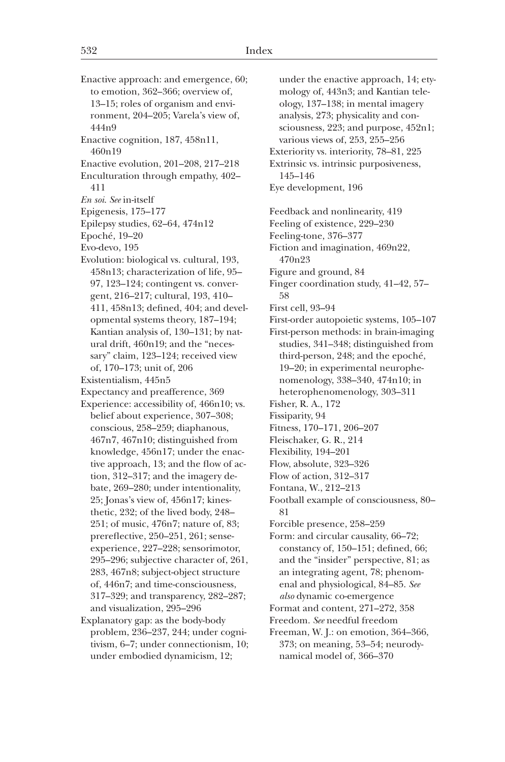Enactive approach: and emergence, 60; to emotion, 362–366; overview of, 13–15; roles of organism and environment, 204–205; Varela's view of, 444n9

Enactive cognition, 187, 458n11, 460n19

Enactive evolution, 201–208, 217–218

Enculturation through empathy, 402–411

*En soi*. *See* in-itself

Epigenesis, 175–177

Epilepsy studies, 62–64, 474n12

Epoché, 19–20

Evo-devo, 195

Evolution: biological vs. cultural, 193, 458n13; characterization of life, 95–97, 123–124; contingent vs. convergent, 216–217; cultural, 193, 410–411, 458n13; defined, 404; and developmental systems theory, 187–194; Kantian analysis of, 130–131; by natural drift, 460n19; and the "necessary" claim, 123–124; received view of, 170–173; unit of, 206

Existentialism, 445n5

Expectancy and preafference, 369

Experience: accessibility of, 466n10; vs. belief about experience, 307–308; conscious, 258–259; diaphanous, 467n7, 467n10; distinguished from knowledge, 456n17; under the enactive approach, 13; and the flow of action, 312–317; and the imagery debate, 269–280; under intentionality, 25; Jonas's view of, 456n17; kinesthetic, 232; of the lived body, 248–251; of music, 476n7; nature of, 83; prereflective, 250–251, 261; sense-experience, 227–228; sensorimotor, 295–296; subjective character of, 261, 283, 467n8; subject-object structure of, 446n7; and time-consciousness, 317–329; and transparency, 282–287; and visualization, 295–296

Explanatory gap: as the body-body problem, 236–237, 244; under cognitivism, 6–7; under connectionism, 10; under embodied dynamicism, 12; under the enactive approach, 14; etymology of, 443n3; and Kantian teleology, 137–138; in mental imagery analysis, 273; physicality and consciousness, 223; and purpose, 452n1; various views of, 253, 255–256

Exteriority vs. interiority, 78–81, 225

Extrinsic vs. intrinsic purposiveness, 145–146

Eye development, 196

Feedback and nonlinearity, 419

Feeling of existence, 229–230

Feeling-tone, 376–377

Fiction and imagination, 469n22, 470n23

Figure and ground, 84

Finger coordination study, 41–42, 57–58

First cell, 93–94

First-order autopoietic systems, 105–107

First-person methods: in brain-imaging studies, 341–348; distinguished from third-person, 248; and the epoché, 19–20; in experimental neurophenomenology, 338–340, 474n10; in heterophenomenology, 303–311

Fisher, R. A., 172

Fissiparity, 94

Fitness, 170–171, 206–207

Fleischaker, G. R., 214

Flexibility, 194–201

Flow, absolute, 323–326

Flow of action, 312–317

Fontana, W., 212–213

Football example of consciousness, 80–81

Forcible presence, 258–259

Form: and circular causality, 66–72; constancy of, 150–151; defined, 66; and the "insider" perspective, 81; as an integrating agent, 78; phenomenal and physiological, 84–85. *See also* dynamic co-emergence

Format and content, 271–272, 358

Freedom. *See* needful freedom

Freeman, W. J.: on emotion, 364–366, 373; on meaning, 53–54; neurodynamical model of, 366–370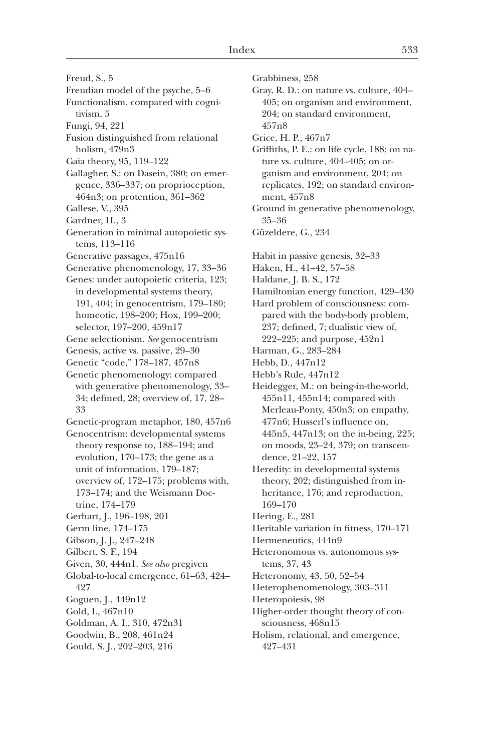Freud, S., 5
Freudian model of the psyche, 5–6
Functionalism, compared with cognitivism, 5
Fungi, 94, 221
Fusion distinguished from relational holism, 479n3
Gaia theory, 95, 119–122
Gallagher, S.: on Dasein, 380; on emergence, 336–337; on proprioception, 464n3; on protention, 361–362
Gallese, V., 395
Gardner, H., 3
Generation in minimal autopoietic systems, 113–116
Generative passages, 475n16
Generative phenomenology, 17, 33–36
Genes: under autopoietic criteria, 123; in developmental systems theory, 191, 404; in genocentrism, 179–180; homeotic, 198–200; Hox, 199–200; selector, 197–200, 459n17
Gene selectionism. *See* genocentrism
Genesis, active vs. passive, 29–30
Genetic "code," 178–187, 457n8
Genetic phenomenology: compared with generative phenomenology, 33–34; defined, 28; overview of, 17, 28–33
Genetic-program metaphor, 180, 457n6
Genocentrism: developmental systems theory response to, 188–194; and evolution, 170–173; the gene as a unit of information, 179–187; overview of, 172–175; problems with, 173–174; and the Weismann Doctrine, 174–179
Gerhart, J., 196–198, 201
Germ line, 174–175
Gibson, J. J., 247–248
Gilbert, S. F., 194
Given, 30, 444n1. *See also* pregiven
Global-to-local emergence, 61–63, 424–427
Goguen, J., 449n12
Gold, I., 467n10
Goldman, A. I., 310, 472n31
Goodwin, B., 208, 461n24
Gould, S. J., 202–203, 216
Grabbiness, 258
Gray, R. D.: on nature vs. culture, 404–405; on organism and environment, 204; on standard environment, 457n8
Grice, H. P., 467n7
Griffiths, P. E.: on life cycle, 188; on nature vs. culture, 404–405; on organism and environment, 204; on replicates, 192; on standard environment, 457n8
Ground in generative phenomenology, 35–36
Güzeldere, G., 234

Habit in passive genesis, 32–33
Haken, H., 41–42, 57–58
Haldane, J. B. S., 172
Hamiltonian energy function, 429–430
Hard problem of consciousness: compared with the body-body problem, 237; defined, 7; dualistic view of, 222–225; and purpose, 452n1
Harman, G., 283–284
Hebb, D., 447n12
Hebb's Rule, 447n12
Heidegger, M.: on being-in-the-world, 455n11, 455n14; compared with Merleau-Ponty, 450n3; on empathy, 477n6; Husserl's influence on, 445n5, 447n13; on the in-being, 225; on moods, 23–24, 379; on transcendence, 21–22, 157
Heredity: in developmental systems theory, 202; distinguished from inheritance, 176; and reproduction, 169–170
Hering, E., 281
Heritable variation in fitness, 170–171
Hermeneutics, 444n9
Heteronomous vs. autonomous systems, 37, 43
Heteronomy, 43, 50, 52–54
Heterophenomenology, 303–311
Heteropoiesis, 98
Higher-order thought theory of consciousness, 468n15
Holism, relational, and emergence, 427–431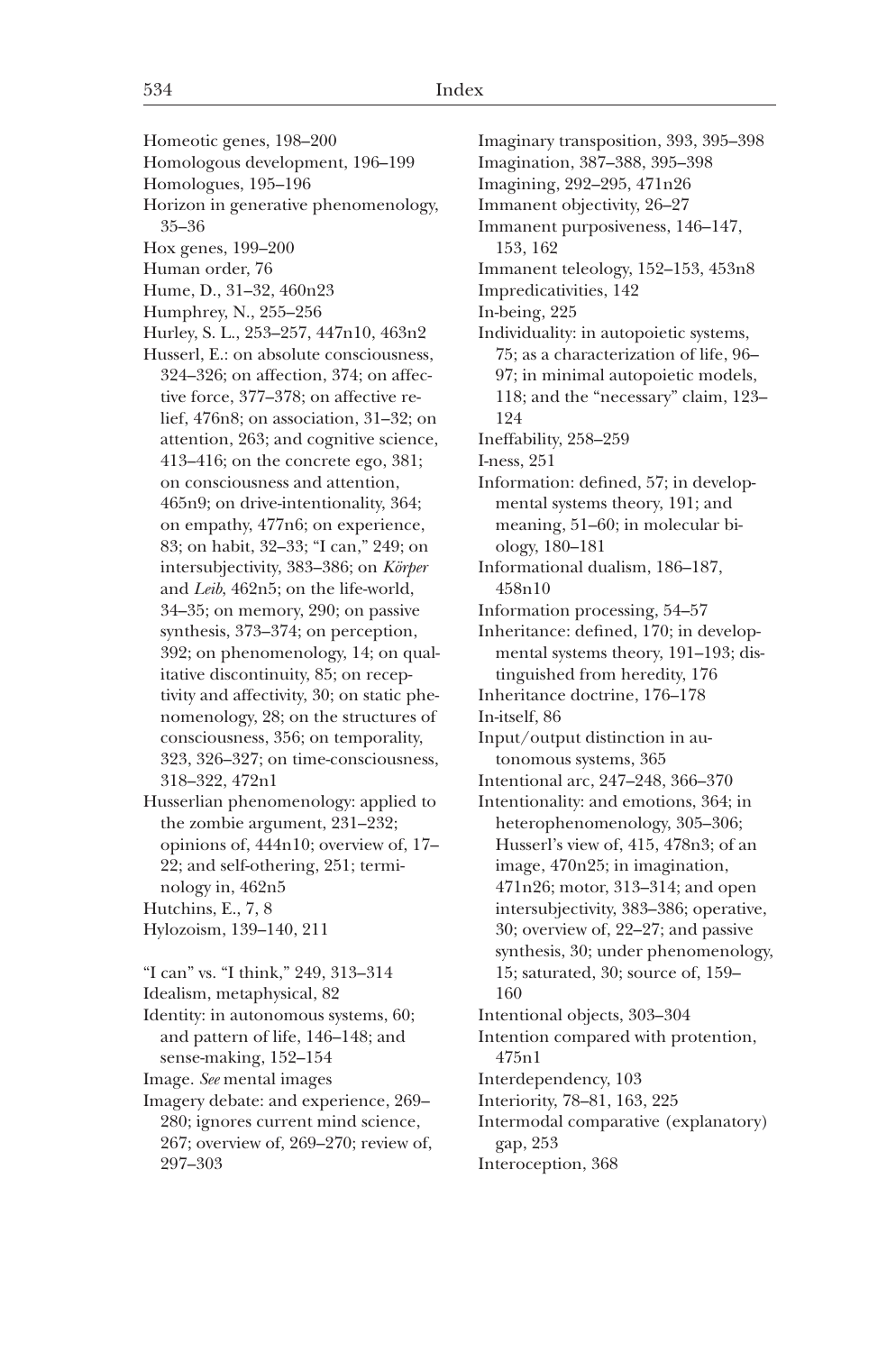Homeotic genes, 198–200
Homologous development, 196–199
Homologues, 195–196
Horizon in generative phenomenology, 35–36
Hox genes, 199–200
Human order, 76
Hume, D., 31–32, 460n23
Humphrey, N., 255–256
Hurley, S. L., 253–257, 447n10, 463n2
Husserl, E.: on absolute consciousness, 324–326; on affection, 374; on affective force, 377–378; on affective relief, 476n8; on association, 31–32; on attention, 263; and cognitive science, 413–416; on the concrete ego, 381; on consciousness and attention, 465n9; on drive-intentionality, 364; on empathy, 477n6; on experience, 83; on habit, 32–33; "I can," 249; on intersubjectivity, 383–386; on *Körper* and *Leib*, 462n5; on the life-world, 34–35; on memory, 290; on passive synthesis, 373–374; on perception, 392; on phenomenology, 14; on qualitative discontinuity, 85; on receptivity and affectivity, 30; on static phenomenology, 28; on the structures of consciousness, 356; on temporality, 323, 326–327; on time-consciousness, 318–322, 472n1
Husserlian phenomenology: applied to the zombie argument, 231–232; opinions of, 444n10; overview of, 17–22; and self-othering, 251; terminology in, 462n5
Hutchins, E., 7, 8
Hylozoism, 139–140, 211

"I can" vs. "I think," 249, 313–314
Idealism, metaphysical, 82
Identity: in autonomous systems, 60; and pattern of life, 146–148; and sense-making, 152–154
Image. *See* mental images
Imagery debate: and experience, 269–280; ignores current mind science, 267; overview of, 269–270; review of, 297–303
Imaginary transposition, 393, 395–398
Imagination, 387–388, 395–398
Imagining, 292–295, 471n26
Immanent objectivity, 26–27
Immanent purposiveness, 146–147, 153, 162
Immanent teleology, 152–153, 453n8
Impredicativities, 142
In-being, 225
Individuality: in autopoietic systems, 75; as a characterization of life, 96–97; in minimal autopoietic models, 118; and the "necessary" claim, 123–124
Ineffability, 258–259
I-ness, 251
Information: defined, 57; in developmental systems theory, 191; and meaning, 51–60; in molecular biology, 180–181
Informational dualism, 186–187, 458n10
Information processing, 54–57
Inheritance: defined, 170; in developmental systems theory, 191–193; distinguished from heredity, 176
Inheritance doctrine, 176–178
In-itself, 86
Input/output distinction in autonomous systems, 365
Intentional arc, 247–248, 366–370
Intentionality: and emotions, 364; in heterophenomenology, 305–306; Husserl's view of, 415, 478n3; of an image, 470n25; in imagination, 471n26; motor, 313–314; and open intersubjectivity, 383–386; operative, 30; overview of, 22–27; and passive synthesis, 30; under phenomenology, 15; saturated, 30; source of, 159–160
Intentional objects, 303–304
Intention compared with protention, 475n1
Interdependency, 103
Interiority, 78–81, 163, 225
Intermodal comparative (explanatory) gap, 253
Interoception, 368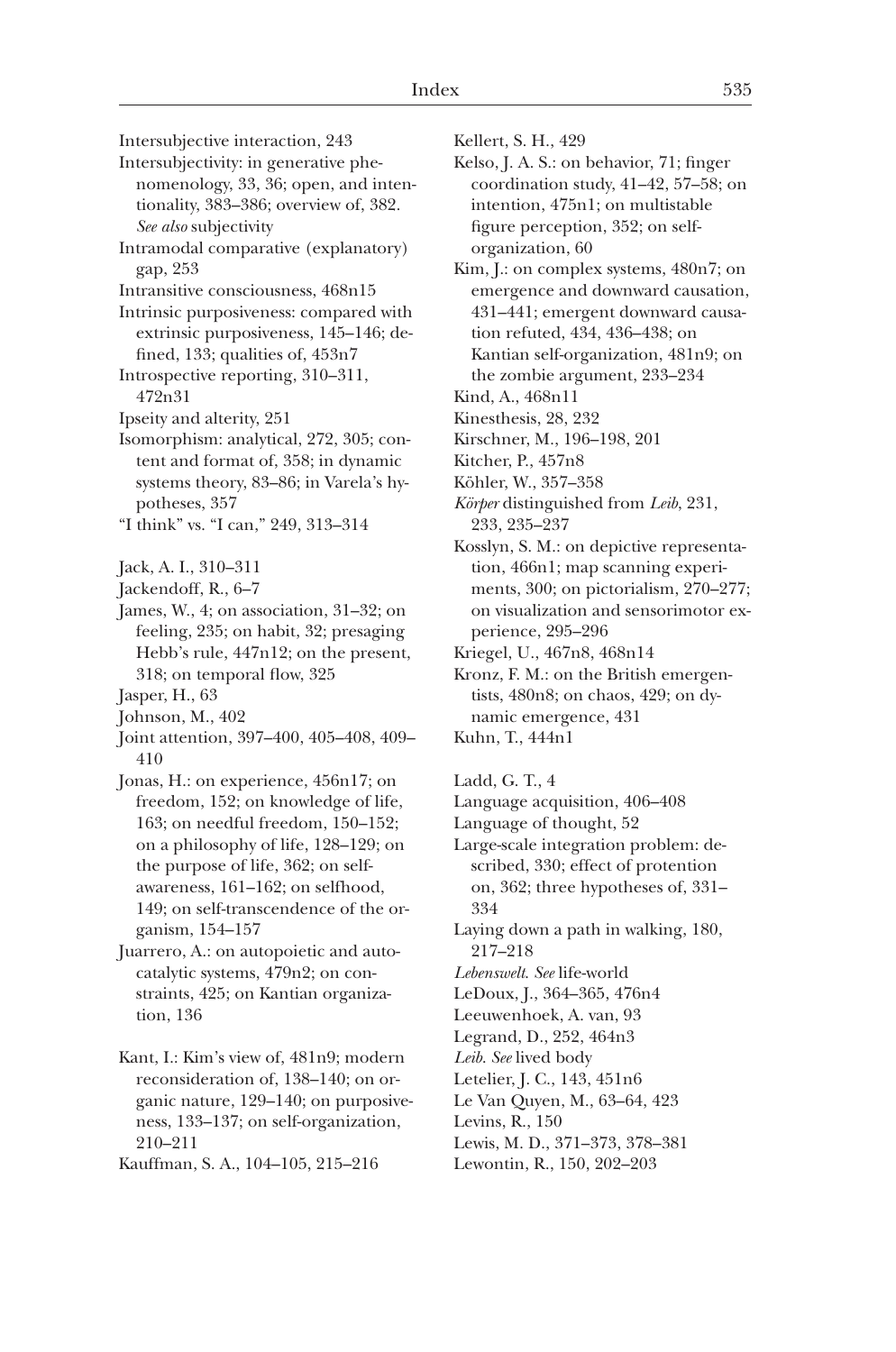Intersubjective interaction, 243

Intersubjectivity: in generative phenomenology, 33, 36; open, and intentionality, 383–386; overview of, 382. *See also* subjectivity

Intramodal comparative (explanatory) gap, 253

Intransitive consciousness, 468n15

Intrinsic purposiveness: compared with extrinsic purposiveness, 145–146; defined, 133; qualities of, 453n7

Introspective reporting, 310–311, 472n31

Ipseity and alterity, 251

Isomorphism: analytical, 272, 305; content and format of, 358; in dynamic systems theory, 83–86; in Varela's hypotheses, 357

"I think" vs. "I can," 249, 313–314

Jack, A. I., 310–311

Jackendoff, R., 6–7

James, W., 4; on association, 31–32; on feeling, 235; on habit, 32; presaging Hebb's rule, 447n12; on the present, 318; on temporal flow, 325

Jasper, H., 63

Johnson, M., 402

Joint attention, 397–400, 405–408, 409–410

Jonas, H.: on experience, 456n17; on freedom, 152; on knowledge of life, 163; on needful freedom, 150–152; on a philosophy of life, 128–129; on the purpose of life, 362; on self-awareness, 161–162; on selfhood, 149; on self-transcendence of the organism, 154–157

Juarrero, A.: on autopoietic and autocatalytic systems, 479n2; on constraints, 425; on Kantian organization, 136

Kant, I.: Kim's view of, 481n9; modern reconsideration of, 138–140; on organic nature, 129–140; on purposiveness, 133–137; on self-organization, 210–211

Kauffman, S. A., 104–105, 215–216

Kellert, S. H., 429

Kelso, J. A. S.: on behavior, 71; finger coordination study, 41–42, 57–58; on intention, 475n1; on multistable figure perception, 352; on self-organization, 60

Kim, J.: on complex systems, 480n7; on emergence and downward causation, 431–441; emergent downward causation refuted, 434, 436–438; on Kantian self-organization, 481n9; on the zombie argument, 233–234

Kind, A., 468n11

Kinesthesis, 28, 232

Kirschner, M., 196–198, 201

Kitcher, P., 457n8

Köhler, W., 357–358

*Körper* distinguished from *Leib*, 231, 233, 235–237

Kosslyn, S. M.: on depictive representation, 466n1; map scanning experiments, 300; on pictorialism, 270–277; on visualization and sensorimotor experience, 295–296

Kriegel, U., 467n8, 468n14

Kronz, F. M.: on the British emergentists, 480n8; on chaos, 429; on dynamic emergence, 431

Kuhn, T., 444n1

Ladd, G. T., 4

Language acquisition, 406–408

Language of thought, 52

Large-scale integration problem: described, 330; effect of protention on, 362; three hypotheses of, 331–334

Laying down a path in walking, 180, 217–218

*Lebenswelt*. *See* life-world

LeDoux, J., 364–365, 476n4

Leeuwenhoek, A. van, 93

Legrand, D., 252, 464n3

*Leib*. *See* lived body

Letelier, J. C., 143, 451n6

Le Van Quyen, M., 63–64, 423

Levins, R., 150

Lewis, M. D., 371–373, 378–381

Lewontin, R., 150, 202–203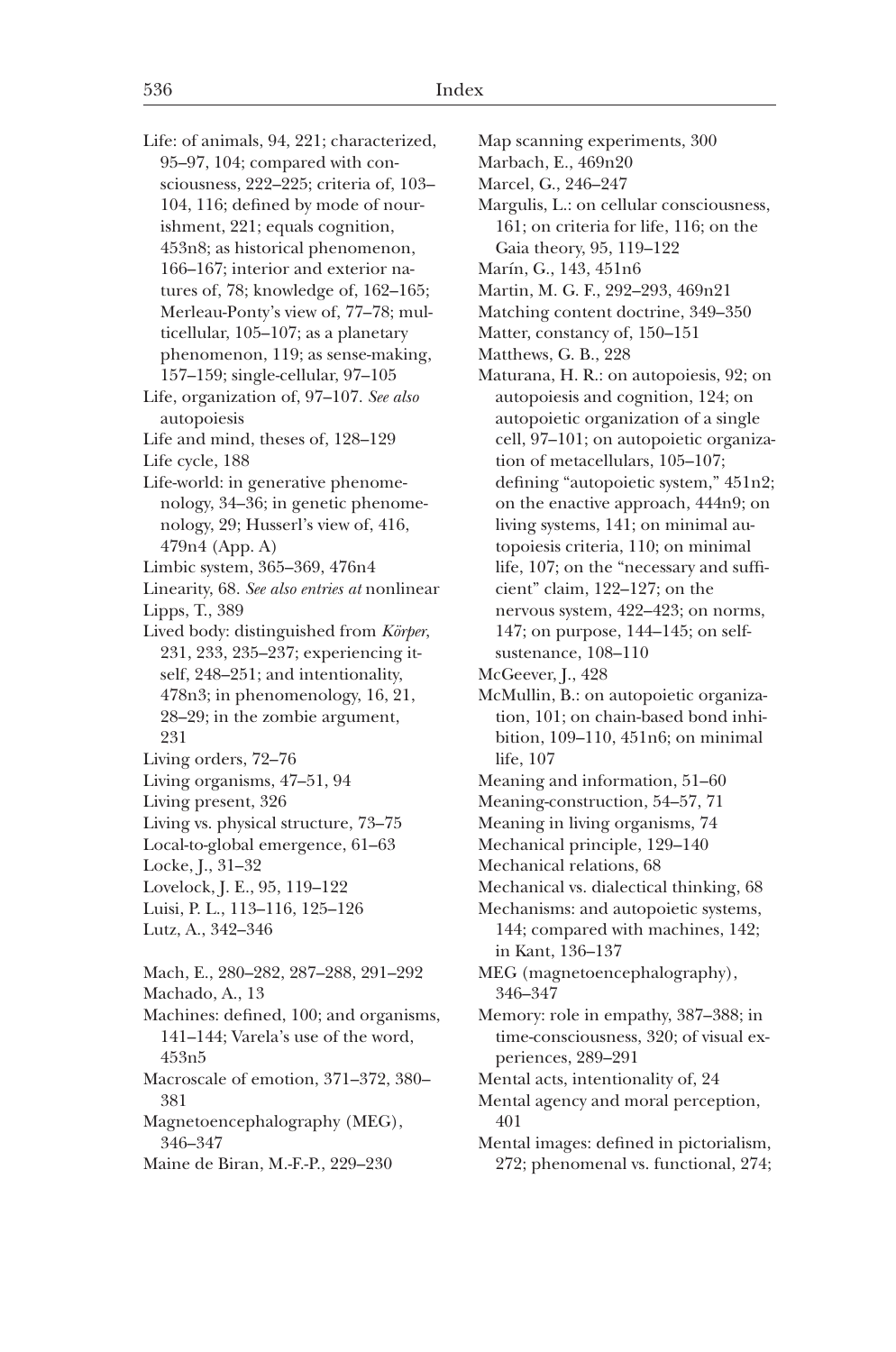Life: of animals, 94, 221; characterized, 95–97, 104; compared with consciousness, 222–225; criteria of, 103–104, 116; defined by mode of nourishment, 221; equals cognition, 453n8; as historical phenomenon, 166–167; interior and exterior natures of, 78; knowledge of, 162–165; Merleau-Ponty's view of, 77–78; multicellular, 105–107; as a planetary phenomenon, 119; as sense-making, 157–159; single-cellular, 97–105

Life, organization of, 97–107. *See also* autopoiesis

Life and mind, theses of, 128–129

Life cycle, 188

Life-world: in generative phenomenology, 34–36; in genetic phenomenology, 29; Husserl's view of, 416, 479n4 (App. A)

Limbic system, 365–369, 476n4

Linearity, 68. *See also entries at* nonlinear

Lipps, T., 389

Lived body: distinguished from *Körper*, 231, 233, 235–237; experiencing itself, 248–251; and intentionality, 478n3; in phenomenology, 16, 21, 28–29; in the zombie argument, 231

Living orders, 72–76

Living organisms, 47–51, 94

Living present, 326

Living vs. physical structure, 73–75

Local-to-global emergence, 61–63

Locke, J., 31–32

Lovelock, J. E., 95, 119–122

Luisi, P. L., 113–116, 125–126

Lutz, A., 342–346

Mach, E., 280–282, 287–288, 291–292

Machado, A., 13

Machines: defined, 100; and organisms, 141–144; Varela's use of the word, 453n5

Macroscale of emotion, 371–372, 380–381

Magnetoencephalography (MEG), 346–347

Maine de Biran, M.-F.-P., 229–230

Map scanning experiments, 300

Marbach, E., 469n20

Marcel, G., 246–247

Margulis, L.: on cellular consciousness, 161; on criteria for life, 116; on the Gaia theory, 95, 119–122

Marín, G., 143, 451n6

Martin, M. G. F., 292–293, 469n21

Matching content doctrine, 349–350

Matter, constancy of, 150–151

Matthews, G. B., 228

Maturana, H. R.: on autopoiesis, 92; on autopoiesis and cognition, 124; on autopoietic organization of a single cell, 97–101; on autopoietic organization of metacellulars, 105–107; defining "autopoietic system," 451n2; on the enactive approach, 444n9; on living systems, 141; on minimal autopoiesis criteria, 110; on minimal life, 107; on the "necessary and sufficient" claim, 122–127; on the nervous system, 422–423; on norms, 147; on purpose, 144–145; on self-sustenance, 108–110

McGeever, J., 428

McMullin, B.: on autopoietic organization, 101; on chain-based bond inhibition, 109–110, 451n6; on minimal life, 107

Meaning and information, 51–60

Meaning-construction, 54–57, 71

Meaning in living organisms, 74

Mechanical principle, 129–140

Mechanical relations, 68

Mechanical vs. dialectical thinking, 68

Mechanisms: and autopoietic systems, 144; compared with machines, 142; in Kant, 136–137

MEG (magnetoencephalography), 346–347

Memory: role in empathy, 387–388; in time-consciousness, 320; of visual experiences, 289–291

Mental acts, intentionality of, 24

Mental agency and moral perception, 401

Mental images: defined in pictorialism, 272; phenomenal vs. functional, 274;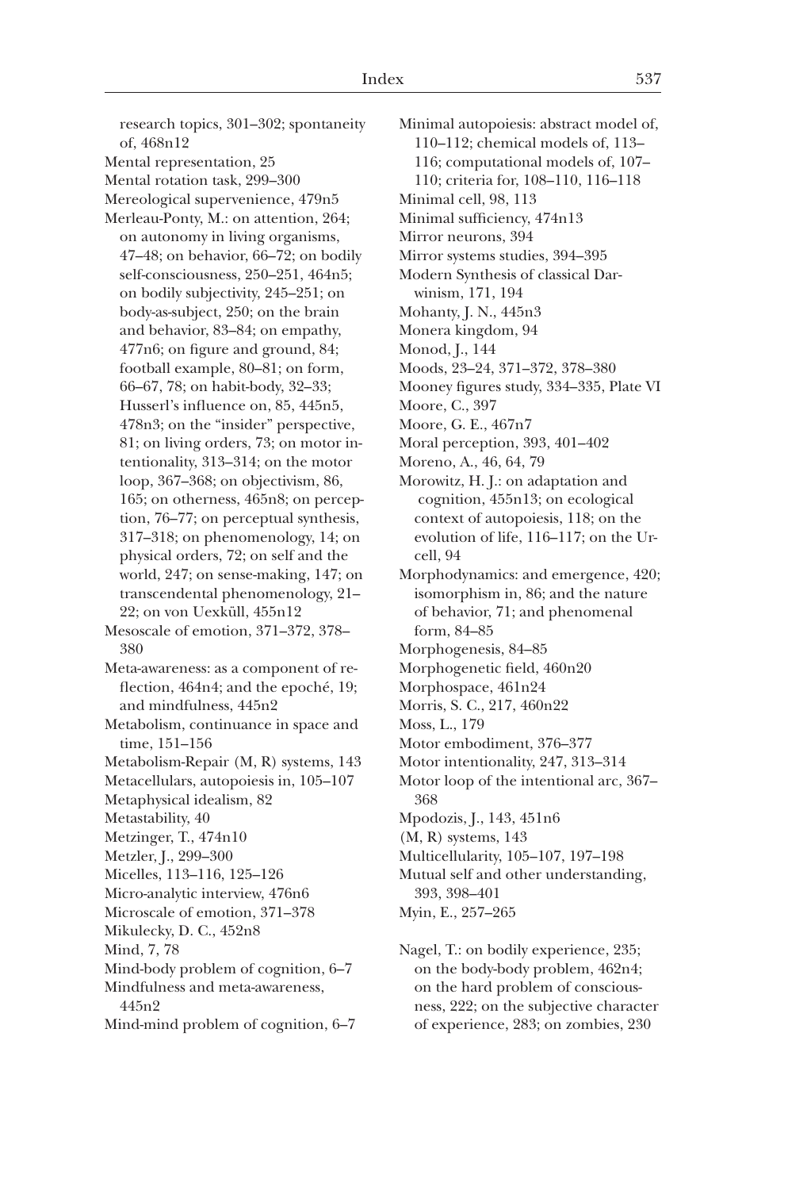research topics, 301–302; spontaneity of, 468n12
Mental representation, 25
Mental rotation task, 299–300
Mereological supervenience, 479n5
Merleau-Ponty, M.: on attention, 264; on autonomy in living organisms, 47–48; on behavior, 66–72; on bodily self-consciousness, 250–251, 464n5; on bodily subjectivity, 245–251; on body-as-subject, 250; on the brain and behavior, 83–84; on empathy, 477n6; on figure and ground, 84; football example, 80–81; on form, 66–67, 78; on habit-body, 32–33; Husserl's influence on, 85, 445n5, 478n3; on the "insider" perspective, 81; on living orders, 73; on motor intentionality, 313–314; on the motor loop, 367–368; on objectivism, 86, 165; on otherness, 465n8; on perception, 76–77; on perceptual synthesis, 317–318; on phenomenology, 14; on physical orders, 72; on self and the world, 247; on sense-making, 147; on transcendental phenomenology, 21–22; on von Uexküll, 455n12
Mesoscale of emotion, 371–372, 378–380
Meta-awareness: as a component of reflection, 464n4; and the epoché, 19; and mindfulness, 445n2
Metabolism, continuance in space and time, 151–156
Metabolism-Repair (M, R) systems, 143
Metacellulars, autopoiesis in, 105–107
Metaphysical idealism, 82
Metastability, 40
Metzinger, T., 474n10
Metzler, J., 299–300
Micelles, 113–116, 125–126
Micro-analytic interview, 476n6
Microscale of emotion, 371–378
Mikulecky, D. C., 452n8
Mind, 7, 78
Mind-body problem of cognition, 6–7
Mindfulness and meta-awareness, 445n2
Mind-mind problem of cognition, 6–7
Minimal autopoiesis: abstract model of, 110–112; chemical models of, 113–116; computational models of, 107–110; criteria for, 108–110, 116–118
Minimal cell, 98, 113
Minimal sufficiency, 474n13
Mirror neurons, 394
Mirror systems studies, 394–395
Modern Synthesis of classical Darwinism, 171, 194
Mohanty, J. N., 445n3
Monera kingdom, 94
Monod, J., 144
Moods, 23–24, 371–372, 378–380
Mooney figures study, 334–335, Plate VI
Moore, C., 397
Moore, G. E., 467n7
Moral perception, 393, 401–402
Moreno, A., 46, 64, 79
Morowitz, H. J.: on adaptation and cognition, 455n13; on ecological context of autopoiesis, 118; on the evolution of life, 116–117; on the Ur-cell, 94
Morphodynamics: and emergence, 420; isomorphism in, 86; and the nature of behavior, 71; and phenomenal form, 84–85
Morphogenesis, 84–85
Morphogenetic field, 460n20
Morphospace, 461n24
Morris, S. C., 217, 460n22
Moss, L., 179
Motor embodiment, 376–377
Motor intentionality, 247, 313–314
Motor loop of the intentional arc, 367–368
Mpodozis, J., 143, 451n6
(M, R) systems, 143
Multicellularity, 105–107, 197–198
Mutual self and other understanding, 393, 398–401
Myin, E., 257–265

Nagel, T.: on bodily experience, 235; on the body-body problem, 462n4; on the hard problem of consciousness, 222; on the subjective character of experience, 283; on zombies, 230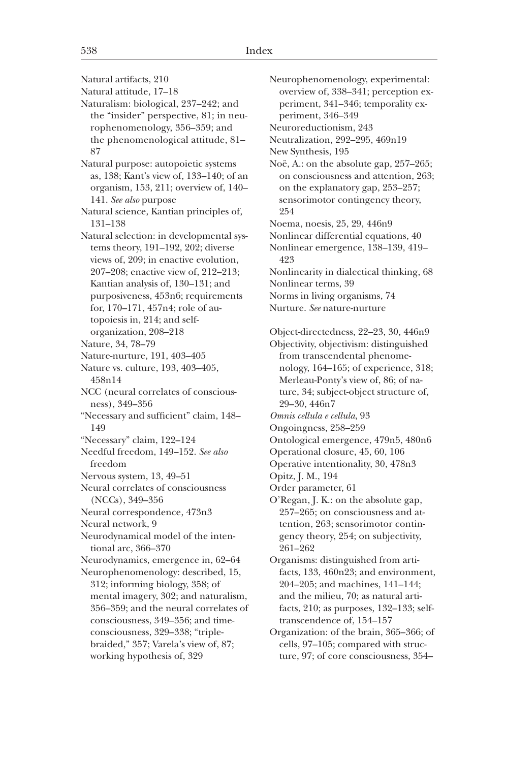Natural artifacts, 210
Natural attitude, 17–18
Naturalism: biological, 237–242; and the "insider" perspective, 81; in neurophenomenology, 356–359; and the phenomenological attitude, 81–87
Natural purpose: autopoietic systems as, 138; Kant's view of, 133–140; of an organism, 153, 211; overview of, 140–141. *See also* purpose
Natural science, Kantian principles of, 131–138
Natural selection: in developmental systems theory, 191–192, 202; diverse views of, 209; in enactive evolution, 207–208; enactive view of, 212–213; Kantian analysis of, 130–131; and purposiveness, 453n6; requirements for, 170–171, 457n4; role of autopoiesis in, 214; and self-organization, 208–218
Nature, 34, 78–79
Nature-nurture, 191, 403–405
Nature vs. culture, 193, 403–405, 458n14
NCC (neural correlates of consciousness), 349–356
"Necessary and sufficient" claim, 148–149
"Necessary" claim, 122–124
Needful freedom, 149–152. *See also* freedom
Nervous system, 13, 49–51
Neural correlates of consciousness (NCCs), 349–356
Neural correspondence, 473n3
Neural network, 9
Neurodynamical model of the intentional arc, 366–370
Neurodynamics, emergence in, 62–64
Neurophenomenology: described, 15, 312; informing biology, 358; of mental imagery, 302; and naturalism, 356–359; and the neural correlates of consciousness, 349–356; and time-consciousness, 329–338; "triple-braided," 357; Varela's view of, 87; working hypothesis of, 329
Neurophenomenology, experimental: overview of, 338–341; perception experiment, 341–346; temporality experiment, 346–349
Neuroreductionism, 243
Neutralization, 292–295, 469n19
New Synthesis, 195
Noë, A.: on the absolute gap, 257–265; on consciousness and attention, 263; on the explanatory gap, 253–257; sensorimotor contingency theory, 254
Noema, noesis, 25, 29, 446n9
Nonlinear differential equations, 40
Nonlinear emergence, 138–139, 419–423
Nonlinearity in dialectical thinking, 68
Nonlinear terms, 39
Norms in living organisms, 74
Nurture. *See* nature-nurture

Object-directedness, 22–23, 30, 446n9
Objectivity, objectivism: distinguished from transcendental phenomenology, 164–165; of experience, 318; Merleau-Ponty's view of, 86; of nature, 34; subject-object structure of, 29–30, 446n7
*Omnis cellula e cellula*, 93
Ongoingness, 258–259
Ontological emergence, 479n5, 480n6
Operational closure, 45, 60, 106
Operative intentionality, 30, 478n3
Opitz, J. M., 194
Order parameter, 61
O'Regan, J. K.: on the absolute gap, 257–265; on consciousness and attention, 263; sensorimotor contingency theory, 254; on subjectivity, 261–262
Organisms: distinguished from artifacts, 133, 460n23; and environment, 204–205; and machines, 141–144; and the milieu, 70; as natural artifacts, 210; as purposes, 132–133; self-transcendence of, 154–157
Organization: of the brain, 365–366; of cells, 97–105; compared with structure, 97; of core consciousness, 354–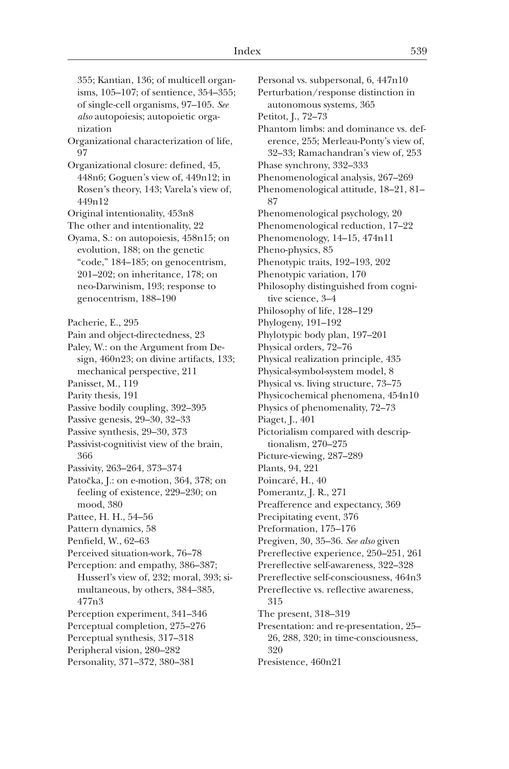355; Kantian, 136; of multicell organisms, 105–107; of sentience, 354–355; of single-cell organisms, 97–105. *See also* autopoiesis; autopoietic organization

Organizational characterization of life, 97

Organizational closure: defined, 45, 448n6; Goguen's view of, 449n12; in Rosen's theory, 143; Varela's view of, 449n12

Original intentionality, 453n8

The other and intentionality, 22

Oyama, S.: on autopoiesis, 458n15; on evolution, 188; on the genetic "code," 184–185; on genocentrism, 201–202; on inheritance, 178; on neo-Darwinism, 193; response to genocentrism, 188–190

Pacherie, E., 295

Pain and object-directedness, 23

Paley, W.: on the Argument from Design, 460n23; on divine artifacts, 133; mechanical perspective, 211

Panisset, M., 119

Parity thesis, 191

Passive bodily coupling, 392–395

Passive genesis, 29–30, 32–33

Passive synthesis, 29–30, 373

Passivist-cognitivist view of the brain, 366

Passivity, 263–264, 373–374

Patočka, J.: on e-motion, 364, 378; on feeling of existence, 229–230; on mood, 380

Pattee, H. H., 54–56

Pattern dynamics, 58

Penfield, W., 62–63

Perceived situation-work, 76–78

Perception: and empathy, 386–387; Husserl's view of, 232; moral, 393; simultaneous, by others, 384–385, 477n3

Perception experiment, 341–346

Perceptual completion, 275–276

Perceptual synthesis, 317–318

Peripheral vision, 280–282

Personality, 371–372, 380–381

Personal vs. subpersonal, 6, 447n10

Perturbation/response distinction in autonomous systems, 365

Petitot, J., 72–73

Phantom limbs: and dominance vs. deference, 255; Merleau-Ponty's view of, 32–33; Ramachandran's view of, 253

Phase synchrony, 332–333

Phenomenological analysis, 267–269

Phenomenological attitude, 18–21, 81–87

Phenomenological psychology, 20

Phenomenological reduction, 17–22

Phenomenology, 14–15, 474n11

Pheno-physics, 85

Phenotypic traits, 192–193, 202

Phenotypic variation, 170

Philosophy distinguished from cognitive science, 3–4

Philosophy of life, 128–129

Phylogeny, 191–192

Phylotypic body plan, 197–201

Physical orders, 72–76

Physical realization principle, 435

Physical-symbol-system model, 8

Physical vs. living structure, 73–75

Physicochemical phenomena, 454n10

Physics of phenomenality, 72–73

Piaget, J., 401

Pictorialism compared with descriptionalism, 270–275

Picture-viewing, 287–289

Plants, 94, 221

Poincaré, H., 40

Pomerantz, J. R., 271

Preafference and expectancy, 369

Precipitating event, 376

Preformation, 175–176

Pregiven, 30, 35–36. *See also* given

Prereflective experience, 250–251, 261

Prereflective self-awareness, 322–328

Prereflective self-consciousness, 464n3

Prereflective vs. reflective awareness, 315

The present, 318–319

Presentation: and re-presentation, 25–26, 288, 320; in time-consciousness, 320

Presistence, 460n21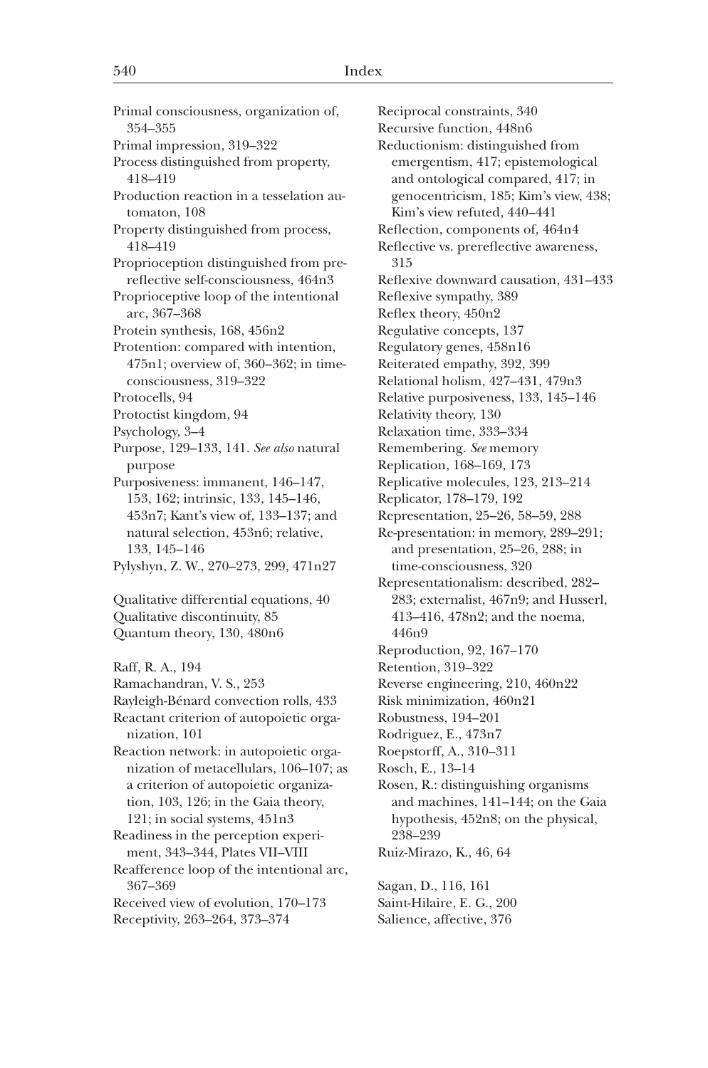Primal consciousness, organization of, 354–355
Primal impression, 319–322
Process distinguished from property, 418–419
Production reaction in a tesselation automaton, 108
Property distinguished from process, 418–419
Proprioception distinguished from prereflective self-consciousness, 464n3
Proprioceptive loop of the intentional arc, 367–368
Protein synthesis, 168, 456n2
Protention: compared with intention, 475n1; overview of, 360–362; in time-consciousness, 319–322
Protocells, 94
Protoctist kingdom, 94
Psychology, 3–4
Purpose, 129–133, 141. *See also* natural purpose
Purposiveness: immanent, 146–147, 153, 162; intrinsic, 133, 145–146, 453n7; Kant's view of, 133–137; and natural selection, 453n6; relative, 133, 145–146
Pylyshyn, Z. W., 270–273, 299, 471n27

Qualitative differential equations, 40
Qualitative discontinuity, 85
Quantum theory, 130, 480n6

Raff, R. A., 194
Ramachandran, V. S., 253
Rayleigh-Bénard convection rolls, 433
Reactant criterion of autopoietic organization, 101
Reaction network: in autopoietic organization of metacellulars, 106–107; as a criterion of autopoietic organization, 103, 126; in the Gaia theory, 121; in social systems, 451n3
Readiness in the perception experiment, 343–344, Plates VII–VIII
Reafference loop of the intentional arc, 367–369
Received view of evolution, 170–173
Receptivity, 263–264, 373–374
Reciprocal constraints, 340
Recursive function, 448n6
Reductionism: distinguished from emergentism, 417; epistemological and ontological compared, 417; in genocentricism, 185; Kim's view, 438; Kim's view refuted, 440–441
Reflection, components of, 464n4
Reflective vs. prereflective awareness, 315
Reflexive downward causation, 431–433
Reflexive sympathy, 389
Reflex theory, 450n2
Regulative concepts, 137
Regulatory genes, 458n16
Reiterated empathy, 392, 399
Relational holism, 427–431, 479n3
Relative purposiveness, 133, 145–146
Relativity theory, 130
Relaxation time, 333–334
Remembering. *See* memory
Replication, 168–169, 173
Replicative molecules, 123, 213–214
Replicator, 178–179, 192
Representation, 25–26, 58–59, 288
Re-presentation: in memory, 289–291; and presentation, 25–26, 288; in time-consciousness, 320
Representationalism: described, 282–283; externalist, 467n9; and Husserl, 413–416, 478n2; and the noema, 446n9
Reproduction, 92, 167–170
Retention, 319–322
Reverse engineering, 210, 460n22
Risk minimization, 460n21
Robustness, 194–201
Rodriguez, E., 473n7
Roepstorff, A., 310–311
Rosch, E., 13–14
Rosen, R.: distinguishing organisms and machines, 141–144; on the Gaia hypothesis, 452n8; on the physical, 238–239
Ruiz-Mirazo, K., 46, 64

Sagan, D., 116, 161
Saint-Hilaire, E. G., 200
Salience, affective, 376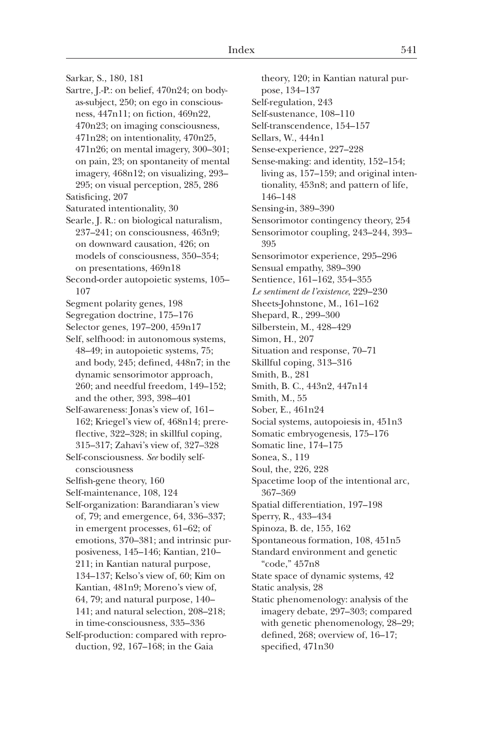Sarkar, S., 180, 181

Sartre, J.-P.: on belief, 470n24; on body-as-subject, 250; on ego in consciousness, 447n11; on fiction, 469n22, 470n23; on imaging consciousness, 471n28; on intentionality, 470n25, 471n26; on mental imagery, 300–301; on pain, 23; on spontaneity of mental imagery, 468n12; on visualizing, 293–295; on visual perception, 285, 286

Satisficing, 207

Saturated intentionality, 30

Searle, J. R.: on biological naturalism, 237–241; on consciousness, 463n9; on downward causation, 426; on models of consciousness, 350–354; on presentations, 469n18

Second-order autopoietic systems, 105–107

Segment polarity genes, 198

Segregation doctrine, 175–176

Selector genes, 197–200, 459n17

Self, selfhood: in autonomous systems, 48–49; in autopoietic systems, 75; and body, 245; defined, 448n7; in the dynamic sensorimotor approach, 260; and needful freedom, 149–152; and the other, 393, 398–401

Self-awareness: Jonas's view of, 161–162; Kriegel's view of, 468n14; prereflective, 322–328; in skillful coping, 315–317; Zahavi's view of, 327–328

Self-consciousness. *See* bodily self-consciousness

Selfish-gene theory, 160

Self-maintenance, 108, 124

Self-organization: Barandiaran's view of, 79; and emergence, 64, 336–337; in emergent processes, 61–62; of emotions, 370–381; and intrinsic purposiveness, 145–146; Kantian, 210–211; in Kantian natural purpose, 134–137; Kelso's view of, 60; Kim on Kantian, 481n9; Moreno's view of, 64, 79; and natural purpose, 140–141; and natural selection, 208–218; in time-consciousness, 335–336

Self-production: compared with reproduction, 92, 167–168; in the Gaia theory, 120; in Kantian natural purpose, 134–137

Self-regulation, 243

Self-sustenance, 108–110

Self-transcendence, 154–157

Sellars, W., 444n1

Sense-experience, 227–228

Sense-making: and identity, 152–154; living as, 157–159; and original intentionality, 453n8; and pattern of life, 146–148

Sensing-in, 389–390

Sensorimotor contingency theory, 254

Sensorimotor coupling, 243–244, 393–395

Sensorimotor experience, 295–296

Sensual empathy, 389–390

Sentience, 161–162, 354–355

*Le sentiment de l'existence*, 229–230

Sheets-Johnstone, M., 161–162

Shepard, R., 299–300

Silberstein, M., 428–429

Simon, H., 207

Situation and response, 70–71

Skillful coping, 313–316

Smith, B., 281

Smith, B. C., 443n2, 447n14

Smith, M., 55

Sober, E., 461n24

Social systems, autopoiesis in, 451n3

Somatic embryogenesis, 175–176

Somatic line, 174–175

Sonea, S., 119

Soul, the, 226, 228

Spacetime loop of the intentional arc, 367–369

Spatial differentiation, 197–198

Sperry, R., 433–434

Spinoza, B. de, 155, 162

Spontaneous formation, 108, 451n5

Standard environment and genetic "code," 457n8

State space of dynamic systems, 42

Static analysis, 28

Static phenomenology: analysis of the imagery debate, 297–303; compared with genetic phenomenology, 28–29; defined, 268; overview of, 16–17; specified, 471n30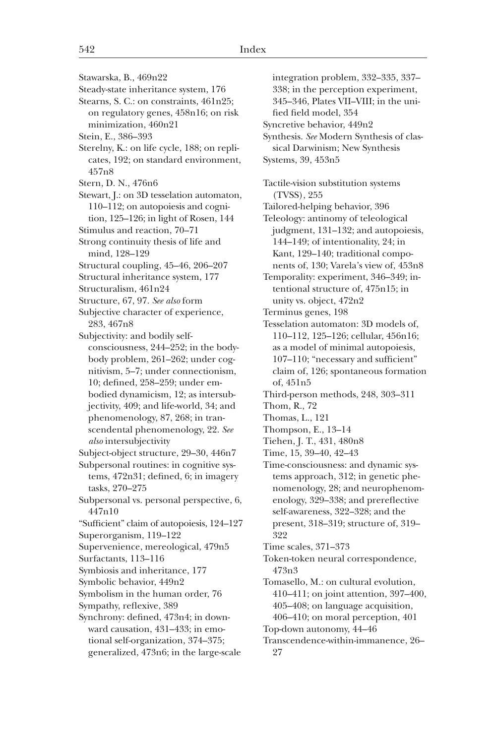Stawarska, B., 469n22

Steady-state inheritance system, 176

Stearns, S. C.: on constraints, 461n25; on regulatory genes, 458n16; on risk minimization, 460n21

Stein, E., 386–393

Sterelny, K.: on life cycle, 188; on replicates, 192; on standard environment, 457n8

Stern, D. N., 476n6

Stewart, J.: on 3D tesselation automaton, 110–112; on autopoiesis and cognition, 125–126; in light of Rosen, 144

Stimulus and reaction, 70–71

Strong continuity thesis of life and mind, 128–129

Structural coupling, 45–46, 206–207

Structural inheritance system, 177

Structuralism, 461n24

Structure, 67, 97. *See also* form

Subjective character of experience, 283, 467n8

Subjectivity: and bodily self-consciousness, 244–252; in the body-body problem, 261–262; under cognitivism, 5–7; under connectionism, 10; defined, 258–259; under embodied dynamicism, 12; as intersubjectivity, 409; and life-world, 34; and phenomenology, 87, 268; in transcendental phenomenology, 22. *See also* intersubjectivity

Subject-object structure, 29–30, 446n7

Subpersonal routines: in cognitive systems, 472n31; defined, 6; in imagery tasks, 270–275

Subpersonal vs. personal perspective, 6, 447n10

"Sufficient" claim of autopoiesis, 124–127

Superorganism, 119–122

Supervenience, mereological, 479n5

Surfactants, 113–116

Symbiosis and inheritance, 177

Symbolic behavior, 449n2

Symbolism in the human order, 76

Sympathy, reflexive, 389

Synchrony: defined, 473n4; in downward causation, 431–433; in emotional self-organization, 374–375; generalized, 473n6; in the large-scale integration problem, 332–335, 337–338; in the perception experiment, 345–346, Plates VII–VIII; in the unified field model, 354

Syncretive behavior, 449n2

Synthesis. *See* Modern Synthesis of classical Darwinism; New Synthesis

Systems, 39, 453n5

Tactile-vision substitution systems (TVSS), 255

Tailored-helping behavior, 396

Teleology: antinomy of teleological judgment, 131–132; and autopoiesis, 144–149; of intentionality, 24; in Kant, 129–140; traditional components of, 130; Varela's view of, 453n8

Temporality: experiment, 346–349; intentional structure of, 475n15; in unity vs. object, 472n2

Terminus genes, 198

Tesselation automaton: 3D models of, 110–112, 125–126; cellular, 456n16; as a model of minimal autopoiesis, 107–110; "necessary and sufficient" claim of, 126; spontaneous formation of, 451n5

Third-person methods, 248, 303–311

Thom, R., 72

Thomas, L., 121

Thompson, E., 13–14

Tiehen, J. T., 431, 480n8

Time, 15, 39–40, 42–43

Time-consciousness: and dynamic systems approach, 312; in genetic phenomenology, 28; and neurophenomenology, 329–338; and prereflective self-awareness, 322–328; and the present, 318–319; structure of, 319–322

Time scales, 371–373

Token-token neural correspondence, 473n3

Tomasello, M.: on cultural evolution, 410–411; on joint attention, 397–400, 405–408; on language acquisition, 406–410; on moral perception, 401

Top-down autonomy, 44–46

Transcendence-within-immanence, 26–27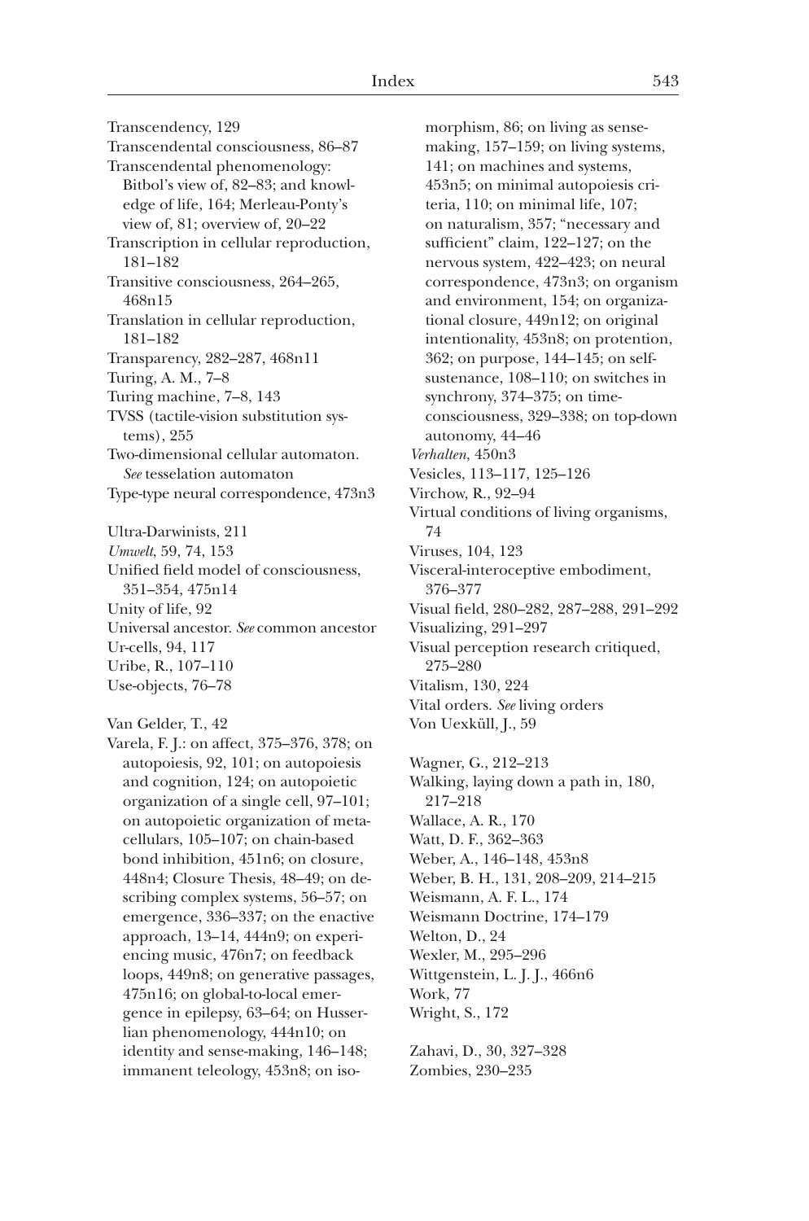Transcendency, 129
Transcendental consciousness, 86–87
Transcendental phenomenology: Bitbol's view of, 82–83; and knowledge of life, 164; Merleau-Ponty's view of, 81; overview of, 20–22
Transcription in cellular reproduction, 181–182
Transitive consciousness, 264–265, 468n15
Translation in cellular reproduction, 181–182
Transparency, 282–287, 468n11
Turing, A. M., 7–8
Turing machine, 7–8, 143
TVSS (tactile-vision substitution systems), 255
Two-dimensional cellular automaton. *See* tesselation automaton
Type-type neural correspondence, 473n3

Ultra-Darwinists, 211
*Umwelt*, 59, 74, 153
Unified field model of consciousness, 351–354, 475n14
Unity of life, 92
Universal ancestor. *See* common ancestor
Ur-cells, 94, 117
Uribe, R., 107–110
Use-objects, 76–78

Van Gelder, T., 42
Varela, F. J.: on affect, 375–376, 378; on autopoiesis, 92, 101; on autopoiesis and cognition, 124; on autopoietic organization of a single cell, 97–101; on autopoietic organization of metacellulars, 105–107; on chain-based bond inhibition, 451n6; on closure, 448n4; Closure Thesis, 48–49; on describing complex systems, 56–57; on emergence, 336–337; on the enactive approach, 13–14, 444n9; on experiencing music, 476n7; on feedback loops, 449n8; on generative passages, 475n16; on global-to-local emergence in epilepsy, 63–64; on Husserlian phenomenology, 444n10; on identity and sense-making, 146–148; immanent teleology, 453n8; on isomorphism, 86; on living as sense-making, 157–159; on living systems, 141; on machines and systems, 453n5; on minimal autopoiesis criteria, 110; on minimal life, 107; on naturalism, 357; "necessary and sufficient" claim, 122–127; on the nervous system, 422–423; on neural correspondence, 473n3; on organism and environment, 154; on organizational closure, 449n12; on original intentionality, 453n8; on protention, 362; on purpose, 144–145; on self-sustenance, 108–110; on switches in synchrony, 374–375; on time-consciousness, 329–338; on top-down autonomy, 44–46
*Verhalten*, 450n3
Vesicles, 113–117, 125–126
Virchow, R., 92–94
Virtual conditions of living organisms, 74
Viruses, 104, 123
Visceral-interoceptive embodiment, 376–377
Visual field, 280–282, 287–288, 291–292
Visualizing, 291–297
Visual perception research critiqued, 275–280
Vitalism, 130, 224
Vital orders. *See* living orders
Von Uexküll, J., 59

Wagner, G., 212–213
Walking, laying down a path in, 180, 217–218
Wallace, A. R., 170
Watt, D. F., 362–363
Weber, A., 146–148, 453n8
Weber, B. H., 131, 208–209, 214–215
Weismann, A. F. L., 174
Weismann Doctrine, 174–179
Welton, D., 24
Wexler, M., 295–296
Wittgenstein, L. J. J., 466n6
Work, 77
Wright, S., 172

Zahavi, D., 30, 327–328
Zombies, 230–235